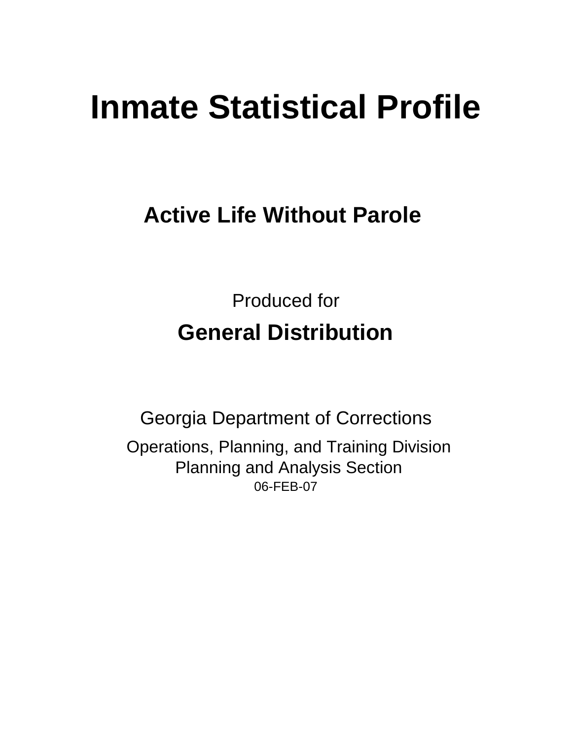# Inmate Statistical Profile

## Active Life Without Parole

Produced for

**General Distribution**

Georgia Department of Corrections

Operations, Planning, and Training Division
Planning and Analysis Section
06-FEB-07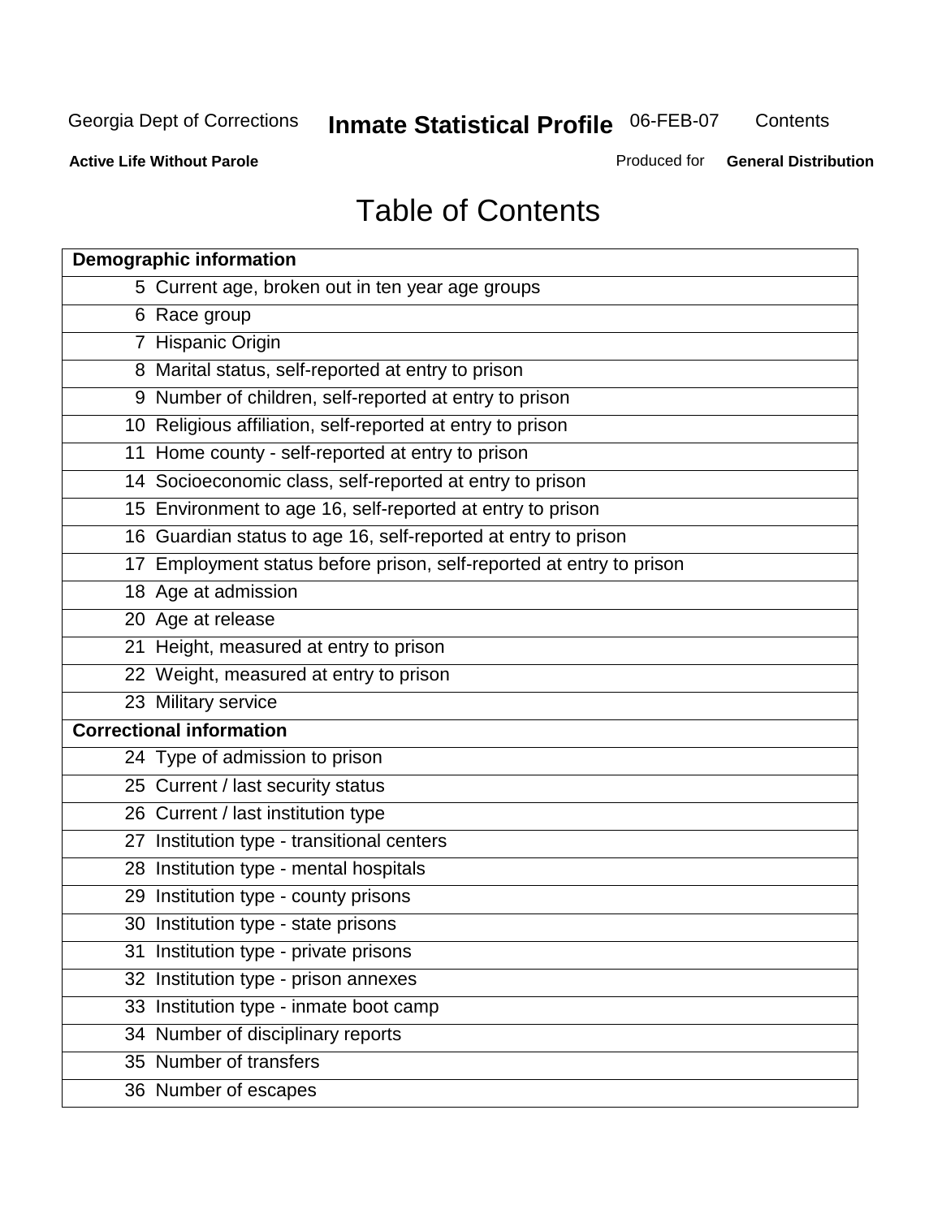Georgia Dept of Corrections **Inmate Statistical Profile** 06-FEB-07 Contents

**Active Life Without Parole** Produced for **General Distribution**

# Table of Contents

| **Demographic information** | |
|---|---|
| 5 | Current age, broken out in ten year age groups |
| 6 | Race group |
| 7 | Hispanic Origin |
| 8 | Marital status, self-reported at entry to prison |
| 9 | Number of children, self-reported at entry to prison |
| 10 | Religious affiliation, self-reported at entry to prison |
| 11 | Home county - self-reported at entry to prison |
| 14 | Socioeconomic class, self-reported at entry to prison |
| 15 | Environment to age 16, self-reported at entry to prison |
| 16 | Guardian status to age 16, self-reported at entry to prison |
| 17 | Employment status before prison, self-reported at entry to prison |
| 18 | Age at admission |
| 20 | Age at release |
| 21 | Height, measured at entry to prison |
| 22 | Weight, measured at entry to prison |
| 23 | Military service |
| **Correctional information** | |
| 24 | Type of admission to prison |
| 25 | Current / last security status |
| 26 | Current / last institution type |
| 27 | Institution type - transitional centers |
| 28 | Institution type - mental hospitals |
| 29 | Institution type - county prisons |
| 30 | Institution type - state prisons |
| 31 | Institution type - private prisons |
| 32 | Institution type - prison annexes |
| 33 | Institution type - inmate boot camp |
| 34 | Number of disciplinary reports |
| 35 | Number of transfers |
| 36 | Number of escapes |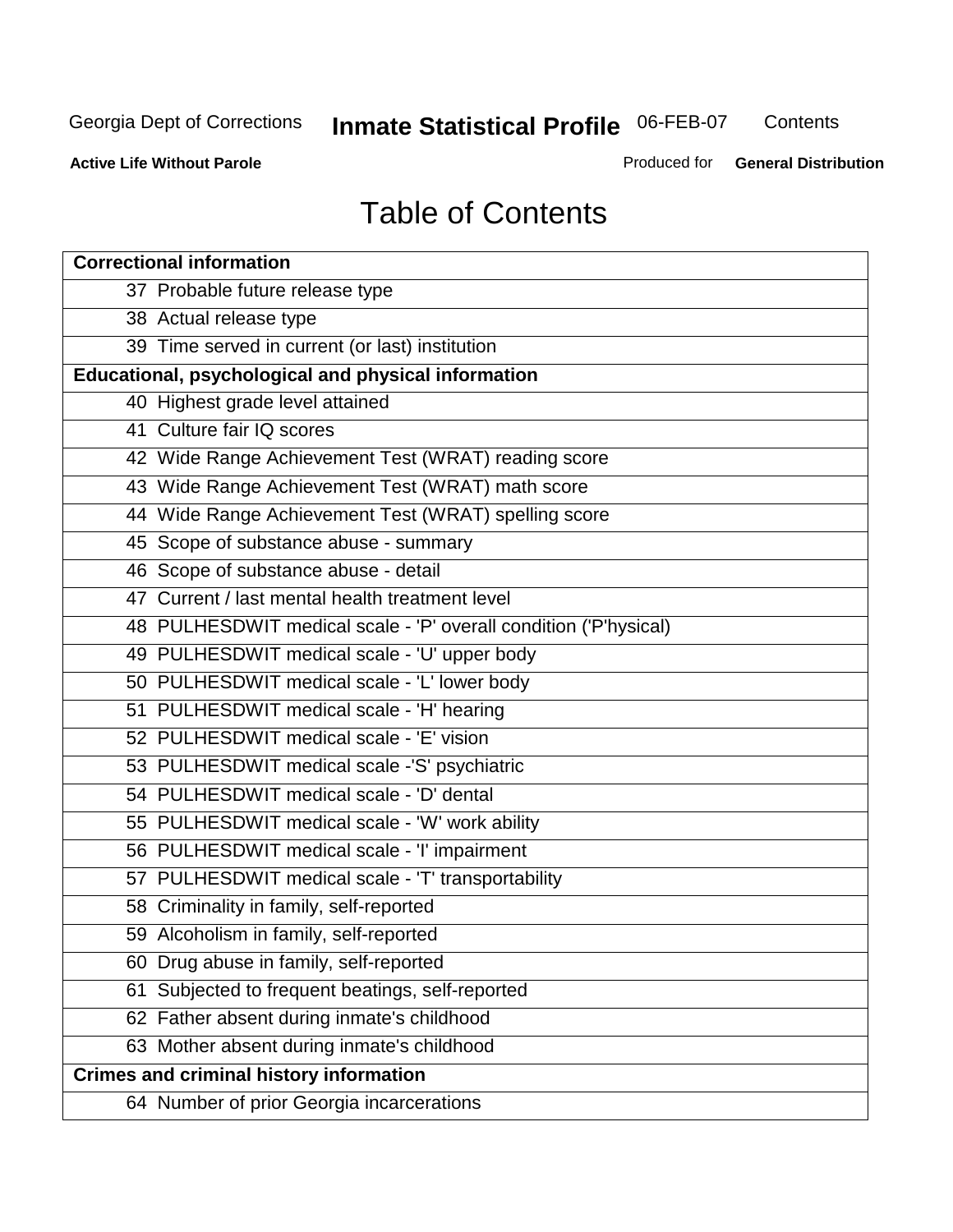# Table of Contents

| Correctional information |
|---|
| 37 Probable future release type |
| 38 Actual release type |
| 39 Time served in current (or last) institution |
| **Educational, psychological and physical information** |
| 40 Highest grade level attained |
| 41 Culture fair IQ scores |
| 42 Wide Range Achievement Test (WRAT) reading score |
| 43 Wide Range Achievement Test (WRAT) math score |
| 44 Wide Range Achievement Test (WRAT) spelling score |
| 45 Scope of substance abuse - summary |
| 46 Scope of substance abuse - detail |
| 47 Current / last mental health treatment level |
| 48 PULHESDWIT medical scale - 'P' overall condition ('P'hysical) |
| 49 PULHESDWIT medical scale - 'U' upper body |
| 50 PULHESDWIT medical scale - 'L' lower body |
| 51 PULHESDWIT medical scale - 'H' hearing |
| 52 PULHESDWIT medical scale - 'E' vision |
| 53 PULHESDWIT medical scale -'S' psychiatric |
| 54 PULHESDWIT medical scale - 'D' dental |
| 55 PULHESDWIT medical scale - 'W' work ability |
| 56 PULHESDWIT medical scale - 'I' impairment |
| 57 PULHESDWIT medical scale - 'T' transportability |
| 58 Criminality in family, self-reported |
| 59 Alcoholism in family, self-reported |
| 60 Drug abuse in family, self-reported |
| 61 Subjected to frequent beatings, self-reported |
| 62 Father absent during inmate's childhood |
| 63 Mother absent during inmate's childhood |
| **Crimes and criminal history information** |
| 64 Number of prior Georgia incarcerations |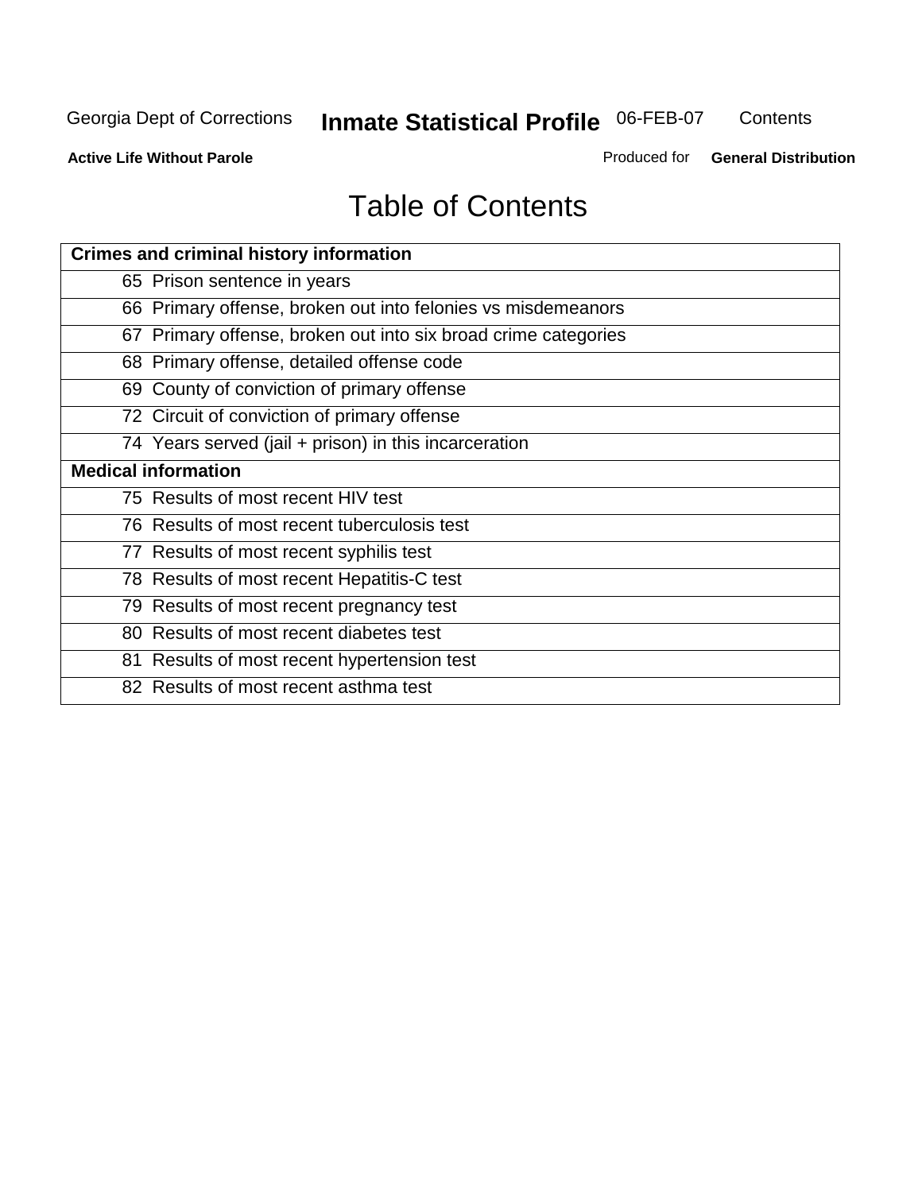# Table of Contents

| Crimes and criminal history information |
|---|
| 65 Prison sentence in years |
| 66 Primary offense, broken out into felonies vs misdemeanors |
| 67 Primary offense, broken out into six broad crime categories |
| 68 Primary offense, detailed offense code |
| 69 County of conviction of primary offense |
| 72 Circuit of conviction of primary offense |
| 74 Years served (jail + prison) in this incarceration |
| **Medical information** |
| 75 Results of most recent HIV test |
| 76 Results of most recent tuberculosis test |
| 77 Results of most recent syphilis test |
| 78 Results of most recent Hepatitis-C test |
| 79 Results of most recent pregnancy test |
| 80 Results of most recent diabetes test |
| 81 Results of most recent hypertension test |
| 82 Results of most recent asthma test |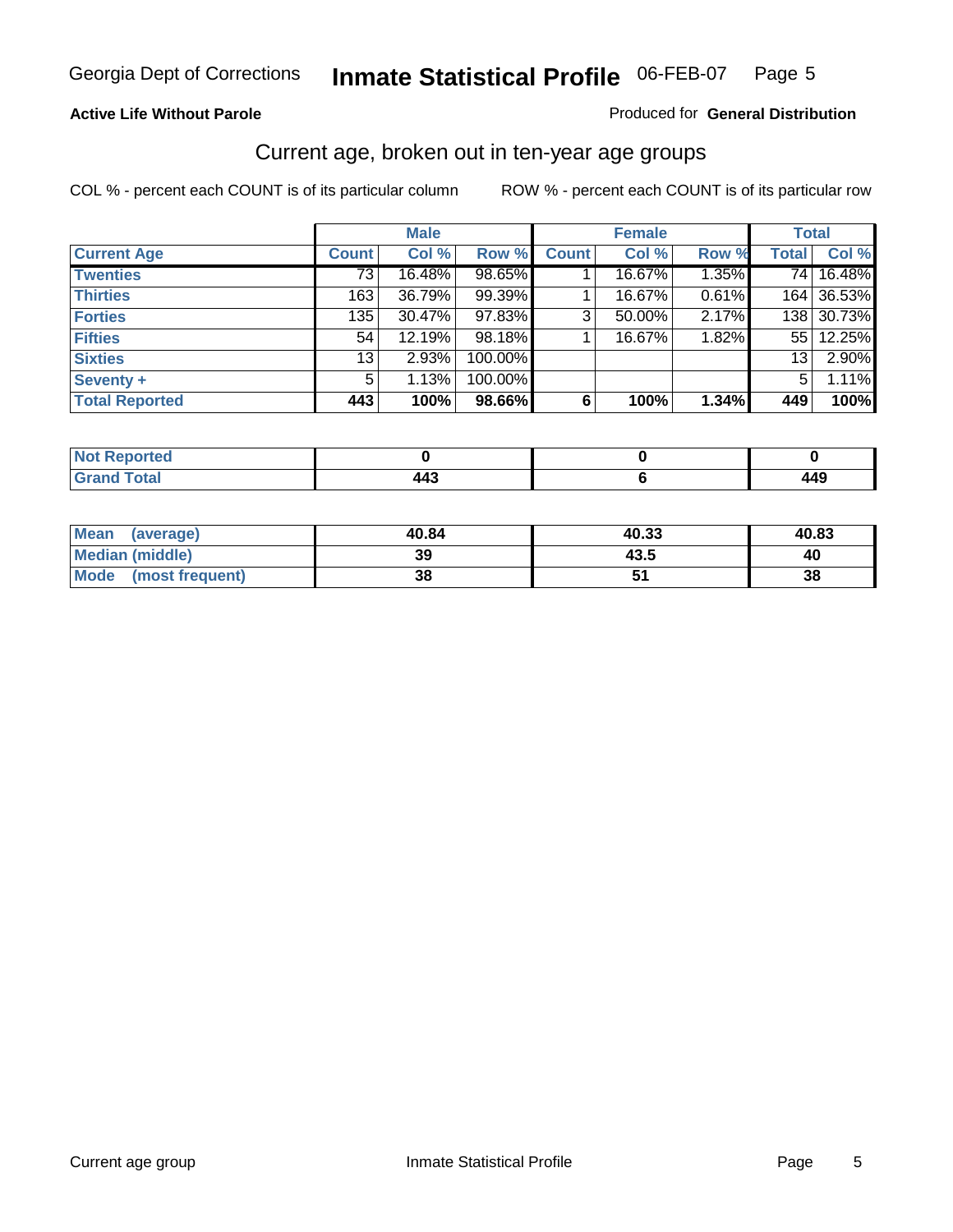Georgia Dept of Corrections **Inmate Statistical Profile** 06-FEB-07

**Active Life Without Parole**

Produced for **General Distribution**

## Current age, broken out in ten-year age groups

COL % - percent each COUNT is of its particular column

ROW % - percent each COUNT is of its particular row

| | Male | | | Female | | | Total | |
|---|---|---|---|---|---|---|---|---|
| **Current Age** | **Count** | **Col %** | **Row %** | **Count** | **Col %** | **Row %** | **Total** | **Col %** |
| **Twenties** | 73 | 16.48% | 98.65% | 1 | 16.67% | 1.35% | 74 | 16.48% |
| **Thirties** | 163 | 36.79% | 99.39% | 1 | 16.67% | 0.61% | 164 | 36.53% |
| **Forties** | 135 | 30.47% | 97.83% | 3 | 50.00% | 2.17% | 138 | 30.73% |
| **Fifties** | 54 | 12.19% | 98.18% | 1 | 16.67% | 1.82% | 55 | 12.25% |
| **Sixties** | 13 | 2.93% | 100.00% | | | | 13 | 2.90% |
| **Seventy +** | 5 | 1.13% | 100.00% | | | | 5 | 1.11% |
| **Total Reported** | **443** | **100%** | **98.66%** | **6** | **100%** | **1.34%** | **449** | **100%** |

| | Male | Female | Total |
|---|---|---|---|
| **Not Reported** | **0** | **0** | **0** |
| **Grand Total** | **443** | **6** | **449** |

| | Male | Female | Total |
|---|---|---|---|
| **Mean (average)** | **40.84** | **40.33** | **40.83** |
| **Median (middle)** | **39** | **43.5** | **40** |
| **Mode (most frequent)** | **38** | **51** | **38** |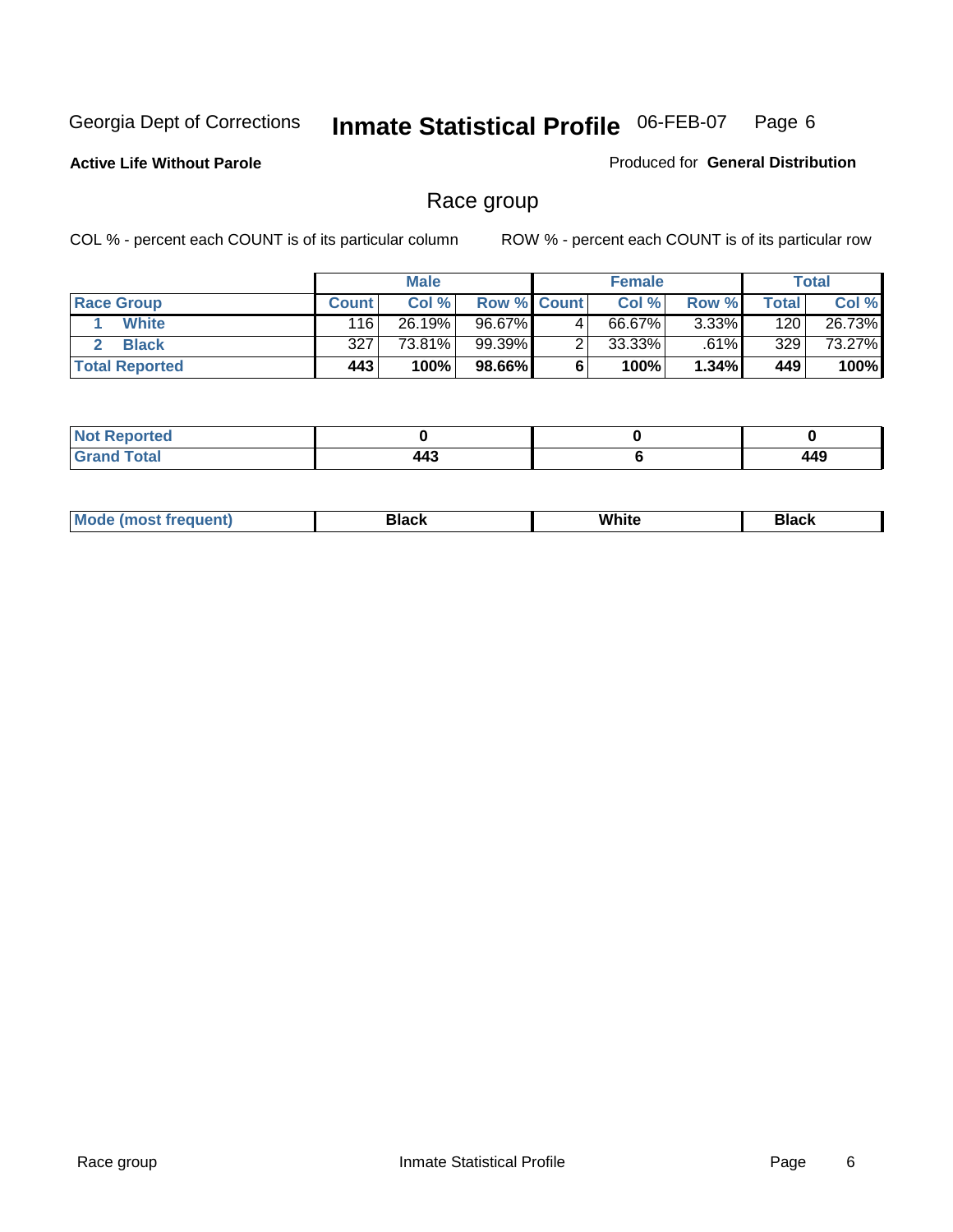Georgia Dept of Corrections **Inmate Statistical Profile** 06-FEB-07

**Active Life Without Parole**

Produced for **General Distribution**

## Race group

COL % - percent each COUNT is of its particular column ROW % - percent each COUNT is of its particular row

| | Male | | | Female | | | Total | |
|---|---|---|---|---|---|---|---|---|
| Race Group | Count | Col % | Row % | Count | Col % | Row % | Total | Col % |
| 1 White | 116 | 26.19% | 96.67% | 4 | 66.67% | 3.33% | 120 | 26.73% |
| 2 Black | 327 | 73.81% | 99.39% | 2 | 33.33% | .61% | 329 | 73.27% |
| **Total Reported** | **443** | **100%** | **98.66%** | **6** | **100%** | **1.34%** | **449** | **100%** |

| | Male | Female | Total |
|---|---|---|---|
| Not Reported | 0 | 0 | 0 |
| Grand Total | 443 | 6 | 449 |

| | Male | Female | Total |
|---|---|---|---|
| Mode (most frequent) | Black | White | Black |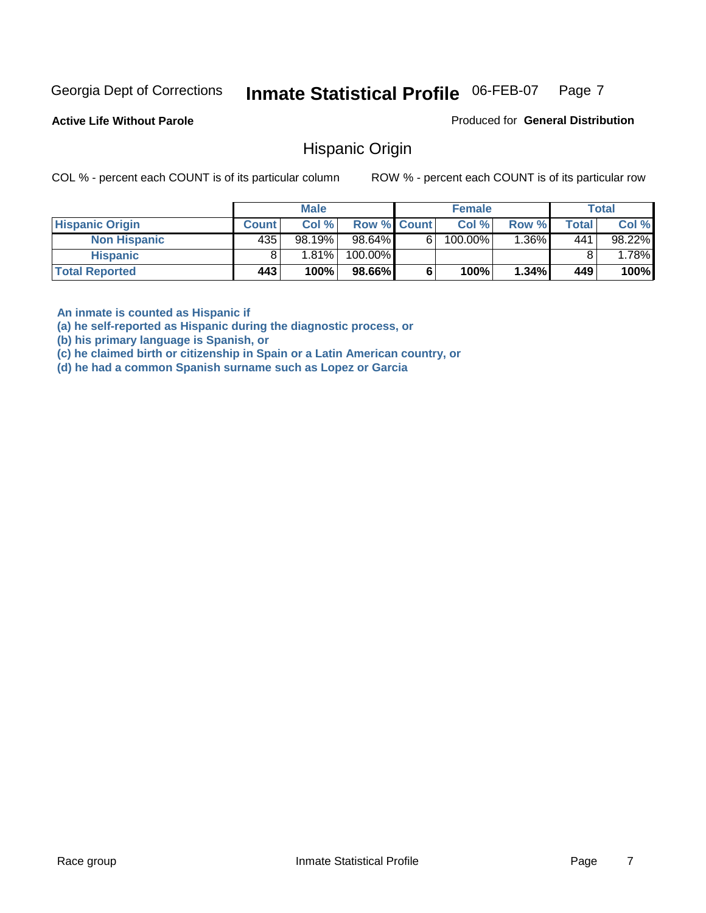Georgia Dept of Corrections **Inmate Statistical Profile** 06-FEB-07

**Active Life Without Parole**

Produced for **General Distribution**

## Hispanic Origin

COL % - percent each COUNT is of its particular column ROW % - percent each COUNT is of its particular row

| | Male | | | Female | | | Total | |
|---|---|---|---|---|---|---|---|---|
| **Hispanic Origin** | **Count** | **Col %** | **Row %** | **Count** | **Col %** | **Row %** | **Total** | **Col %** |
| **Non Hispanic** | 435 | 98.19% | 98.64% | 6 | 100.00% | 1.36% | 441 | 98.22% |
| **Hispanic** | 8 | 1.81% | 100.00% | | | | 8 | 1.78% |
| **Total Reported** | **443** | **100%** | **98.66%** | **6** | **100%** | **1.34%** | **449** | **100%** |

**An inmate is counted as Hispanic if**
**(a) he self-reported as Hispanic during the diagnostic process, or**
**(b) his primary language is Spanish, or**
**(c) he claimed birth or citizenship in Spain or a Latin American country, or**
**(d) he had a common Spanish surname such as Lopez or Garcia**

Race group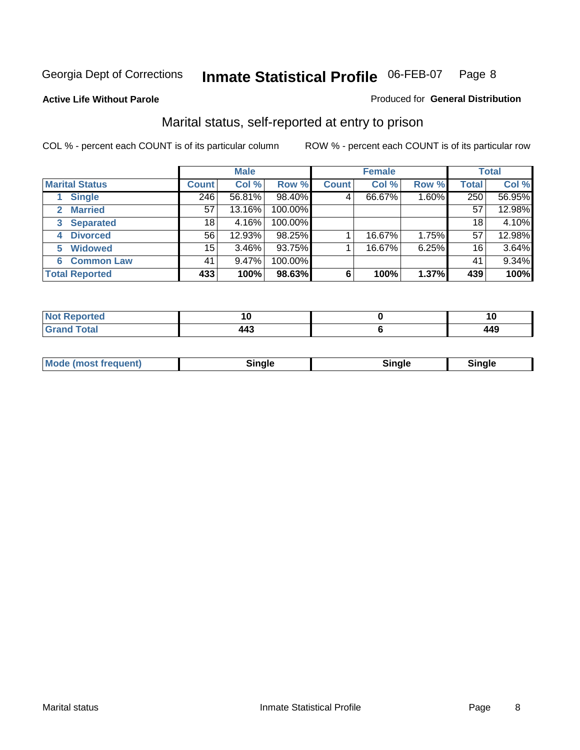Georgia Dept of Corrections **Inmate Statistical Profile** 06-FEB-07

**Active Life Without Parole**

Produced for **General Distribution**

## Marital status, self-reported at entry to prison

COL % - percent each COUNT is of its particular column

ROW % - percent each COUNT is of its particular row

| | Male | | | Female | | | Total | |
|---|---|---|---|---|---|---|---|---|
| **Marital Status** | **Count** | **Col %** | **Row %** | **Count** | **Col %** | **Row %** | **Total** | **Col %** |
| 1 Single | 246 | 56.81% | 98.40% | 4 | 66.67% | 1.60% | 250 | 56.95% |
| 2 Married | 57 | 13.16% | 100.00% | | | | 57 | 12.98% |
| 3 Separated | 18 | 4.16% | 100.00% | | | | 18 | 4.10% |
| 4 Divorced | 56 | 12.93% | 98.25% | 1 | 16.67% | 1.75% | 57 | 12.98% |
| 5 Widowed | 15 | 3.46% | 93.75% | 1 | 16.67% | 6.25% | 16 | 3.64% |
| 6 Common Law | 41 | 9.47% | 100.00% | | | | 41 | 9.34% |
| **Total Reported** | **433** | **100%** | **98.63%** | **6** | **100%** | **1.37%** | **439** | **100%** |

| | Male | Female | Total |
|---|---|---|---|
| Not Reported | 10 | 0 | 10 |
| Grand Total | 443 | 6 | 449 |

| | Male | Female | Total |
|---|---|---|---|
| Mode (most frequent) | Single | Single | Single |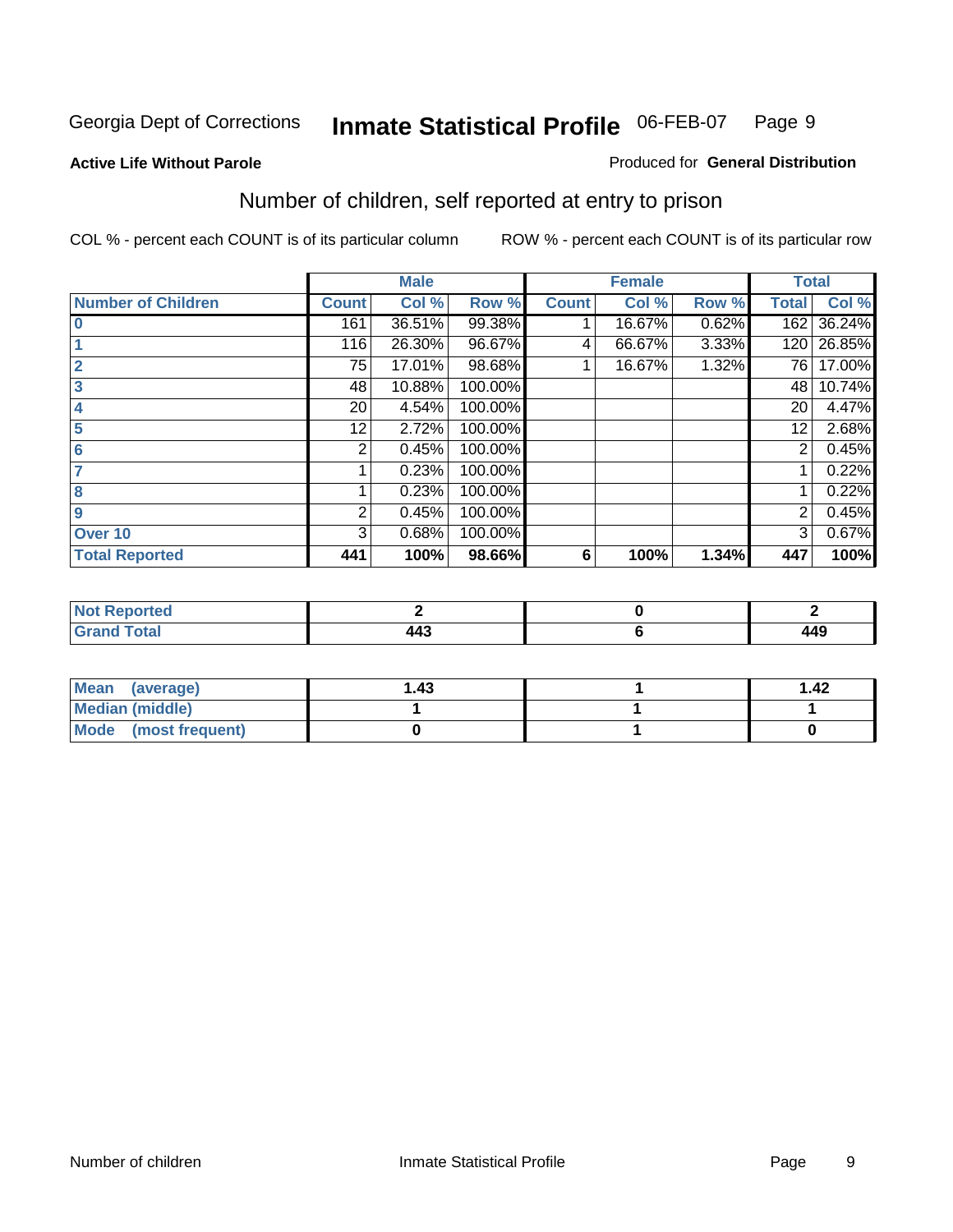Georgia Dept of Corrections **Inmate Statistical Profile** 06-FEB-07

**Active Life Without Parole**

Produced for **General Distribution**

## Number of children, self reported at entry to prison

COL % - percent each COUNT is of its particular column

ROW % - percent each COUNT is of its particular row

| | Male | | | Female | | | Total | |
|---|---|---|---|---|---|---|---|---|
| **Number of Children** | **Count** | **Col %** | **Row %** | **Count** | **Col %** | **Row %** | **Total** | **Col %** |
| 0 | 161 | 36.51% | 99.38% | 1 | 16.67% | 0.62% | 162 | 36.24% |
| 1 | 116 | 26.30% | 96.67% | 4 | 66.67% | 3.33% | 120 | 26.85% |
| 2 | 75 | 17.01% | 98.68% | 1 | 16.67% | 1.32% | 76 | 17.00% |
| 3 | 48 | 10.88% | 100.00% | | | | 48 | 10.74% |
| 4 | 20 | 4.54% | 100.00% | | | | 20 | 4.47% |
| 5 | 12 | 2.72% | 100.00% | | | | 12 | 2.68% |
| 6 | 2 | 0.45% | 100.00% | | | | 2 | 0.45% |
| 7 | 1 | 0.23% | 100.00% | | | | 1 | 0.22% |
| 8 | 1 | 0.23% | 100.00% | | | | 1 | 0.22% |
| 9 | 2 | 0.45% | 100.00% | | | | 2 | 0.45% |
| Over 10 | 3 | 0.68% | 100.00% | | | | 3 | 0.67% |
| **Total Reported** | **441** | **100%** | **98.66%** | **6** | **100%** | **1.34%** | **447** | **100%** |

| | Male | Female | Total |
|---|---|---|---|
| Not Reported | 2 | 0 | 2 |
| Grand Total | 443 | 6 | 449 |

| | Male | Female | Total |
|---|---|---|---|
| Mean (average) | 1.43 | 1 | 1.42 |
| Median (middle) | 1 | 1 | 1 |
| Mode (most frequent) | 0 | 1 | 0 |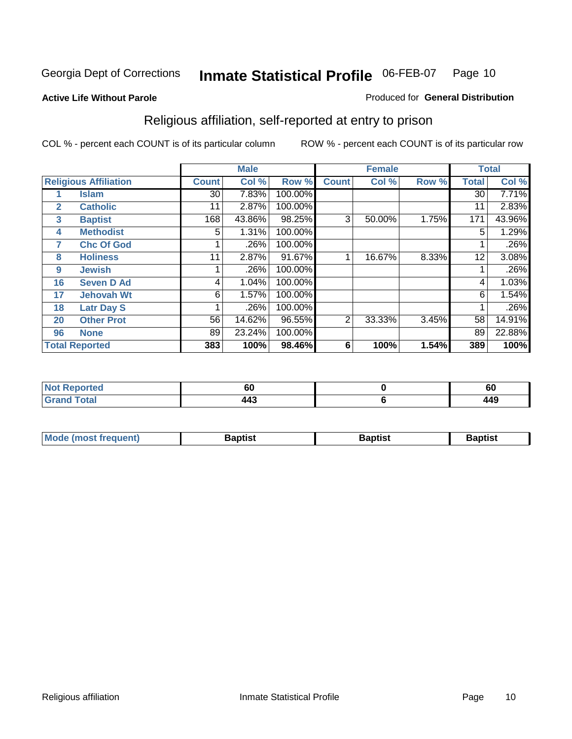Georgia Dept of Corrections **Inmate Statistical Profile** 06-FEB-07

**Active Life Without Parole**

Produced for **General Distribution**

## Religious affiliation, self-reported at entry to prison

COL % - percent each COUNT is of its particular column ROW % - percent each COUNT is of its particular row

| | | Male | | | Female | | | Total | |
|---|---|---|---|---|---|---|---|---|---|
| **Religious Affiliation** | | **Count** | **Col %** | **Row %** | **Count** | **Col %** | **Row %** | **Total** | **Col %** |
| 1 | Islam | 30 | 7.83% | 100.00% | | | | 30 | 7.71% |
| 2 | Catholic | 11 | 2.87% | 100.00% | | | | 11 | 2.83% |
| 3 | Baptist | 168 | 43.86% | 98.25% | 3 | 50.00% | 1.75% | 171 | 43.96% |
| 4 | Methodist | 5 | 1.31% | 100.00% | | | | 5 | 1.29% |
| 7 | Chc Of God | 1 | .26% | 100.00% | | | | 1 | .26% |
| 8 | Holiness | 11 | 2.87% | 91.67% | 1 | 16.67% | 8.33% | 12 | 3.08% |
| 9 | Jewish | 1 | .26% | 100.00% | | | | 1 | .26% |
| 16 | Seven D Ad | 4 | 1.04% | 100.00% | | | | 4 | 1.03% |
| 17 | Jehovah Wt | 6 | 1.57% | 100.00% | | | | 6 | 1.54% |
| 18 | Latr Day S | 1 | .26% | 100.00% | | | | 1 | .26% |
| 20 | Other Prot | 56 | 14.62% | 96.55% | 2 | 33.33% | 3.45% | 58 | 14.91% |
| 96 | None | 89 | 23.24% | 100.00% | | | | 89 | 22.88% |
| **Total Reported** | | **383** | **100%** | **98.46%** | **6** | **100%** | **1.54%** | **389** | **100%** |

| | Male | Female | Total |
|---|---|---|---|
| **Not Reported** | **60** | **0** | **60** |
| **Grand Total** | **443** | **6** | **449** |

| | Male | Female | Total |
|---|---|---|---|
| **Mode (most frequent)** | **Baptist** | **Baptist** | **Baptist** |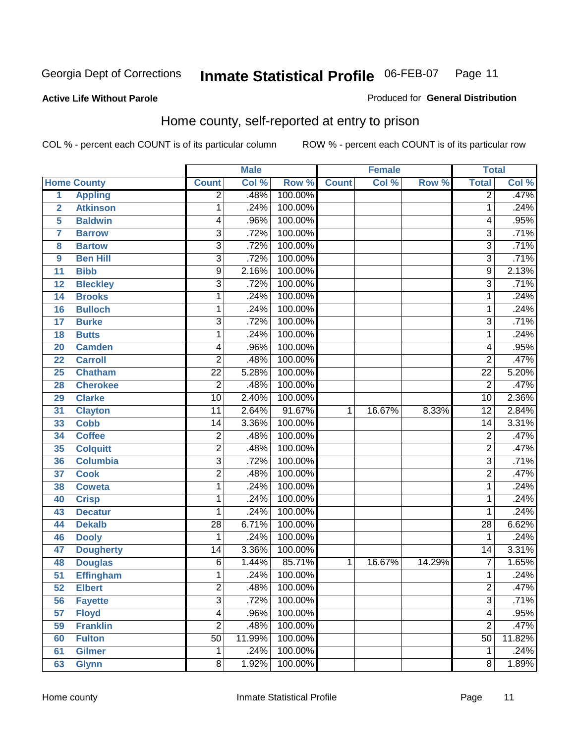Georgia Dept of Corrections **Inmate Statistical Profile** 06-FEB-07

**Active Life Without Parole**

Produced for **General Distribution**

## Home county, self-reported at entry to prison

COL % - percent each COUNT is of its particular column ROW % - percent each COUNT is of its particular row

| Home County | | Male | | | Female | | | Total | |
|---|---|---|---|---|---|---|---|---|---|
| | | Count | Col % | Row % | Count | Col % | Row % | Total | Col % |
| 1 | Appling | 2 | .48% | 100.00% | | | | 2 | .47% |
| 2 | Atkinson | 1 | .24% | 100.00% | | | | 1 | .24% |
| 5 | Baldwin | 4 | .96% | 100.00% | | | | 4 | .95% |
| 7 | Barrow | 3 | .72% | 100.00% | | | | 3 | .71% |
| 8 | Bartow | 3 | .72% | 100.00% | | | | 3 | .71% |
| 9 | Ben Hill | 3 | .72% | 100.00% | | | | 3 | .71% |
| 11 | Bibb | 9 | 2.16% | 100.00% | | | | 9 | 2.13% |
| 12 | Bleckley | 3 | .72% | 100.00% | | | | 3 | .71% |
| 14 | Brooks | 1 | .24% | 100.00% | | | | 1 | .24% |
| 16 | Bulloch | 1 | .24% | 100.00% | | | | 1 | .24% |
| 17 | Burke | 3 | .72% | 100.00% | | | | 3 | .71% |
| 18 | Butts | 1 | .24% | 100.00% | | | | 1 | .24% |
| 20 | Camden | 4 | .96% | 100.00% | | | | 4 | .95% |
| 22 | Carroll | 2 | .48% | 100.00% | | | | 2 | .47% |
| 25 | Chatham | 22 | 5.28% | 100.00% | | | | 22 | 5.20% |
| 28 | Cherokee | 2 | .48% | 100.00% | | | | 2 | .47% |
| 29 | Clarke | 10 | 2.40% | 100.00% | | | | 10 | 2.36% |
| 31 | Clayton | 11 | 2.64% | 91.67% | 1 | 16.67% | 8.33% | 12 | 2.84% |
| 33 | Cobb | 14 | 3.36% | 100.00% | | | | 14 | 3.31% |
| 34 | Coffee | 2 | .48% | 100.00% | | | | 2 | .47% |
| 35 | Colquitt | 2 | .48% | 100.00% | | | | 2 | .47% |
| 36 | Columbia | 3 | .72% | 100.00% | | | | 3 | .71% |
| 37 | Cook | 2 | .48% | 100.00% | | | | 2 | .47% |
| 38 | Coweta | 1 | .24% | 100.00% | | | | 1 | .24% |
| 40 | Crisp | 1 | .24% | 100.00% | | | | 1 | .24% |
| 43 | Decatur | 1 | .24% | 100.00% | | | | 1 | .24% |
| 44 | Dekalb | 28 | 6.71% | 100.00% | | | | 28 | 6.62% |
| 46 | Dooly | 1 | .24% | 100.00% | | | | 1 | .24% |
| 47 | Dougherty | 14 | 3.36% | 100.00% | | | | 14 | 3.31% |
| 48 | Douglas | 6 | 1.44% | 85.71% | 1 | 16.67% | 14.29% | 7 | 1.65% |
| 51 | Effingham | 1 | .24% | 100.00% | | | | 1 | .24% |
| 52 | Elbert | 2 | .48% | 100.00% | | | | 2 | .47% |
| 56 | Fayette | 3 | .72% | 100.00% | | | | 3 | .71% |
| 57 | Floyd | 4 | .96% | 100.00% | | | | 4 | .95% |
| 59 | Franklin | 2 | .48% | 100.00% | | | | 2 | .47% |
| 60 | Fulton | 50 | 11.99% | 100.00% | | | | 50 | 11.82% |
| 61 | Gilmer | 1 | .24% | 100.00% | | | | 1 | .24% |
| 63 | Glynn | 8 | 1.92% | 100.00% | | | | 8 | 1.89% |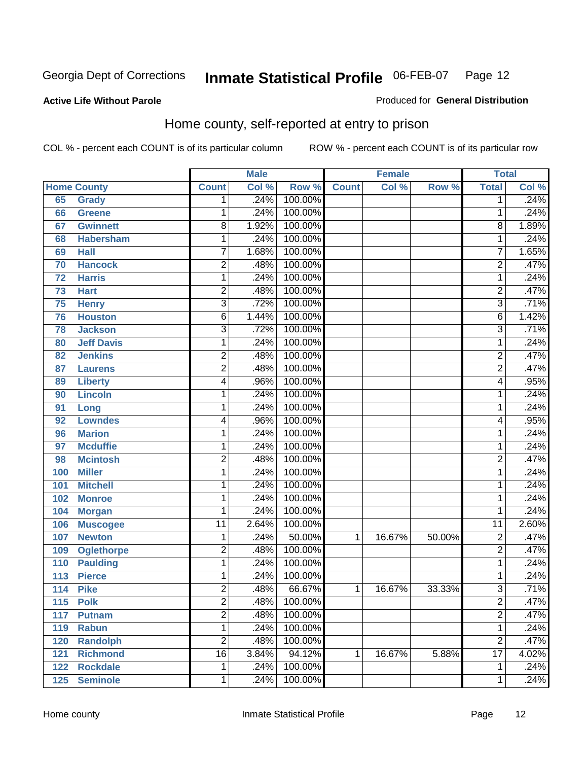Georgia Dept of Corrections **Inmate Statistical Profile** 06-FEB-07

**Active Life Without Parole**

Produced for **General Distribution**

## Home county, self-reported at entry to prison

COL % - percent each COUNT is of its particular column ROW % - percent each COUNT is of its particular row

| Home County | | Male | | | Female | | | Total | |
|---|---|---|---|---|---|---|---|---|---|
| | | Count | Col % | Row % | Count | Col % | Row % | Total | Col % |
| 65 | Grady | 1 | .24% | 100.00% | | | | 1 | .24% |
| 66 | Greene | 1 | .24% | 100.00% | | | | 1 | .24% |
| 67 | Gwinnett | 8 | 1.92% | 100.00% | | | | 8 | 1.89% |
| 68 | Habersham | 1 | .24% | 100.00% | | | | 1 | .24% |
| 69 | Hall | 7 | 1.68% | 100.00% | | | | 7 | 1.65% |
| 70 | Hancock | 2 | .48% | 100.00% | | | | 2 | .47% |
| 72 | Harris | 1 | .24% | 100.00% | | | | 1 | .24% |
| 73 | Hart | 2 | .48% | 100.00% | | | | 2 | .47% |
| 75 | Henry | 3 | .72% | 100.00% | | | | 3 | .71% |
| 76 | Houston | 6 | 1.44% | 100.00% | | | | 6 | 1.42% |
| 78 | Jackson | 3 | .72% | 100.00% | | | | 3 | .71% |
| 80 | Jeff Davis | 1 | .24% | 100.00% | | | | 1 | .24% |
| 82 | Jenkins | 2 | .48% | 100.00% | | | | 2 | .47% |
| 87 | Laurens | 2 | .48% | 100.00% | | | | 2 | .47% |
| 89 | Liberty | 4 | .96% | 100.00% | | | | 4 | .95% |
| 90 | Lincoln | 1 | .24% | 100.00% | | | | 1 | .24% |
| 91 | Long | 1 | .24% | 100.00% | | | | 1 | .24% |
| 92 | Lowndes | 4 | .96% | 100.00% | | | | 4 | .95% |
| 96 | Marion | 1 | .24% | 100.00% | | | | 1 | .24% |
| 97 | Mcduffie | 1 | .24% | 100.00% | | | | 1 | .24% |
| 98 | Mcintosh | 2 | .48% | 100.00% | | | | 2 | .47% |
| 100 | Miller | 1 | .24% | 100.00% | | | | 1 | .24% |
| 101 | Mitchell | 1 | .24% | 100.00% | | | | 1 | .24% |
| 102 | Monroe | 1 | .24% | 100.00% | | | | 1 | .24% |
| 104 | Morgan | 1 | .24% | 100.00% | | | | 1 | .24% |
| 106 | Muscogee | 11 | 2.64% | 100.00% | | | | 11 | 2.60% |
| 107 | Newton | 1 | .24% | 50.00% | 1 | 16.67% | 50.00% | 2 | .47% |
| 109 | Oglethorpe | 2 | .48% | 100.00% | | | | 2 | .47% |
| 110 | Paulding | 1 | .24% | 100.00% | | | | 1 | .24% |
| 113 | Pierce | 1 | .24% | 100.00% | | | | 1 | .24% |
| 114 | Pike | 2 | .48% | 66.67% | 1 | 16.67% | 33.33% | 3 | .71% |
| 115 | Polk | 2 | .48% | 100.00% | | | | 2 | .47% |
| 117 | Putnam | 2 | .48% | 100.00% | | | | 2 | .47% |
| 119 | Rabun | 1 | .24% | 100.00% | | | | 1 | .24% |
| 120 | Randolph | 2 | .48% | 100.00% | | | | 2 | .47% |
| 121 | Richmond | 16 | 3.84% | 94.12% | 1 | 16.67% | 5.88% | 17 | 4.02% |
| 122 | Rockdale | 1 | .24% | 100.00% | | | | 1 | .24% |
| 125 | Seminole | 1 | .24% | 100.00% | | | | 1 | .24% |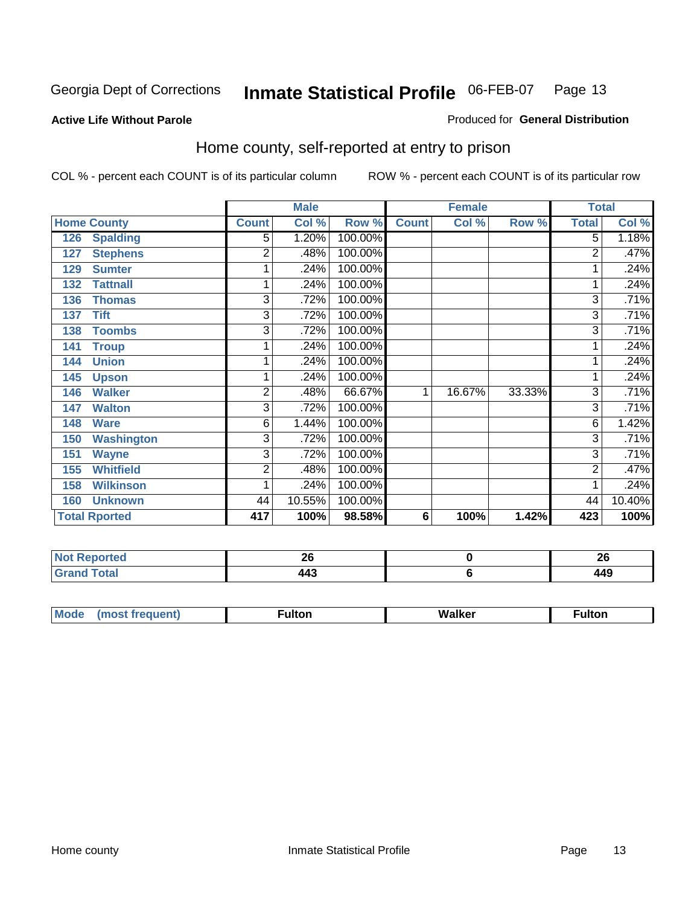Georgia Dept of Corrections **Inmate Statistical Profile** 06-FEB-07 Page 13

**Active Life Without Parole**

Produced for **General Distribution**

## Home county, self-reported at entry to prison

COL % - percent each COUNT is of its particular column    ROW % - percent each COUNT is of its particular row

| | | Male | | | Female | | | Total | |
|---|---|---|---|---|---|---|---|---|---|
| **Home County** | | **Count** | **Col %** | **Row %** | **Count** | **Col %** | **Row %** | **Total** | **Col %** |
| 126 | Spalding | 5 | 1.20% | 100.00% | | | | 5 | 1.18% |
| 127 | Stephens | 2 | .48% | 100.00% | | | | 2 | .47% |
| 129 | Sumter | 1 | .24% | 100.00% | | | | 1 | .24% |
| 132 | Tattnall | 1 | .24% | 100.00% | | | | 1 | .24% |
| 136 | Thomas | 3 | .72% | 100.00% | | | | 3 | .71% |
| 137 | Tift | 3 | .72% | 100.00% | | | | 3 | .71% |
| 138 | Toombs | 3 | .72% | 100.00% | | | | 3 | .71% |
| 141 | Troup | 1 | .24% | 100.00% | | | | 1 | .24% |
| 144 | Union | 1 | .24% | 100.00% | | | | 1 | .24% |
| 145 | Upson | 1 | .24% | 100.00% | | | | 1 | .24% |
| 146 | Walker | 2 | .48% | 66.67% | 1 | 16.67% | 33.33% | 3 | .71% |
| 147 | Walton | 3 | .72% | 100.00% | | | | 3 | .71% |
| 148 | Ware | 6 | 1.44% | 100.00% | | | | 6 | 1.42% |
| 150 | Washington | 3 | .72% | 100.00% | | | | 3 | .71% |
| 151 | Wayne | 3 | .72% | 100.00% | | | | 3 | .71% |
| 155 | Whitfield | 2 | .48% | 100.00% | | | | 2 | .47% |
| 158 | Wilkinson | 1 | .24% | 100.00% | | | | 1 | .24% |
| 160 | Unknown | 44 | 10.55% | 100.00% | | | | 44 | 10.40% |
| **Total Rported** | | **417** | **100%** | **98.58%** | **6** | **100%** | **1.42%** | **423** | **100%** |

| | Male | Female | Total |
|---|---|---|---|
| **Not Reported** | **26** | **0** | **26** |
| **Grand Total** | **443** | **6** | **449** |

| | Male | Female | Total |
|---|---|---|---|
| **Mode (most frequent)** | **Fulton** | **Walker** | **Fulton** |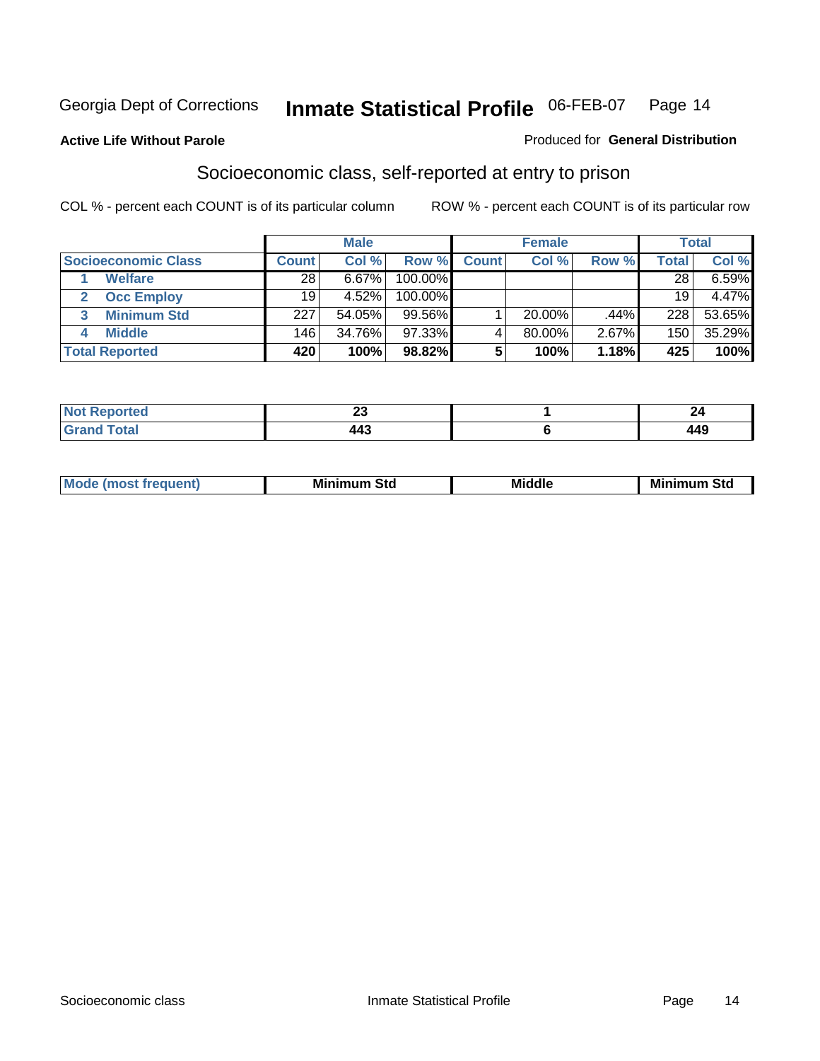Georgia Dept of Corrections **Inmate Statistical Profile** 06-FEB-07

**Active Life Without Parole**

Produced for **General Distribution**

## Socioeconomic class, self-reported at entry to prison

COL % - percent each COUNT is of its particular column ROW % - percent each COUNT is of its particular row

| | Male | | | Female | | | Total | |
|---|---|---|---|---|---|---|---|---|
| **Socioeconomic Class** | **Count** | **Col %** | **Row %** | **Count** | **Col %** | **Row %** | **Total** | **Col %** |
| 1 **Welfare** | 28 | 6.67% | 100.00% | | | | 28 | 6.59% |
| 2 **Occ Employ** | 19 | 4.52% | 100.00% | | | | 19 | 4.47% |
| 3 **Minimum Std** | 227 | 54.05% | 99.56% | 1 | 20.00% | .44% | 228 | 53.65% |
| 4 **Middle** | 146 | 34.76% | 97.33% | 4 | 80.00% | 2.67% | 150 | 35.29% |
| **Total Reported** | **420** | **100%** | **98.82%** | **5** | **100%** | **1.18%** | **425** | **100%** |

| | Male | Female | Total |
|---|---|---|---|
| **Not Reported** | **23** | **1** | **24** |
| **Grand Total** | **443** | **6** | **449** |

| | Male | Female | Total |
|---|---|---|---|
| **Mode (most frequent)** | **Minimum Std** | **Middle** | **Minimum Std** |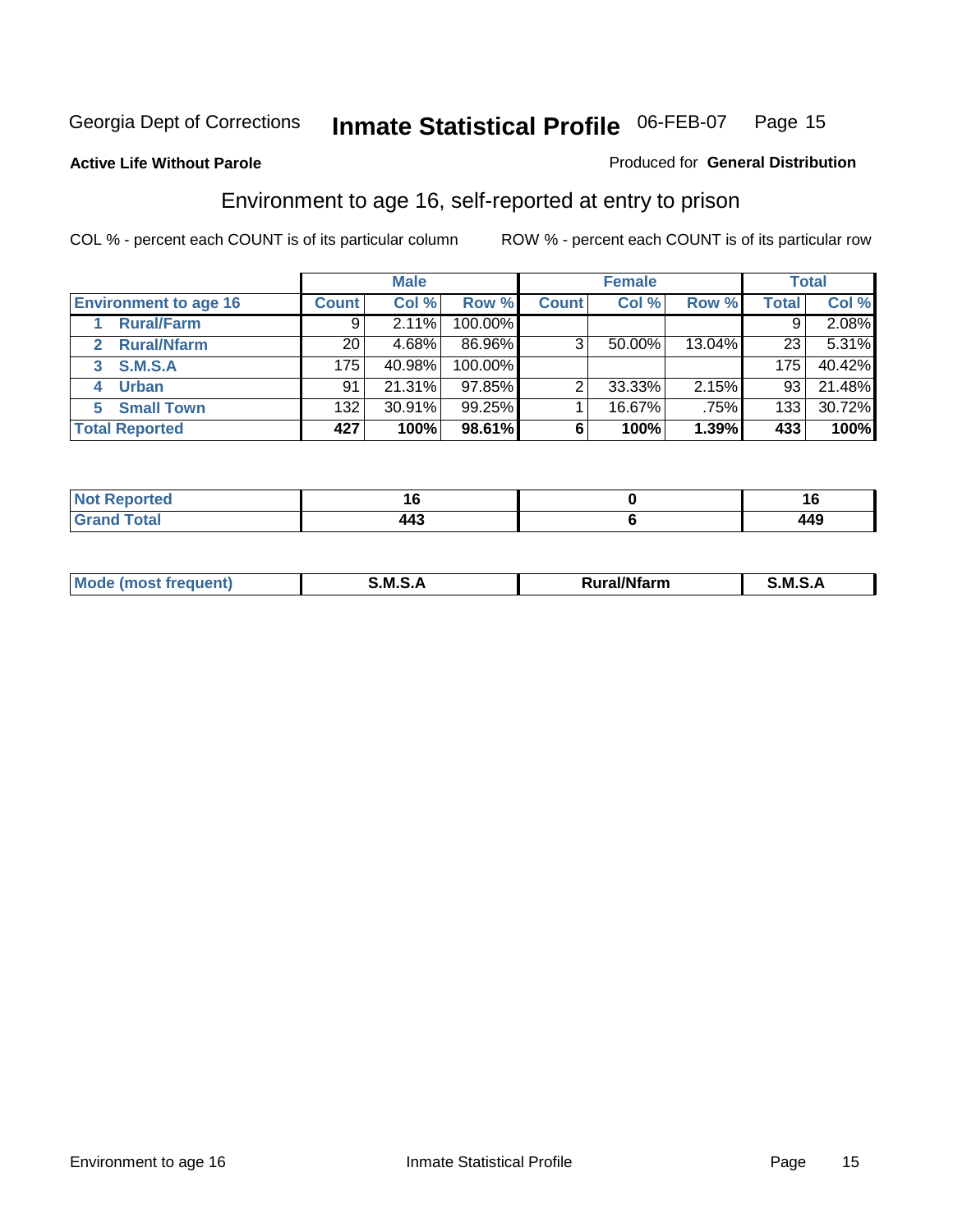Georgia Dept of Corrections **Inmate Statistical Profile** 06-FEB-07

**Active Life Without Parole**

Produced for **General Distribution**

## Environment to age 16, self-reported at entry to prison

COL % - percent each COUNT is of its particular column ROW % - percent each COUNT is of its particular row

| | Male | | | Female | | | Total | |
|---|---|---|---|---|---|---|---|---|
| **Environment to age 16** | **Count** | **Col %** | **Row %** | **Count** | **Col %** | **Row %** | **Total** | **Col %** |
| **1 Rural/Farm** | 9 | 2.11% | 100.00% | | | | 9 | 2.08% |
| **2 Rural/Nfarm** | 20 | 4.68% | 86.96% | 3 | 50.00% | 13.04% | 23 | 5.31% |
| **3 S.M.S.A** | 175 | 40.98% | 100.00% | | | | 175 | 40.42% |
| **4 Urban** | 91 | 21.31% | 97.85% | 2 | 33.33% | 2.15% | 93 | 21.48% |
| **5 Small Town** | 132 | 30.91% | 99.25% | 1 | 16.67% | .75% | 133 | 30.72% |
| **Total Reported** | **427** | **100%** | **98.61%** | **6** | **100%** | **1.39%** | **433** | **100%** |

| | Male | Female | Total |
|---|---|---|---|
| **Not Reported** | **16** | **0** | **16** |
| **Grand Total** | **443** | **6** | **449** |

| | Male | Female | Total |
|---|---|---|---|
| **Mode (most frequent)** | **S.M.S.A** | **Rural/Nfarm** | **S.M.S.A** |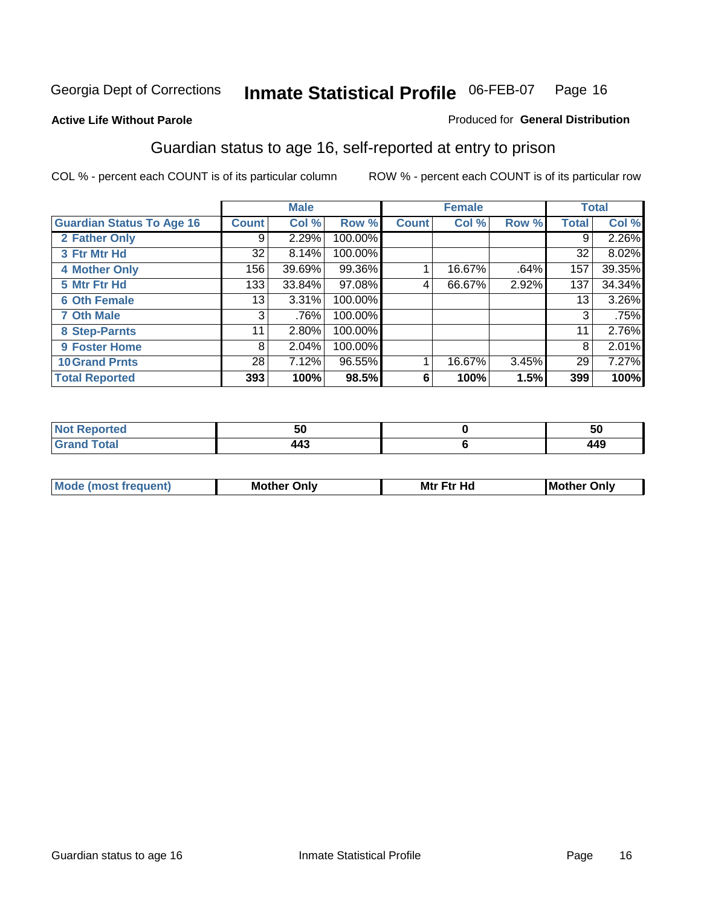Georgia Dept of Corrections **Inmate Statistical Profile** 06-FEB-07 Page 16

**Active Life Without Parole**

Produced for **General Distribution**

## Guardian status to age 16, self-reported at entry to prison

COL % - percent each COUNT is of its particular column

ROW % - percent each COUNT is of its particular row

| | Male | | | Female | | | Total | |
|---|---|---|---|---|---|---|---|---|
| **Guardian Status To Age 16** | **Count** | **Col %** | **Row %** | **Count** | **Col %** | **Row %** | **Total** | **Col %** |
| **2 Father Only** | 9 | 2.29% | 100.00% | | | | 9 | 2.26% |
| **3 Ftr Mtr Hd** | 32 | 8.14% | 100.00% | | | | 32 | 8.02% |
| **4 Mother Only** | 156 | 39.69% | 99.36% | 1 | 16.67% | .64% | 157 | 39.35% |
| **5 Mtr Ftr Hd** | 133 | 33.84% | 97.08% | 4 | 66.67% | 2.92% | 137 | 34.34% |
| **6 Oth Female** | 13 | 3.31% | 100.00% | | | | 13 | 3.26% |
| **7 Oth Male** | 3 | .76% | 100.00% | | | | 3 | .75% |
| **8 Step-Parnts** | 11 | 2.80% | 100.00% | | | | 11 | 2.76% |
| **9 Foster Home** | 8 | 2.04% | 100.00% | | | | 8 | 2.01% |
| **10 Grand Prnts** | 28 | 7.12% | 96.55% | 1 | 16.67% | 3.45% | 29 | 7.27% |
| **Total Reported** | **393** | **100%** | **98.5%** | **6** | **100%** | **1.5%** | **399** | **100%** |

| | Male | Female | Total |
|---|---|---|---|
| **Not Reported** | **50** | **0** | **50** |
| **Grand Total** | **443** | **6** | **449** |

| | Male | Female | Total |
|---|---|---|---|
| **Mode (most frequent)** | **Mother Only** | **Mtr Ftr Hd** | **Mother Only** |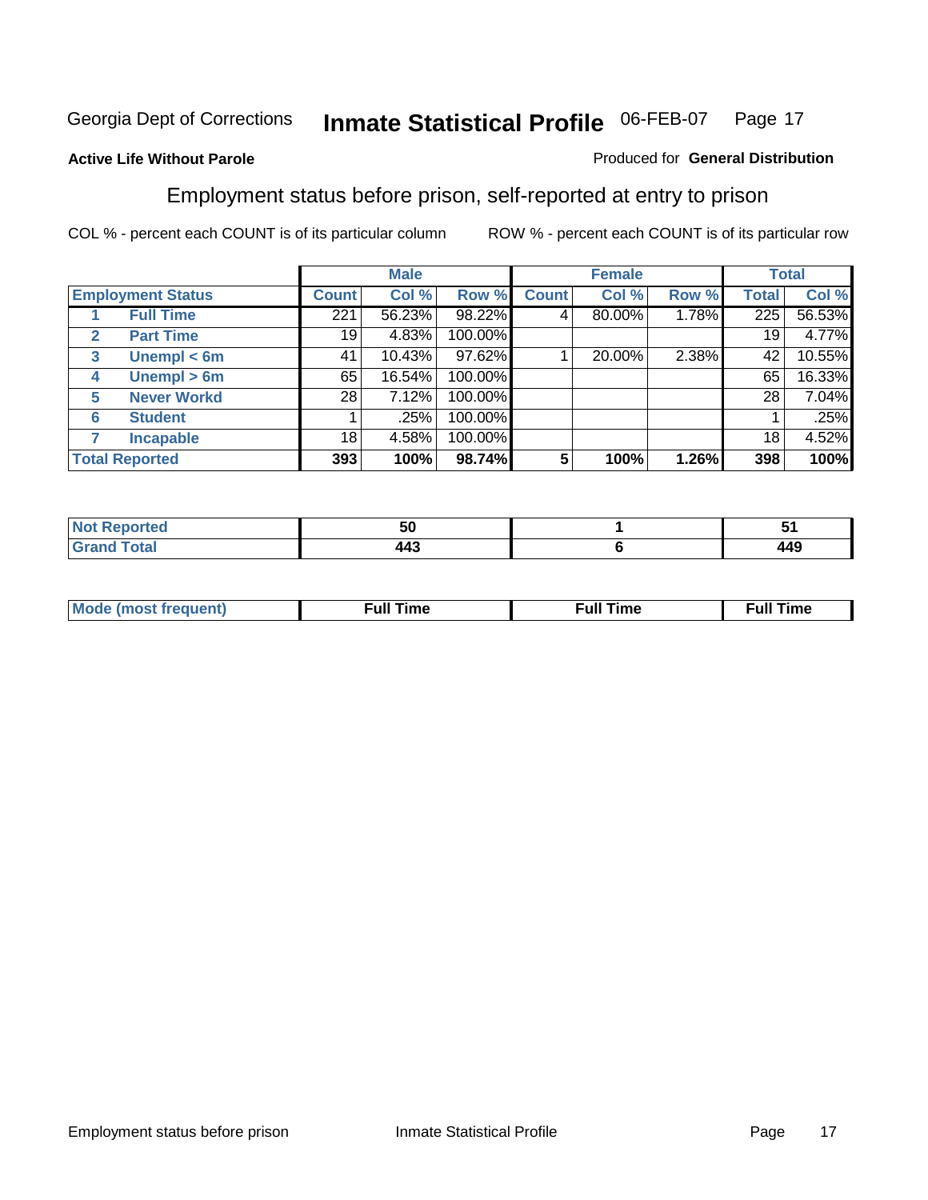Georgia Dept of Corrections **Inmate Statistical Profile** 06-FEB-07 Page 17

**Active Life Without Parole**

Produced for **General Distribution**

## Employment status before prison, self-reported at entry to prison

COL % - percent each COUNT is of its particular column

ROW % - percent each COUNT is of its particular row

| | | Male | | | Female | | | Total | |
|---|---|---|---|---|---|---|---|---|---|
| **Employment Status** | | **Count** | **Col %** | **Row %** | **Count** | **Col %** | **Row %** | **Total** | **Col %** |
| 1 | **Full Time** | 221 | 56.23% | 98.22% | 4 | 80.00% | 1.78% | 225 | 56.53% |
| 2 | **Part Time** | 19 | 4.83% | 100.00% | | | | 19 | 4.77% |
| 3 | **Unempl < 6m** | 41 | 10.43% | 97.62% | 1 | 20.00% | 2.38% | 42 | 10.55% |
| 4 | **Unempl > 6m** | 65 | 16.54% | 100.00% | | | | 65 | 16.33% |
| 5 | **Never Workd** | 28 | 7.12% | 100.00% | | | | 28 | 7.04% |
| 6 | **Student** | 1 | .25% | 100.00% | | | | 1 | .25% |
| 7 | **Incapable** | 18 | 4.58% | 100.00% | | | | 18 | 4.52% |
| **Total Reported** | | **393** | **100%** | **98.74%** | **5** | **100%** | **1.26%** | **398** | **100%** |

| | Male | Female | Total |
|---|---|---|---|
| **Not Reported** | **50** | **1** | **51** |
| **Grand Total** | **443** | **6** | **449** |

| | Male | Female | Total |
|---|---|---|---|
| **Mode (most frequent)** | **Full Time** | **Full Time** | **Full Time** |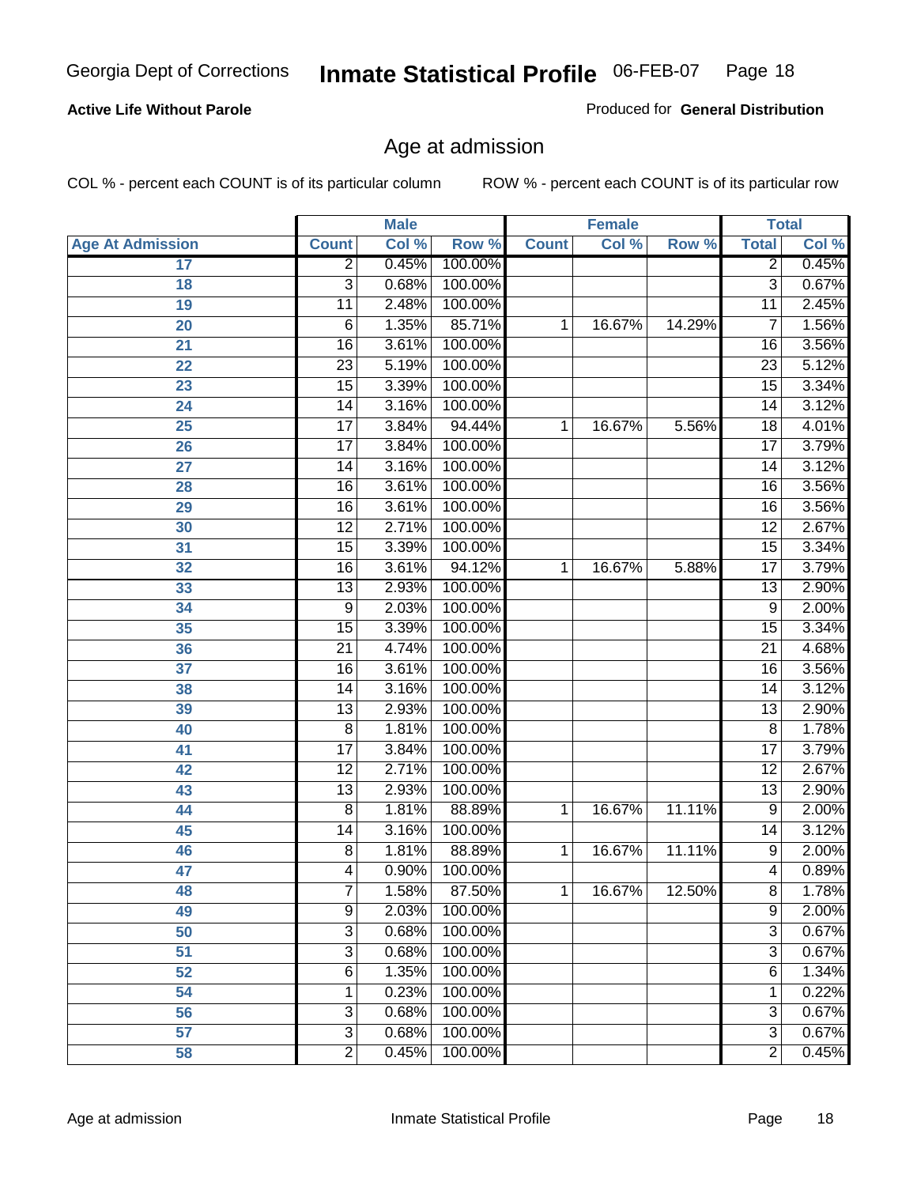**Active Life Without Parole**

Produced for **General Distribution**

## Age at admission

COL % - percent each COUNT is of its particular column

ROW % - percent each COUNT is of its particular row

| | Male | | | Female | | | Total | |
|---|---|---|---|---|---|---|---|---|
| **Age At Admission** | **Count** | **Col %** | **Row %** | **Count** | **Col %** | **Row %** | **Total** | **Col %** |
| 17 | 2 | 0.45% | 100.00% | | | | 2 | 0.45% |
| 18 | 3 | 0.68% | 100.00% | | | | 3 | 0.67% |
| 19 | 11 | 2.48% | 100.00% | | | | 11 | 2.45% |
| 20 | 6 | 1.35% | 85.71% | 1 | 16.67% | 14.29% | 7 | 1.56% |
| 21 | 16 | 3.61% | 100.00% | | | | 16 | 3.56% |
| 22 | 23 | 5.19% | 100.00% | | | | 23 | 5.12% |
| 23 | 15 | 3.39% | 100.00% | | | | 15 | 3.34% |
| 24 | 14 | 3.16% | 100.00% | | | | 14 | 3.12% |
| 25 | 17 | 3.84% | 94.44% | 1 | 16.67% | 5.56% | 18 | 4.01% |
| 26 | 17 | 3.84% | 100.00% | | | | 17 | 3.79% |
| 27 | 14 | 3.16% | 100.00% | | | | 14 | 3.12% |
| 28 | 16 | 3.61% | 100.00% | | | | 16 | 3.56% |
| 29 | 16 | 3.61% | 100.00% | | | | 16 | 3.56% |
| 30 | 12 | 2.71% | 100.00% | | | | 12 | 2.67% |
| 31 | 15 | 3.39% | 100.00% | | | | 15 | 3.34% |
| 32 | 16 | 3.61% | 94.12% | 1 | 16.67% | 5.88% | 17 | 3.79% |
| 33 | 13 | 2.93% | 100.00% | | | | 13 | 2.90% |
| 34 | 9 | 2.03% | 100.00% | | | | 9 | 2.00% |
| 35 | 15 | 3.39% | 100.00% | | | | 15 | 3.34% |
| 36 | 21 | 4.74% | 100.00% | | | | 21 | 4.68% |
| 37 | 16 | 3.61% | 100.00% | | | | 16 | 3.56% |
| 38 | 14 | 3.16% | 100.00% | | | | 14 | 3.12% |
| 39 | 13 | 2.93% | 100.00% | | | | 13 | 2.90% |
| 40 | 8 | 1.81% | 100.00% | | | | 8 | 1.78% |
| 41 | 17 | 3.84% | 100.00% | | | | 17 | 3.79% |
| 42 | 12 | 2.71% | 100.00% | | | | 12 | 2.67% |
| 43 | 13 | 2.93% | 100.00% | | | | 13 | 2.90% |
| 44 | 8 | 1.81% | 88.89% | 1 | 16.67% | 11.11% | 9 | 2.00% |
| 45 | 14 | 3.16% | 100.00% | | | | 14 | 3.12% |
| 46 | 8 | 1.81% | 88.89% | 1 | 16.67% | 11.11% | 9 | 2.00% |
| 47 | 4 | 0.90% | 100.00% | | | | 4 | 0.89% |
| 48 | 7 | 1.58% | 87.50% | 1 | 16.67% | 12.50% | 8 | 1.78% |
| 49 | 9 | 2.03% | 100.00% | | | | 9 | 2.00% |
| 50 | 3 | 0.68% | 100.00% | | | | 3 | 0.67% |
| 51 | 3 | 0.68% | 100.00% | | | | 3 | 0.67% |
| 52 | 6 | 1.35% | 100.00% | | | | 6 | 1.34% |
| 54 | 1 | 0.23% | 100.00% | | | | 1 | 0.22% |
| 56 | 3 | 0.68% | 100.00% | | | | 3 | 0.67% |
| 57 | 3 | 0.68% | 100.00% | | | | 3 | 0.67% |
| 58 | 2 | 0.45% | 100.00% | | | | 2 | 0.45% |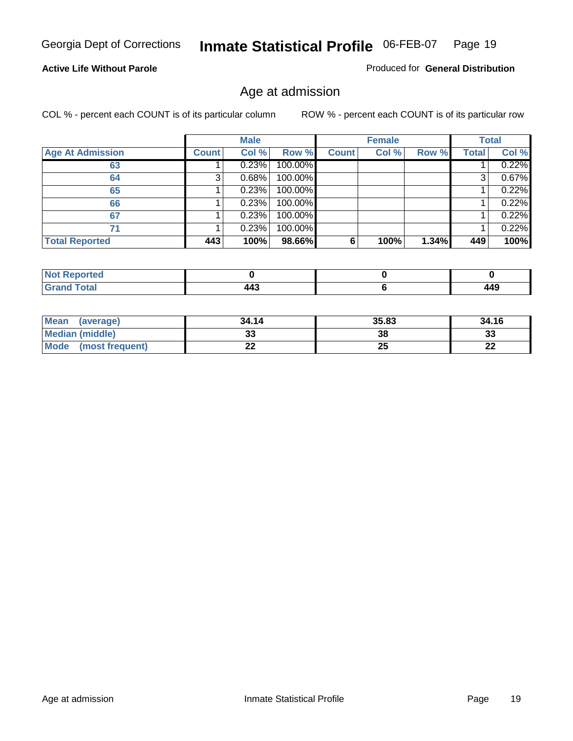Georgia Dept of Corrections **Inmate Statistical Profile** 06-FEB-07

**Active Life Without Parole**

Produced for **General Distribution**

## Age at admission

COL % - percent each COUNT is of its particular column     ROW % - percent each COUNT is of its particular row

| | Male | | | Female | | | Total | |
|---|---|---|---|---|---|---|---|---|
| **Age At Admission** | **Count** | **Col %** | **Row %** | **Count** | **Col %** | **Row %** | **Total** | **Col %** |
| 63 | 1 | 0.23% | 100.00% | | | | 1 | 0.22% |
| 64 | 3 | 0.68% | 100.00% | | | | 3 | 0.67% |
| 65 | 1 | 0.23% | 100.00% | | | | 1 | 0.22% |
| 66 | 1 | 0.23% | 100.00% | | | | 1 | 0.22% |
| 67 | 1 | 0.23% | 100.00% | | | | 1 | 0.22% |
| 71 | 1 | 0.23% | 100.00% | | | | 1 | 0.22% |
| **Total Reported** | **443** | **100%** | **98.66%** | **6** | **100%** | **1.34%** | **449** | **100%** |

| | Male | Female | Total |
|---|---|---|---|
| **Not Reported** | **0** | **0** | **0** |
| **Grand Total** | **443** | **6** | **449** |

| | Male | Female | Total |
|---|---|---|---|
| **Mean (average)** | **34.14** | **35.83** | **34.16** |
| **Median (middle)** | **33** | **38** | **33** |
| **Mode (most frequent)** | **22** | **25** | **22** |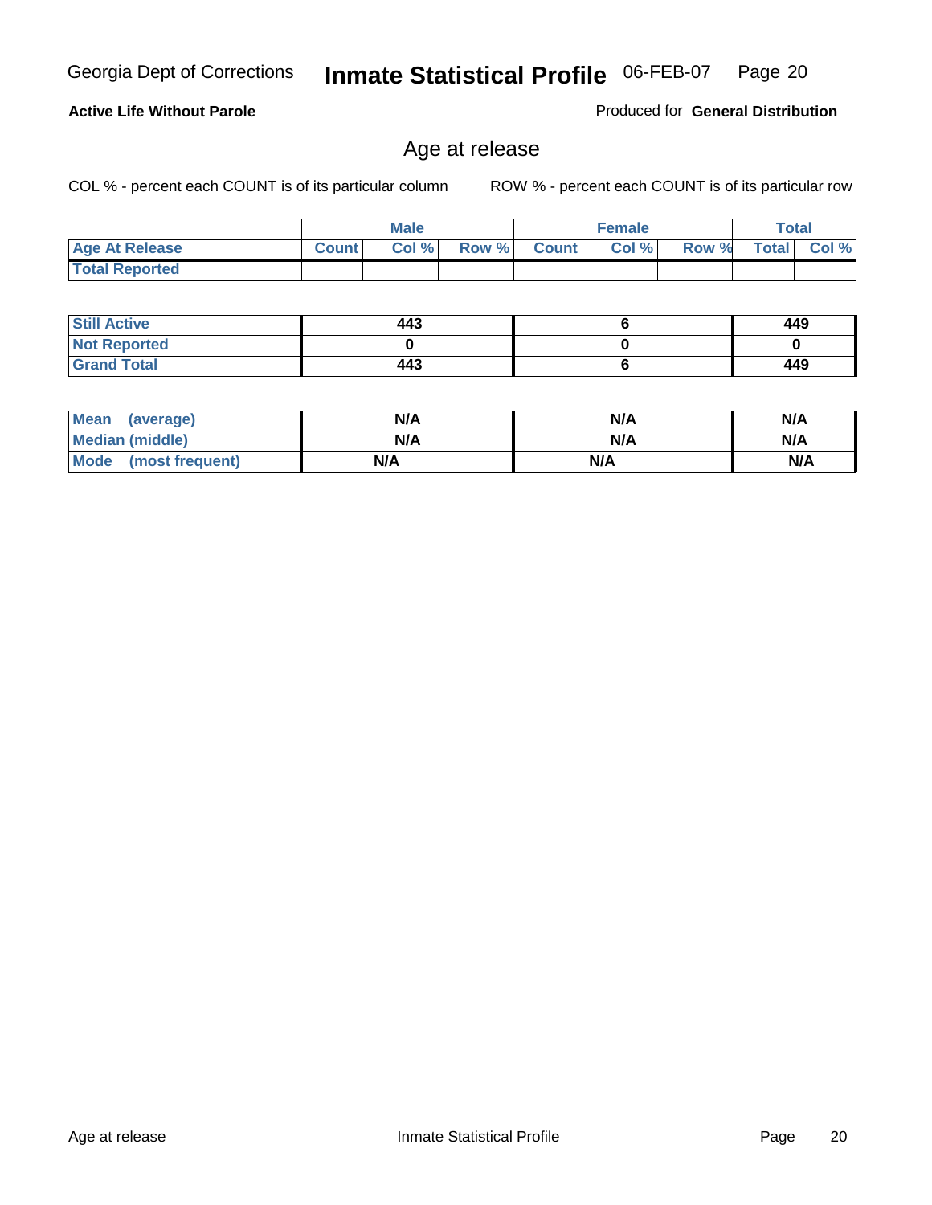**Active Life Without Parole**

Produced for **General Distribution**

## Age at release

COL % - percent each COUNT is of its particular column

ROW % - percent each COUNT is of its particular row

| | Male | | | Female | | | Total | |
|---|---|---|---|---|---|---|---|---|
| Age At Release | Count | Col % | Row % | Count | Col % | Row % | Total | Col % |
| Total Reported | | | | | | | | |

| | Male | Female | Total |
|---|---|---|---|
| Still Active | 443 | 6 | 449 |
| Not Reported | 0 | 0 | 0 |
| Grand Total | 443 | 6 | 449 |

| | Male | Female | Total |
|---|---|---|---|
| Mean (average) | N/A | N/A | N/A |
| Median (middle) | N/A | N/A | N/A |
| Mode (most frequent) | N/A | N/A | N/A |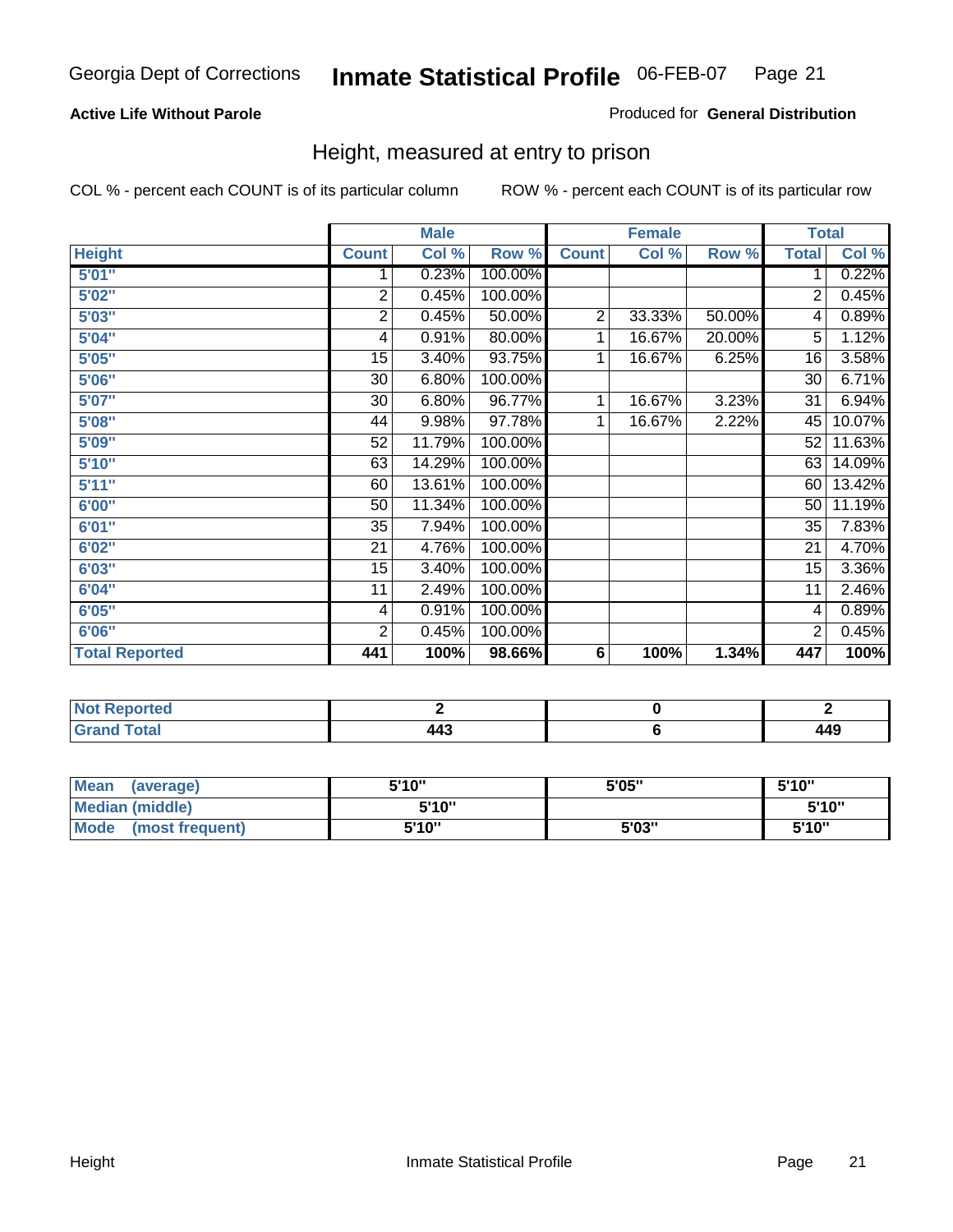Georgia Dept of Corrections **Inmate Statistical Profile** 06-FEB-07

**Active Life Without Parole**

Produced for **General Distribution**

## Height, measured at entry to prison

COL % - percent each COUNT is of its particular column

ROW % - percent each COUNT is of its particular row

| Height | Male | | | Female | | | Total | |
|---|---|---|---|---|---|---|---|---|
| | Count | Col % | Row % | Count | Col % | Row % | Total | Col % |
| 5'01" | 1 | 0.23% | 100.00% | | | | 1 | 0.22% |
| 5'02" | 2 | 0.45% | 100.00% | | | | 2 | 0.45% |
| 5'03" | 2 | 0.45% | 50.00% | 2 | 33.33% | 50.00% | 4 | 0.89% |
| 5'04" | 4 | 0.91% | 80.00% | 1 | 16.67% | 20.00% | 5 | 1.12% |
| 5'05" | 15 | 3.40% | 93.75% | 1 | 16.67% | 6.25% | 16 | 3.58% |
| 5'06" | 30 | 6.80% | 100.00% | | | | 30 | 6.71% |
| 5'07" | 30 | 6.80% | 96.77% | 1 | 16.67% | 3.23% | 31 | 6.94% |
| 5'08" | 44 | 9.98% | 97.78% | 1 | 16.67% | 2.22% | 45 | 10.07% |
| 5'09" | 52 | 11.79% | 100.00% | | | | 52 | 11.63% |
| 5'10" | 63 | 14.29% | 100.00% | | | | 63 | 14.09% |
| 5'11" | 60 | 13.61% | 100.00% | | | | 60 | 13.42% |
| 6'00" | 50 | 11.34% | 100.00% | | | | 50 | 11.19% |
| 6'01" | 35 | 7.94% | 100.00% | | | | 35 | 7.83% |
| 6'02" | 21 | 4.76% | 100.00% | | | | 21 | 4.70% |
| 6'03" | 15 | 3.40% | 100.00% | | | | 15 | 3.36% |
| 6'04" | 11 | 2.49% | 100.00% | | | | 11 | 2.46% |
| 6'05" | 4 | 0.91% | 100.00% | | | | 4 | 0.89% |
| 6'06" | 2 | 0.45% | 100.00% | | | | 2 | 0.45% |
| **Total Reported** | **441** | **100%** | **98.66%** | **6** | **100%** | **1.34%** | **447** | **100%** |

| | Male | Female | Total |
|---|---|---|---|
| Not Reported | 2 | 0 | 2 |
| Grand Total | 443 | 6 | 449 |

| | Male | Female | Total |
|---|---|---|---|
| Mean (average) | 5'10" | 5'05" | 5'10" |
| Median (middle) | 5'10" | | 5'10" |
| Mode (most frequent) | 5'10" | 5'03" | 5'10" |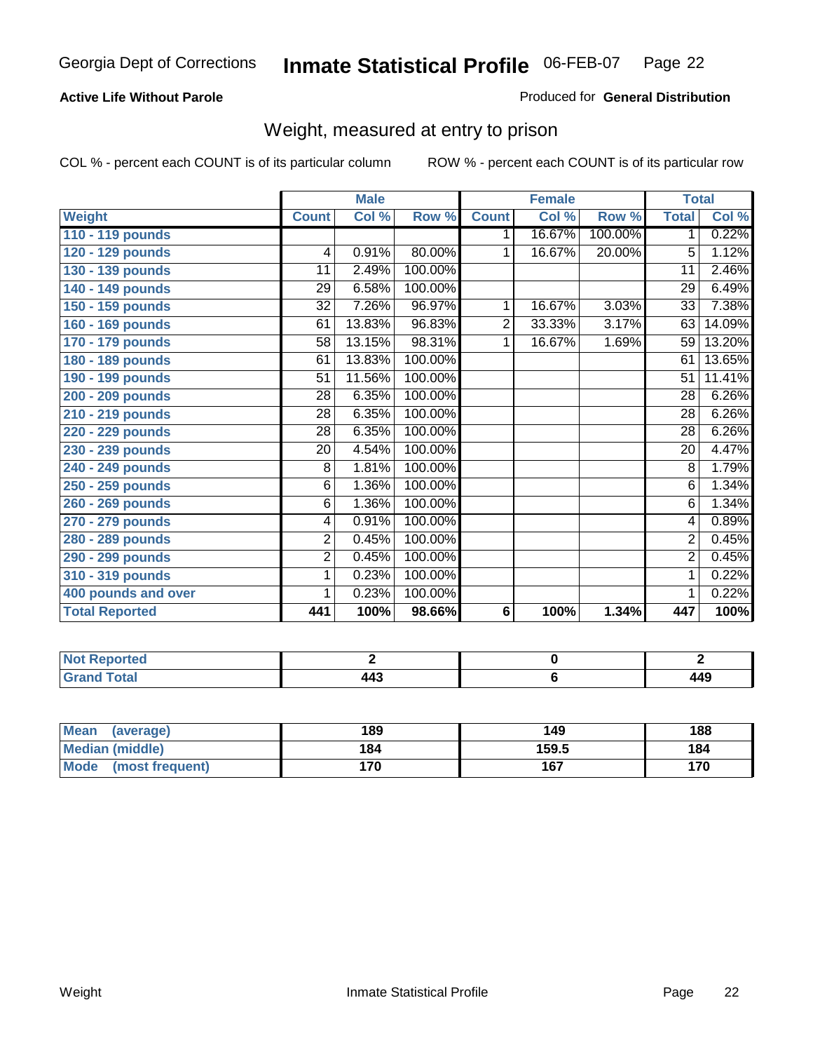Georgia Dept of Corrections **Inmate Statistical Profile** 06-FEB-07 Page 22

**Active Life Without Parole**

Produced for **General Distribution**

## Weight, measured at entry to prison

COL % - percent each COUNT is of its particular column

ROW % - percent each COUNT is of its particular row

| | Male | | | Female | | | Total | |
|---|---|---|---|---|---|---|---|---|
| **Weight** | **Count** | **Col %** | **Row %** | **Count** | **Col %** | **Row %** | **Total** | **Col %** |
| **110 - 119 pounds** | | | | 1 | 16.67% | 100.00% | 1 | 0.22% |
| **120 - 129 pounds** | 4 | 0.91% | 80.00% | 1 | 16.67% | 20.00% | 5 | 1.12% |
| **130 - 139 pounds** | 11 | 2.49% | 100.00% | | | | 11 | 2.46% |
| **140 - 149 pounds** | 29 | 6.58% | 100.00% | | | | 29 | 6.49% |
| **150 - 159 pounds** | 32 | 7.26% | 96.97% | 1 | 16.67% | 3.03% | 33 | 7.38% |
| **160 - 169 pounds** | 61 | 13.83% | 96.83% | 2 | 33.33% | 3.17% | 63 | 14.09% |
| **170 - 179 pounds** | 58 | 13.15% | 98.31% | 1 | 16.67% | 1.69% | 59 | 13.20% |
| **180 - 189 pounds** | 61 | 13.83% | 100.00% | | | | 61 | 13.65% |
| **190 - 199 pounds** | 51 | 11.56% | 100.00% | | | | 51 | 11.41% |
| **200 - 209 pounds** | 28 | 6.35% | 100.00% | | | | 28 | 6.26% |
| **210 - 219 pounds** | 28 | 6.35% | 100.00% | | | | 28 | 6.26% |
| **220 - 229 pounds** | 28 | 6.35% | 100.00% | | | | 28 | 6.26% |
| **230 - 239 pounds** | 20 | 4.54% | 100.00% | | | | 20 | 4.47% |
| **240 - 249 pounds** | 8 | 1.81% | 100.00% | | | | 8 | 1.79% |
| **250 - 259 pounds** | 6 | 1.36% | 100.00% | | | | 6 | 1.34% |
| **260 - 269 pounds** | 6 | 1.36% | 100.00% | | | | 6 | 1.34% |
| **270 - 279 pounds** | 4 | 0.91% | 100.00% | | | | 4 | 0.89% |
| **280 - 289 pounds** | 2 | 0.45% | 100.00% | | | | 2 | 0.45% |
| **290 - 299 pounds** | 2 | 0.45% | 100.00% | | | | 2 | 0.45% |
| **310 - 319 pounds** | 1 | 0.23% | 100.00% | | | | 1 | 0.22% |
| **400 pounds and over** | 1 | 0.23% | 100.00% | | | | 1 | 0.22% |
| **Total Reported** | **441** | **100%** | **98.66%** | **6** | **100%** | **1.34%** | **447** | **100%** |

| | Male | Female | Total |
|---|---|---|---|
| **Not Reported** | **2** | **0** | **2** |
| **Grand Total** | **443** | **6** | **449** |

| | Male | Female | Total |
|---|---|---|---|
| **Mean (average)** | **189** | **149** | **188** |
| **Median (middle)** | **184** | **159.5** | **184** |
| **Mode (most frequent)** | **170** | **167** | **170** |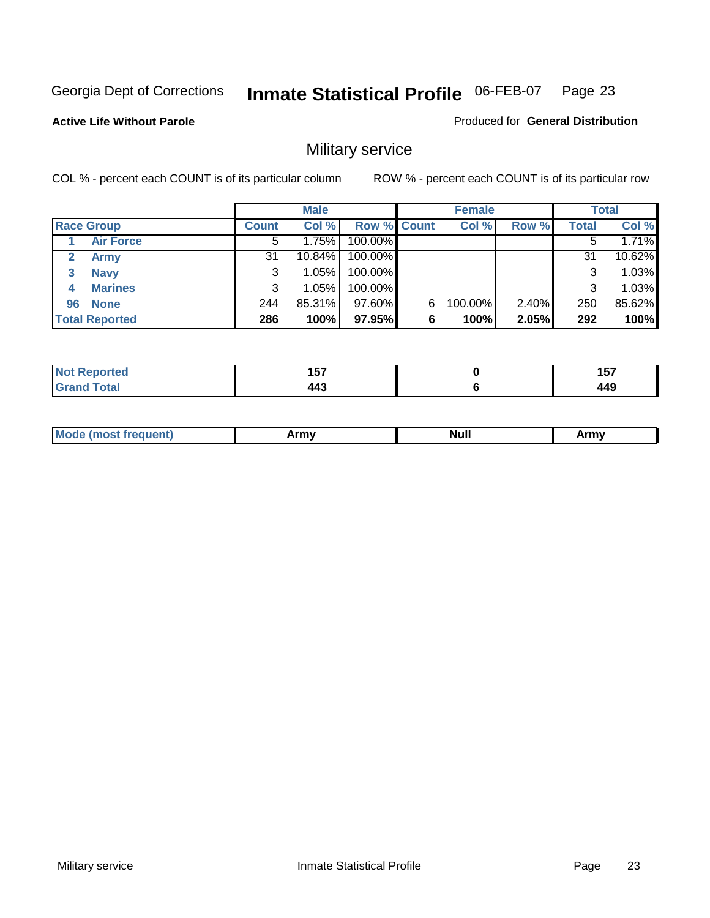Georgia Dept of Corrections **Inmate Statistical Profile** 06-FEB-07 Page 23

**Active Life Without Parole**

Produced for **General Distribution**

## Military service

COL % - percent each COUNT is of its particular column ROW % - percent each COUNT is of its particular row

| | Male | | | Female | | | Total | |
|---|---|---|---|---|---|---|---|---|
| **Race Group** | **Count** | **Col %** | **Row %** | **Count** | **Col %** | **Row %** | **Total** | **Col %** |
| 1 **Air Force** | 5 | 1.75% | 100.00% | | | | 5 | 1.71% |
| 2 **Army** | 31 | 10.84% | 100.00% | | | | 31 | 10.62% |
| 3 **Navy** | 3 | 1.05% | 100.00% | | | | 3 | 1.03% |
| 4 **Marines** | 3 | 1.05% | 100.00% | | | | 3 | 1.03% |
| 96 **None** | 244 | 85.31% | 97.60% | 6 | 100.00% | 2.40% | 250 | 85.62% |
| **Total Reported** | **286** | **100%** | **97.95%** | **6** | **100%** | **2.05%** | **292** | **100%** |

| | Male | Female | Total |
|---|---|---|---|
| **Not Reported** | **157** | **0** | **157** |
| **Grand Total** | **443** | **6** | **449** |

| | Male | Female | Total |
|---|---|---|---|
| **Mode (most frequent)** | **Army** | **Null** | **Army** |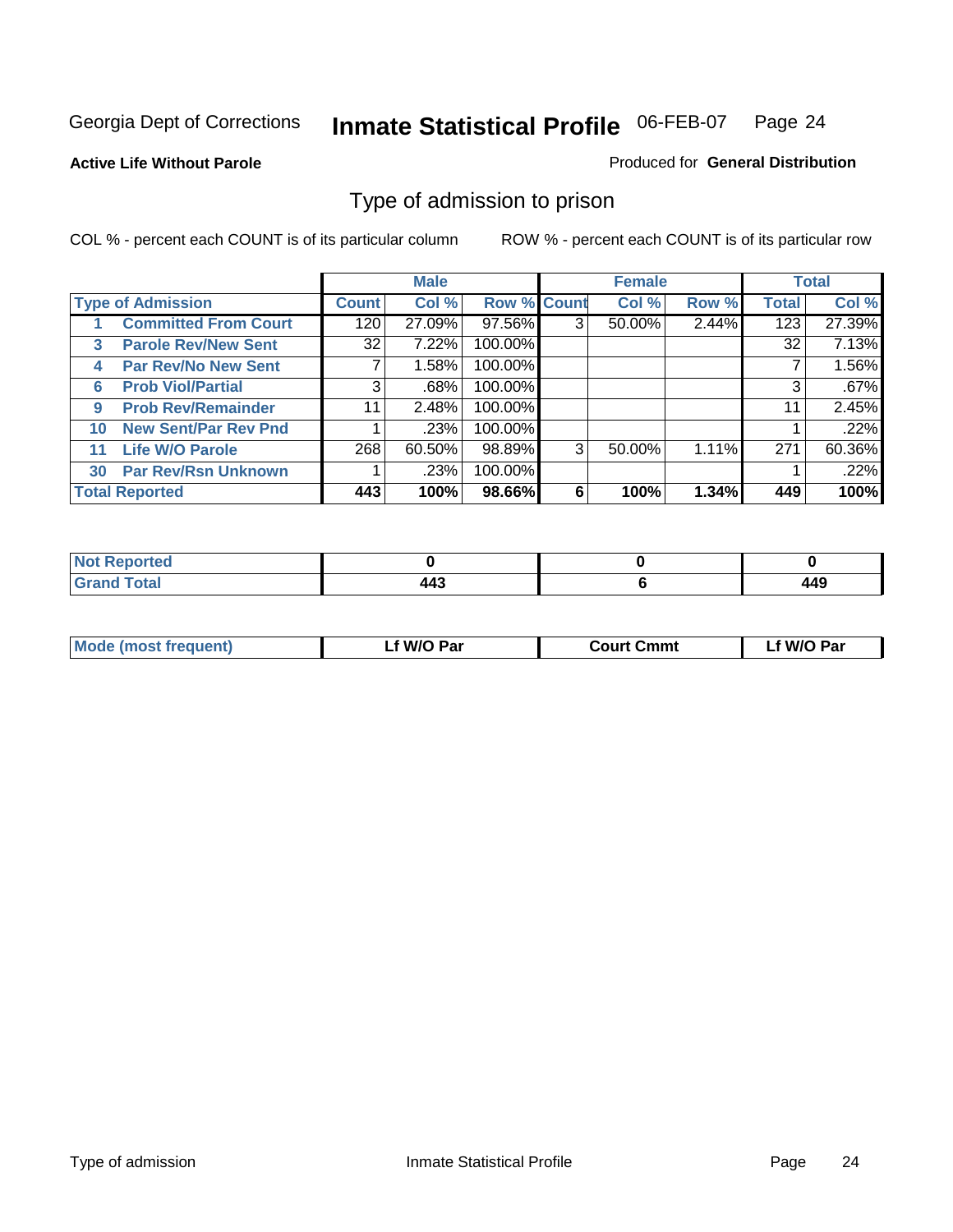Georgia Dept of Corrections **Inmate Statistical Profile** 06-FEB-07

**Active Life Without Parole**

Produced for **General Distribution**

## Type of admission to prison

COL % - percent each COUNT is of its particular column

ROW % - percent each COUNT is of its particular row

| Type of Admission | Male | | | Female | | | Total | |
|---|---|---|---|---|---|---|---|---|
| | Count | Col % | Row % | Count | Col % | Row % | Total | Col % |
| 1 Committed From Court | 120 | 27.09% | 97.56% | 3 | 50.00% | 2.44% | 123 | 27.39% |
| 3 Parole Rev/New Sent | 32 | 7.22% | 100.00% | | | | 32 | 7.13% |
| 4 Par Rev/No New Sent | 7 | 1.58% | 100.00% | | | | 7 | 1.56% |
| 6 Prob Viol/Partial | 3 | .68% | 100.00% | | | | 3 | .67% |
| 9 Prob Rev/Remainder | 11 | 2.48% | 100.00% | | | | 11 | 2.45% |
| 10 New Sent/Par Rev Pnd | 1 | .23% | 100.00% | | | | 1 | .22% |
| 11 Life W/O Parole | 268 | 60.50% | 98.89% | 3 | 50.00% | 1.11% | 271 | 60.36% |
| 30 Par Rev/Rsn Unknown | 1 | .23% | 100.00% | | | | 1 | .22% |
| **Total Reported** | **443** | **100%** | **98.66%** | **6** | **100%** | **1.34%** | **449** | **100%** |

| | Male | Female | Total |
|---|---|---|---|
| Not Reported | 0 | 0 | 0 |
| Grand Total | 443 | 6 | 449 |

| | Male | Female | Total |
|---|---|---|---|
| Mode (most frequent) | Lf W/O Par | Court Cmmt | Lf W/O Par |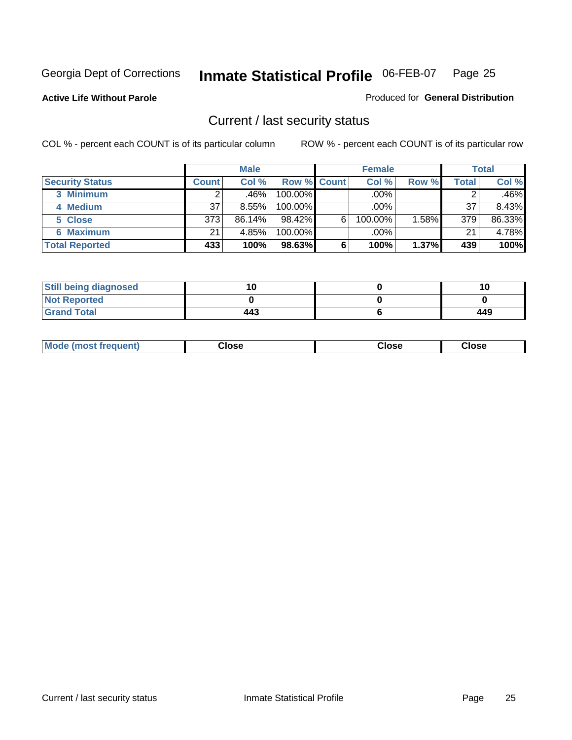Georgia Dept of Corrections **Inmate Statistical Profile** 06-FEB-07

**Active Life Without Parole**

Produced for **General Distribution**

## Current / last security status

COL % - percent each COUNT is of its particular column

ROW % - percent each COUNT is of its particular row

| | Male | | | Female | | | Total | |
|---|---|---|---|---|---|---|---|---|
| **Security Status** | **Count** | **Col %** | **Row %** | **Count** | **Col %** | **Row %** | **Total** | **Col %** |
| 3 Minimum | 2 | .46% | 100.00% | | .00% | | 2 | .46% |
| 4 Medium | 37 | 8.55% | 100.00% | | .00% | | 37 | 8.43% |
| 5 Close | 373 | 86.14% | 98.42% | 6 | 100.00% | 1.58% | 379 | 86.33% |
| 6 Maximum | 21 | 4.85% | 100.00% | | .00% | | 21 | 4.78% |
| **Total Reported** | **433** | **100%** | **98.63%** | **6** | **100%** | **1.37%** | **439** | **100%** |

| | Male | Female | Total |
|---|---|---|---|
| Still being diagnosed | 10 | 0 | 10 |
| Not Reported | 0 | 0 | 0 |
| Grand Total | 443 | 6 | 449 |

| | Male | Female | Total |
|---|---|---|---|
| Mode (most frequent) | Close | Close | Close |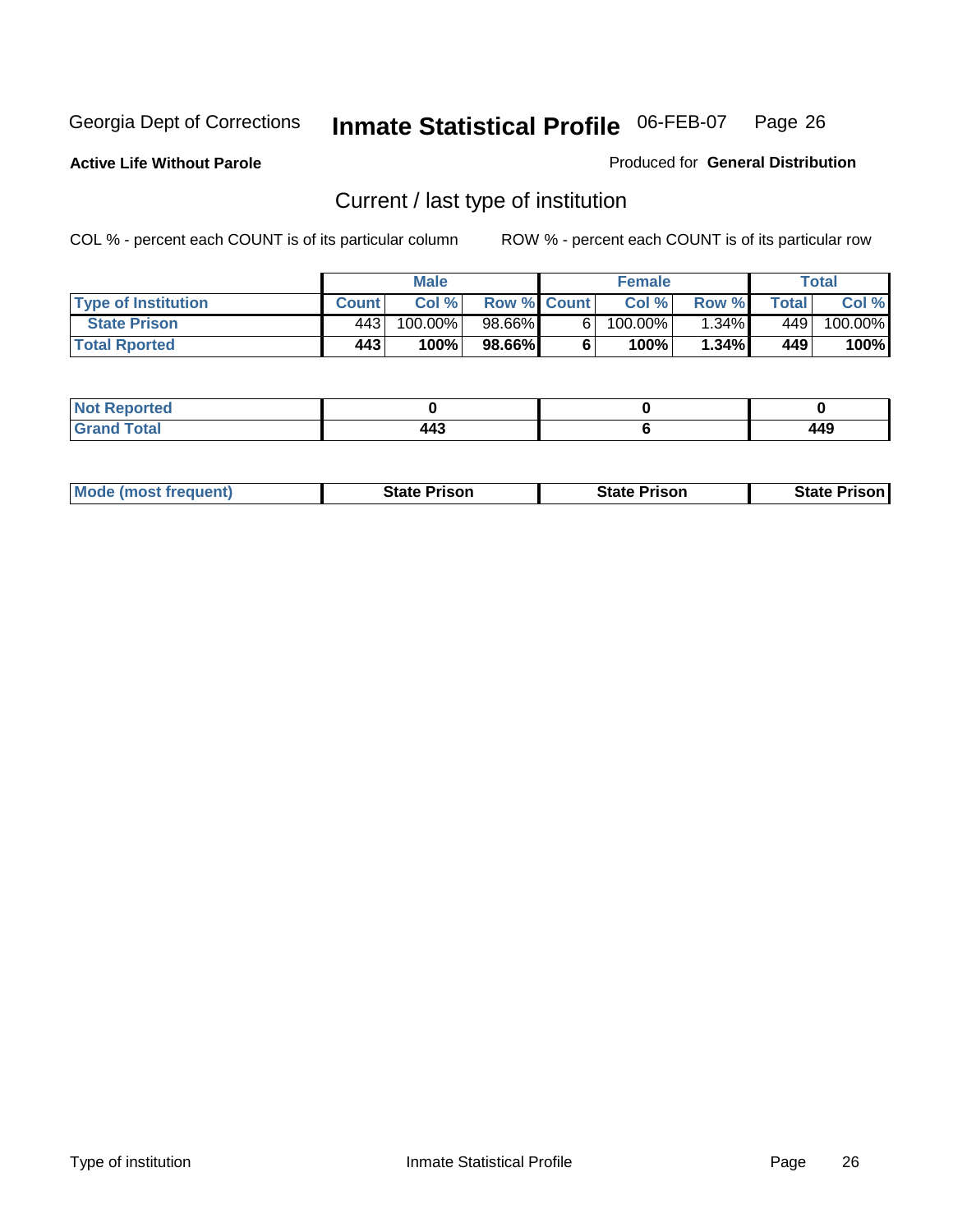Georgia Dept of Corrections **Inmate Statistical Profile** 06-FEB-07 Page 26

**Active Life Without Parole**

Produced for **General Distribution**

## Current / last type of institution

COL % - percent each COUNT is of its particular column

ROW % - percent each COUNT is of its particular row

| | Male | | | Female | | | Total | |
|---|---|---|---|---|---|---|---|---|
| Type of Institution | Count | Col % | Row % | Count | Col % | Row % | Total | Col % |
| State Prison | 443 | 100.00% | 98.66% | 6 | 100.00% | 1.34% | 449 | 100.00% |
| **Total Rported** | **443** | **100%** | **98.66%** | **6** | **100%** | **1.34%** | **449** | **100%** |

| | Male | Female | Total |
|---|---|---|---|
| Not Reported | **0** | **0** | **0** |
| Grand Total | **443** | **6** | **449** |

| | Male | Female | Total |
|---|---|---|---|
| Mode (most frequent) | **State Prison** | **State Prison** | **State Prison** |

Type of institution

Inmate Statistical Profile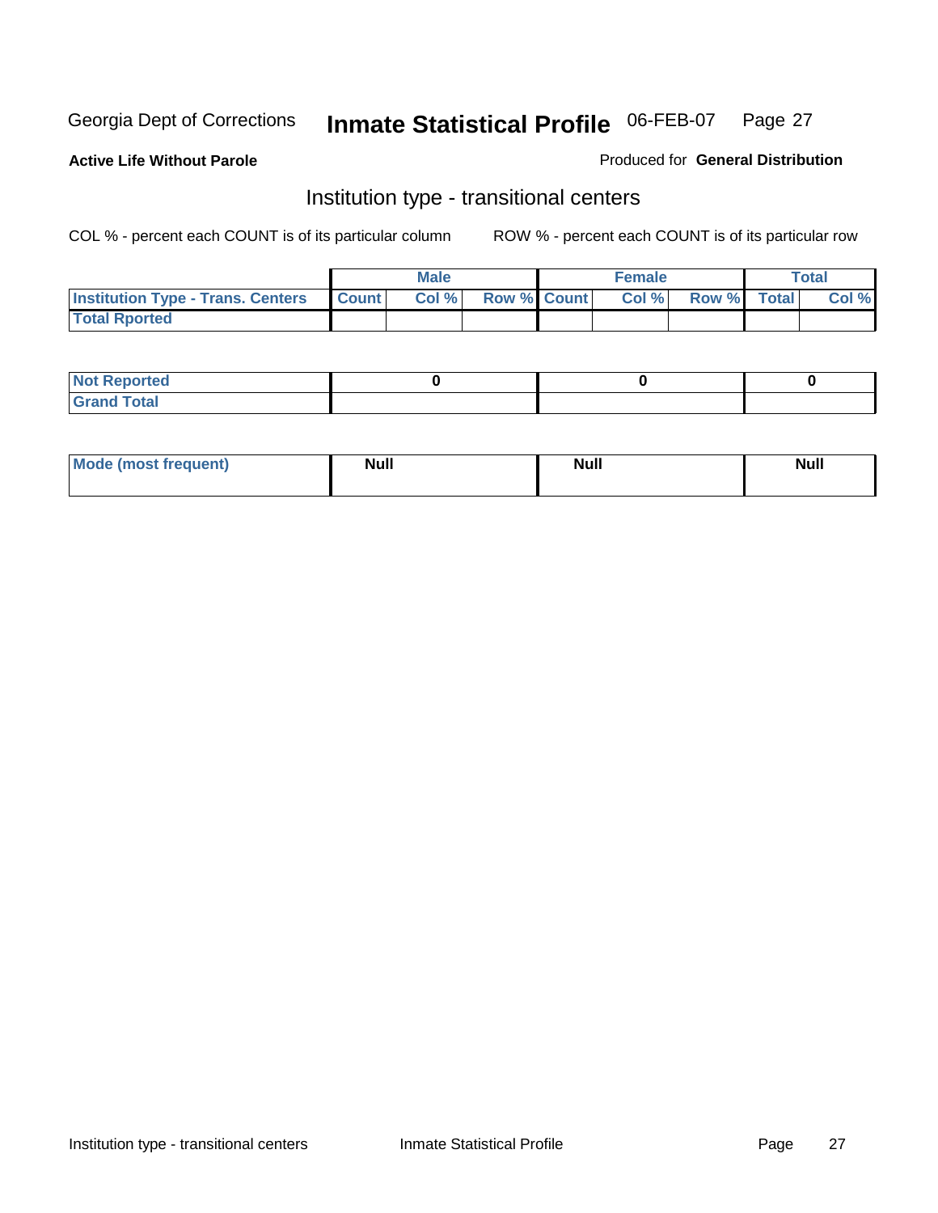Georgia Dept of Corrections **Inmate Statistical Profile** 06-FEB-07

**Active Life Without Parole**

Produced for **General Distribution**

## Institution type - transitional centers

COL % - percent each COUNT is of its particular column

ROW % - percent each COUNT is of its particular row

| | Male | | | Female | | | Total | |
|---|---|---|---|---|---|---|---|---|
| **Institution Type - Trans. Centers** | **Count** | **Col %** | **Row %** | **Count** | **Col %** | **Row %** | **Total** | **Col %** |
| **Total Rported** | | | | | | | | |

| | Male | Female | Total |
|---|---|---|---|
| **Not Reported** | 0 | 0 | 0 |
| **Grand Total** | | | |

| | Male | Female | Total |
|---|---|---|---|
| **Mode (most frequent)** | Null | Null | Null |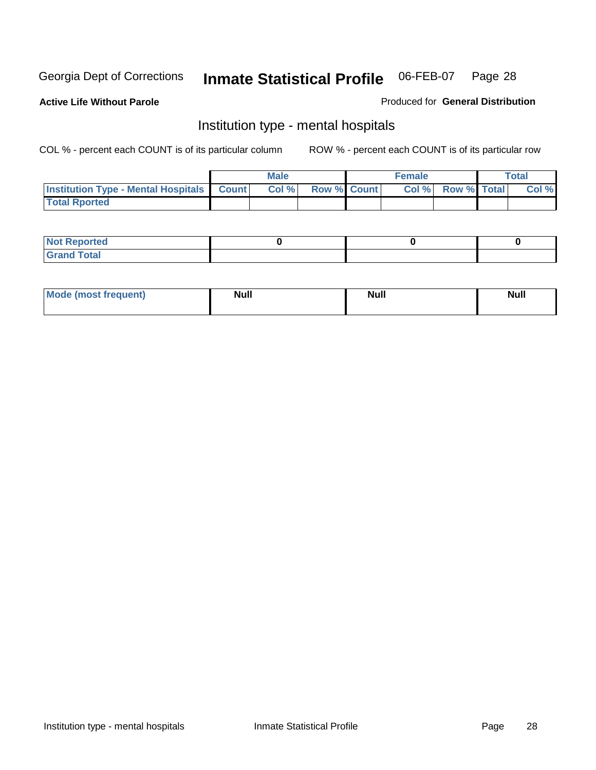Georgia Dept of Corrections **Inmate Statistical Profile** 06-FEB-07

**Active Life Without Parole**

Produced for **General Distribution**

## Institution type - mental hospitals

COL % - percent each COUNT is of its particular column

ROW % - percent each COUNT is of its particular row

| | Male | | | Female | | | Total | |
|---|---|---|---|---|---|---|---|---|
| **Institution Type - Mental Hospitals** | **Count** | **Col %** | **Row %** | **Count** | **Col %** | **Row %** | **Total** | **Col %** |
| **Total Rported** | | | | | | | | |

| | Male | Female | Total |
|---|---|---|---|
| **Not Reported** | **0** | **0** | **0** |
| **Grand Total** | | | |

| | Male | Female | Total |
|---|---|---|---|
| **Mode (most frequent)** | **Null** | **Null** | **Null** |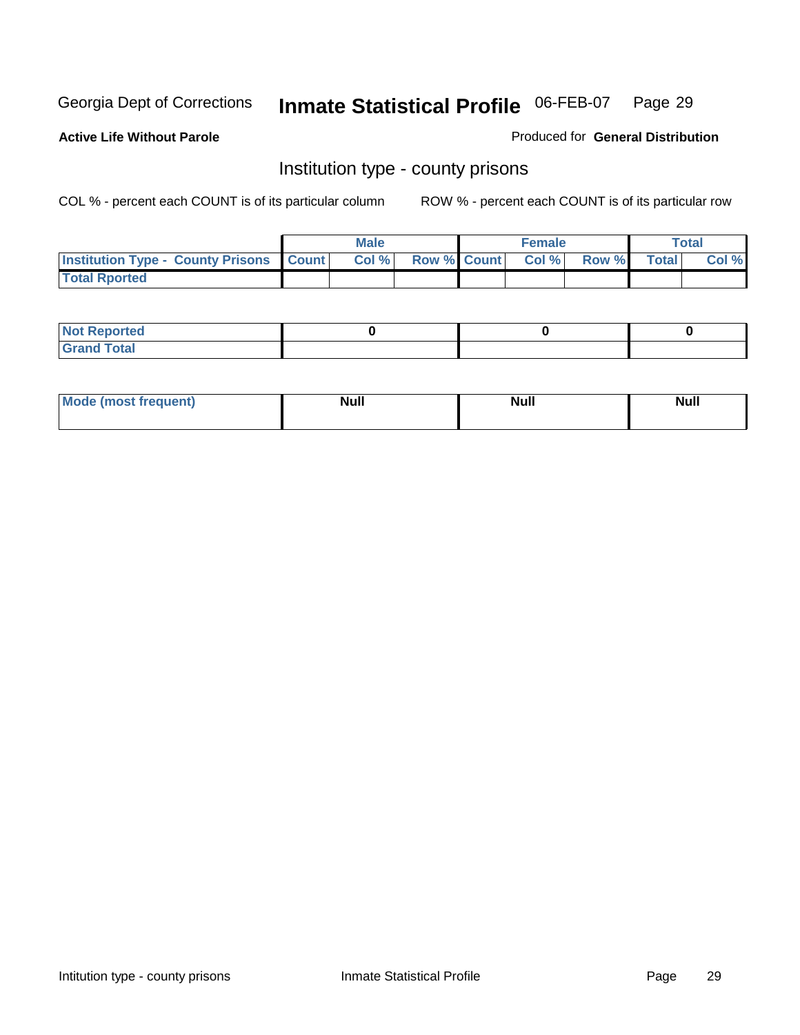Georgia Dept of Corrections **Inmate Statistical Profile** 06-FEB-07 Page 29

**Active Life Without Parole**

Produced for **General Distribution**

## Institution type - county prisons

COL % - percent each COUNT is of its particular column

ROW % - percent each COUNT is of its particular row

| | Male | | | Female | | | Total | |
|---|---|---|---|---|---|---|---|---|
| **Institution Type - County Prisons** | **Count** | **Col %** | **Row %** | **Count** | **Col %** | **Row %** | **Total** | **Col %** |
| **Total Rported** | | | | | | | | |

| | Male | Female | Total |
|---|---|---|---|
| **Not Reported** | **0** | **0** | **0** |
| **Grand Total** | | | |

| | Male | Female | Total |
|---|---|---|---|
| **Mode (most frequent)** | **Null** | **Null** | **Null** |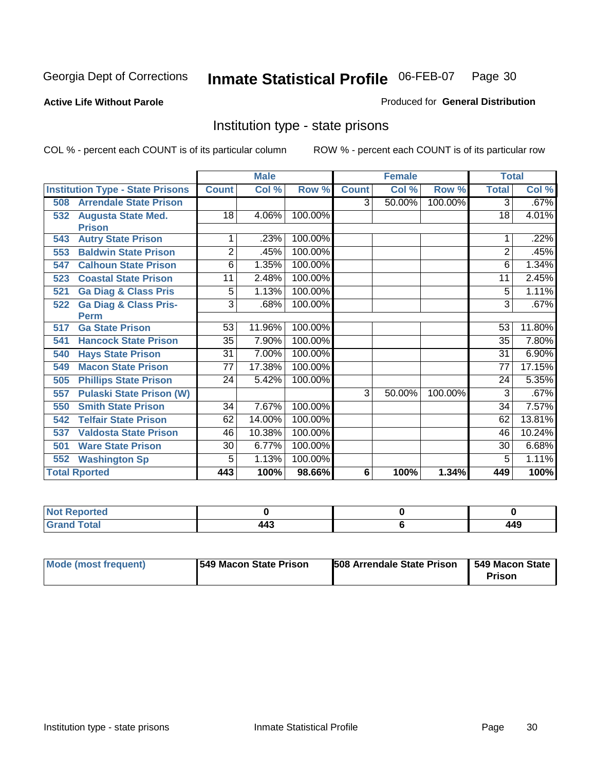Georgia Dept of Corrections **Inmate Statistical Profile** 06-FEB-07

**Active Life Without Parole**

Produced for **General Distribution**

## Institution type - state prisons

COL % - percent each COUNT is of its particular column

ROW % - percent each COUNT is of its particular row

| | Male | | | Female | | | Total | |
|---|---|---|---|---|---|---|---|---|
| **Institution Type - State Prisons** | **Count** | **Col %** | **Row %** | **Count** | **Col %** | **Row %** | **Total** | **Col %** |
| 508 Arrendale State Prison | | | | 3 | 50.00% | 100.00% | 3 | .67% |
| 532 Augusta State Med. Prison | 18 | 4.06% | 100.00% | | | | 18 | 4.01% |
| 543 Autry State Prison | 1 | .23% | 100.00% | | | | 1 | .22% |
| 553 Baldwin State Prison | 2 | .45% | 100.00% | | | | 2 | .45% |
| 547 Calhoun State Prison | 6 | 1.35% | 100.00% | | | | 6 | 1.34% |
| 523 Coastal State Prison | 11 | 2.48% | 100.00% | | | | 11 | 2.45% |
| 521 Ga Diag & Class Pris | 5 | 1.13% | 100.00% | | | | 5 | 1.11% |
| 522 Ga Diag & Class Pris-Perm | 3 | .68% | 100.00% | | | | 3 | .67% |
| 517 Ga State Prison | 53 | 11.96% | 100.00% | | | | 53 | 11.80% |
| 541 Hancock State Prison | 35 | 7.90% | 100.00% | | | | 35 | 7.80% |
| 540 Hays State Prison | 31 | 7.00% | 100.00% | | | | 31 | 6.90% |
| 549 Macon State Prison | 77 | 17.38% | 100.00% | | | | 77 | 17.15% |
| 505 Phillips State Prison | 24 | 5.42% | 100.00% | | | | 24 | 5.35% |
| 557 Pulaski State Prison (W) | | | | 3 | 50.00% | 100.00% | 3 | .67% |
| 550 Smith State Prison | 34 | 7.67% | 100.00% | | | | 34 | 7.57% |
| 542 Telfair State Prison | 62 | 14.00% | 100.00% | | | | 62 | 13.81% |
| 537 Valdosta State Prison | 46 | 10.38% | 100.00% | | | | 46 | 10.24% |
| 501 Ware State Prison | 30 | 6.77% | 100.00% | | | | 30 | 6.68% |
| 552 Washington Sp | 5 | 1.13% | 100.00% | | | | 5 | 1.11% |
| **Total Rported** | **443** | **100%** | **98.66%** | **6** | **100%** | **1.34%** | **449** | **100%** |

| | Male | Female | Total |
|---|---|---|---|
| **Not Reported** | **0** | **0** | **0** |
| **Grand Total** | **443** | **6** | **449** |

| | Male | Female | Total |
|---|---|---|---|
| **Mode (most frequent)** | **549 Macon State Prison** | **508 Arrendale State Prison** | **549 Macon State Prison** |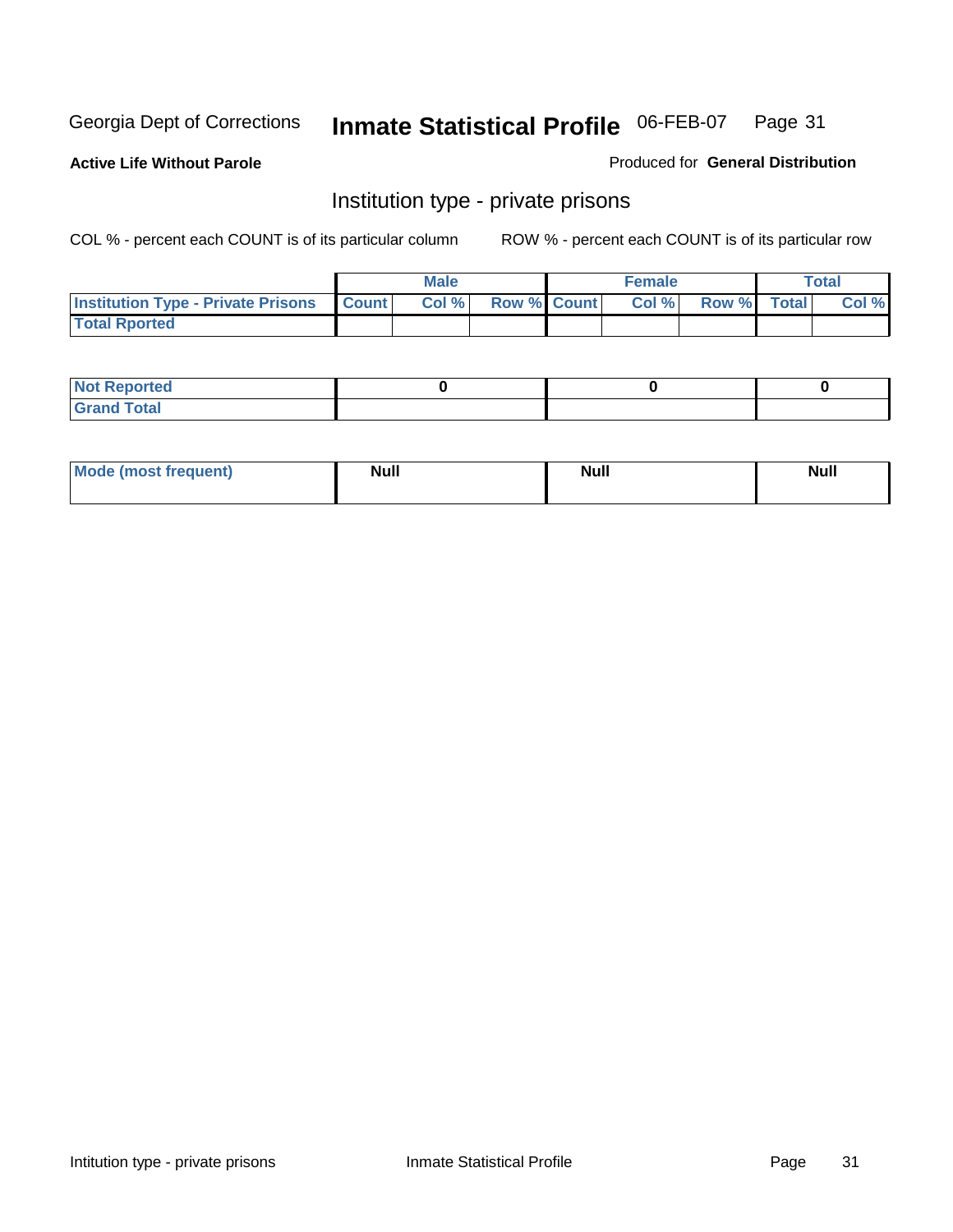Georgia Dept of Corrections **Inmate Statistical Profile** 06-FEB-07

**Active Life Without Parole**

Produced for **General Distribution**

## Institution type - private prisons

COL % - percent each COUNT is of its particular column

ROW % - percent each COUNT is of its particular row

| | Male | | | Female | | | Total | |
|---|---|---|---|---|---|---|---|---|
| **Institution Type - Private Prisons** | **Count** | **Col %** | **Row %** | **Count** | **Col %** | **Row %** | **Total** | **Col %** |
| **Total Rported** | | | | | | | | |

| | Male | Female | Total |
|---|---|---|---|
| **Not Reported** | 0 | 0 | 0 |
| **Grand Total** | | | |

| | Male | Female | Total |
|---|---|---|---|
| **Mode (most frequent)** | Null | Null | Null |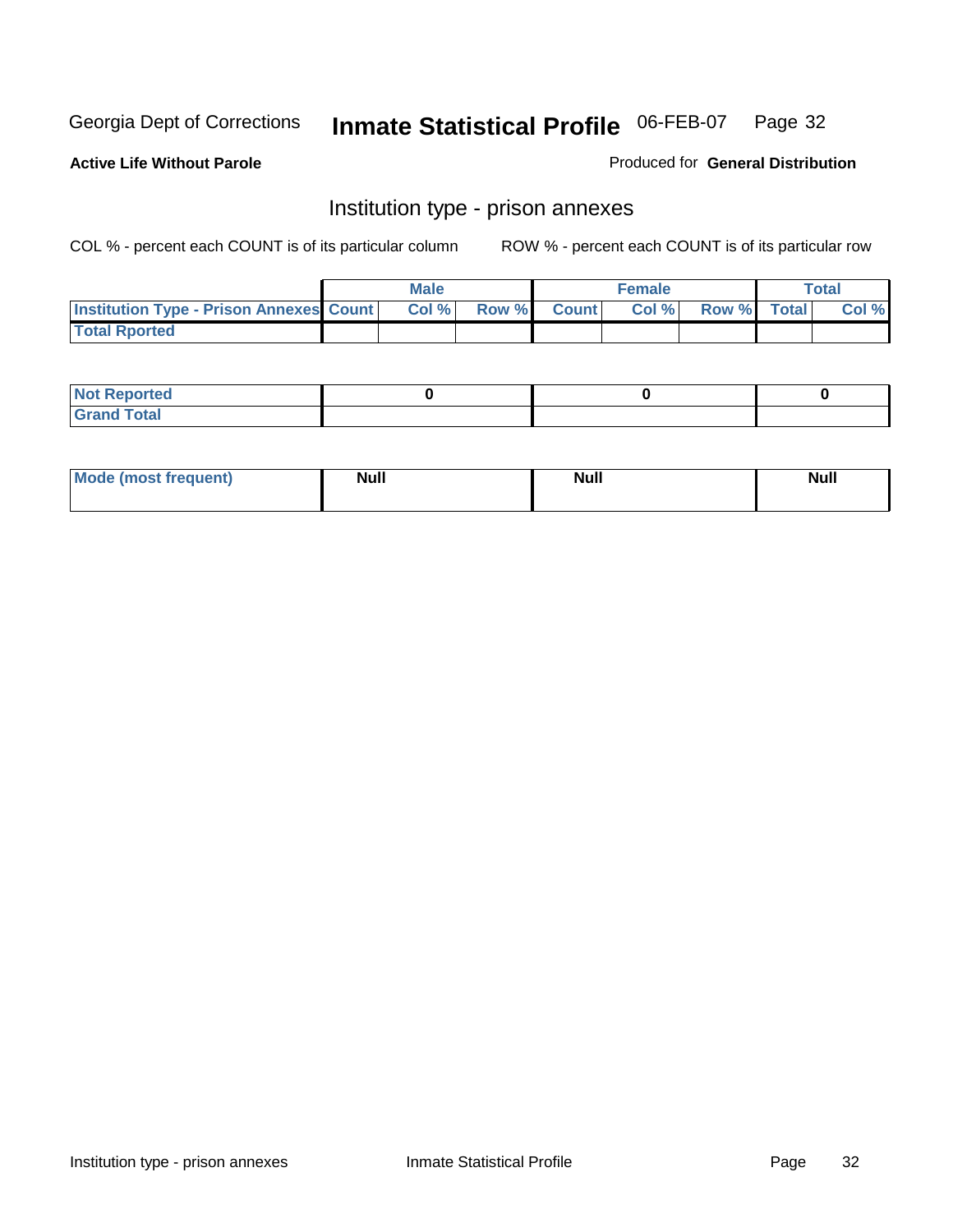Georgia Dept of Corrections **Inmate Statistical Profile** 06-FEB-07

**Active Life Without Parole**

Produced for **General Distribution**

## Institution type - prison annexes

COL % - percent each COUNT is of its particular column    ROW % - percent each COUNT is of its particular row

| | Male | | | Female | | | Total | |
|---|---|---|---|---|---|---|---|---|
| **Institution Type - Prison Annexes** | **Count** | **Col %** | **Row %** | **Count** | **Col %** | **Row %** | **Total** | **Col %** |
| **Total Rported** | | | | | | | | |

| | Male | Female | Total |
|---|---|---|---|
| **Not Reported** | 0 | 0 | 0 |
| **Grand Total** | | | |

| | Male | Female | Total |
|---|---|---|---|
| **Mode (most frequent)** | **Null** | **Null** | **Null** |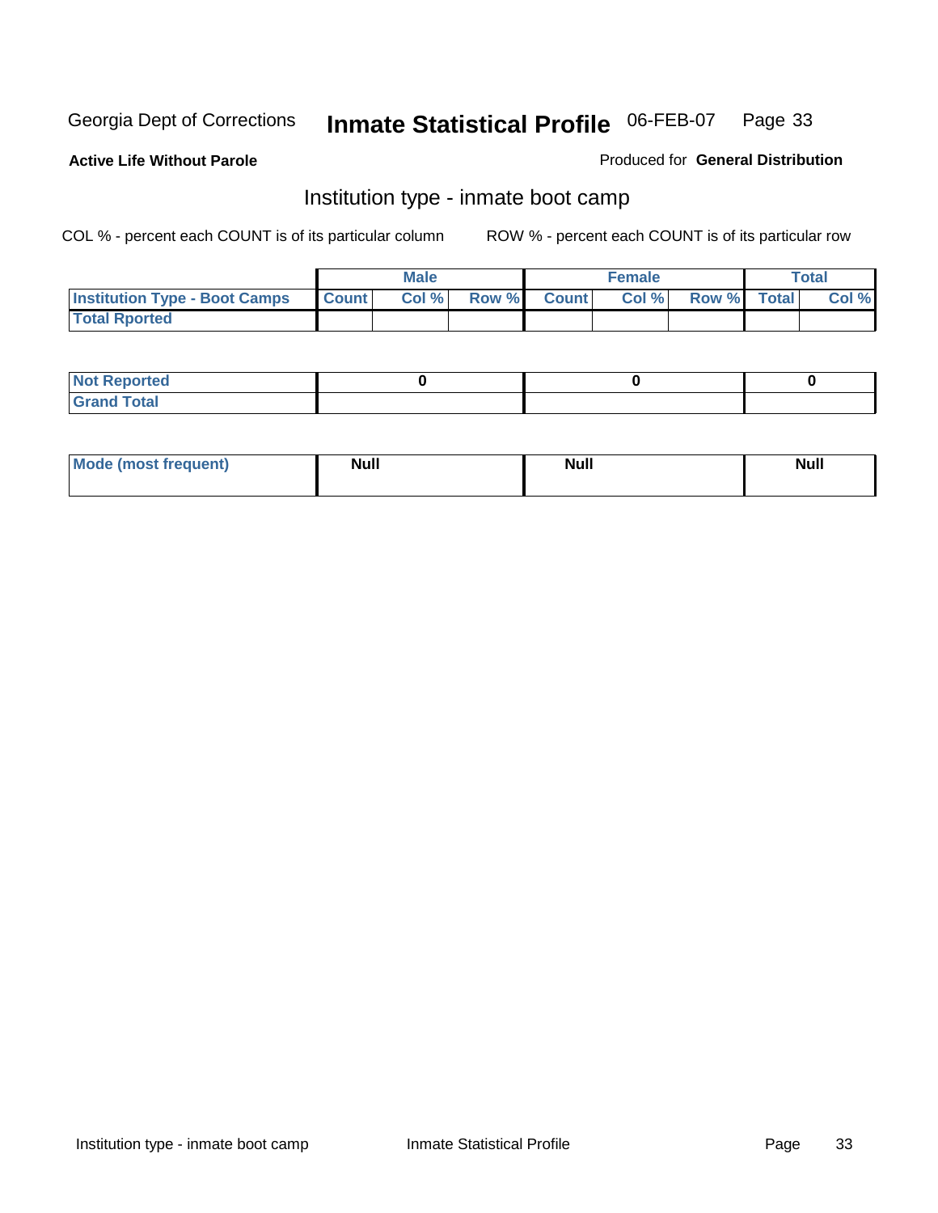Georgia Dept of Corrections **Inmate Statistical Profile** 06-FEB-07

**Active Life Without Parole**

Produced for **General Distribution**

## Institution type - inmate boot camp

COL % - percent each COUNT is of its particular column ROW % - percent each COUNT is of its particular row

| | Male | | | Female | | | Total | |
|---|---|---|---|---|---|---|---|---|
| **Institution Type - Boot Camps** | **Count** | **Col %** | **Row %** | **Count** | **Col %** | **Row %** | **Total** | **Col %** |
| **Total Rported** | | | | | | | | |

| | Male | Female | Total |
|---|---|---|---|
| **Not Reported** | 0 | 0 | 0 |
| **Grand Total** | | | |

| | Male | Female | Total |
|---|---|---|---|
| **Mode (most frequent)** | Null | Null | Null |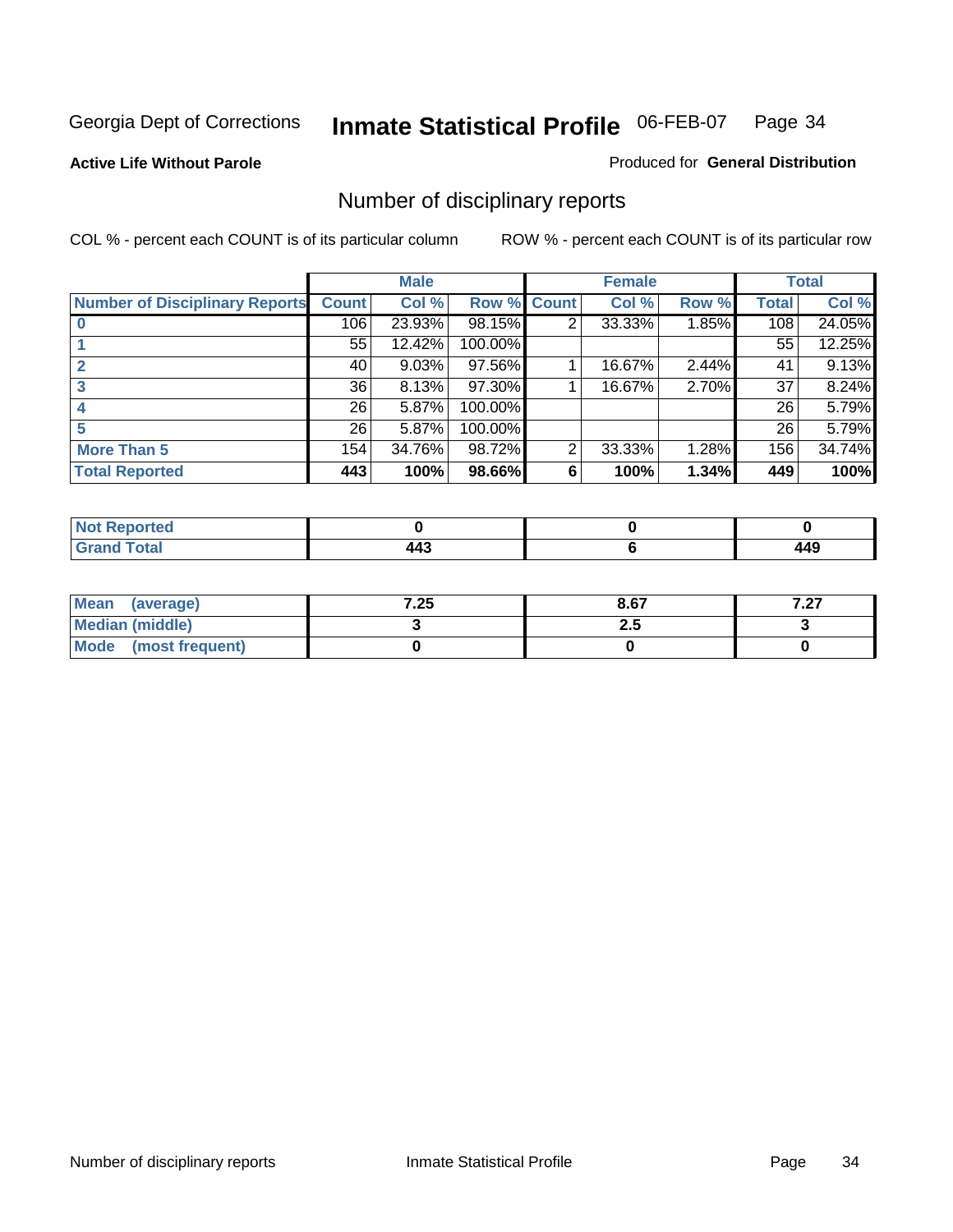Georgia Dept of Corrections **Inmate Statistical Profile** 06-FEB-07

**Active Life Without Parole**

Produced for **General Distribution**

## Number of disciplinary reports

COL % - percent each COUNT is of its particular column ROW % - percent each COUNT is of its particular row

| | Male | | | Female | | | Total | |
|---|---|---|---|---|---|---|---|---|
| **Number of Disciplinary Reports** | **Count** | **Col %** | **Row %** | **Count** | **Col %** | **Row %** | **Total** | **Col %** |
| **0** | 106 | 23.93% | 98.15% | 2 | 33.33% | 1.85% | 108 | 24.05% |
| **1** | 55 | 12.42% | 100.00% | | | | 55 | 12.25% |
| **2** | 40 | 9.03% | 97.56% | 1 | 16.67% | 2.44% | 41 | 9.13% |
| **3** | 36 | 8.13% | 97.30% | 1 | 16.67% | 2.70% | 37 | 8.24% |
| **4** | 26 | 5.87% | 100.00% | | | | 26 | 5.79% |
| **5** | 26 | 5.87% | 100.00% | | | | 26 | 5.79% |
| **More Than 5** | 154 | 34.76% | 98.72% | 2 | 33.33% | 1.28% | 156 | 34.74% |
| **Total Reported** | **443** | **100%** | **98.66%** | **6** | **100%** | **1.34%** | **449** | **100%** |

| | Male | Female | Total |
|---|---|---|---|
| **Not Reported** | **0** | **0** | **0** |
| **Grand Total** | **443** | **6** | **449** |

| | Male | Female | Total |
|---|---|---|---|
| **Mean (average)** | **7.25** | **8.67** | **7.27** |
| **Median (middle)** | **3** | **2.5** | **3** |
| **Mode (most frequent)** | **0** | **0** | **0** |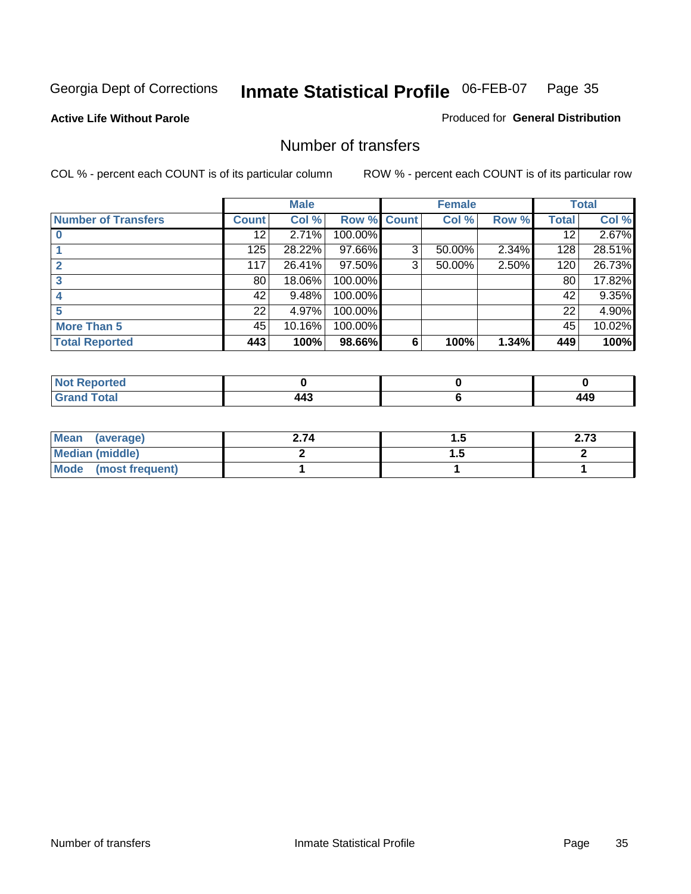Georgia Dept of Corrections **Inmate Statistical Profile** 06-FEB-07

**Active Life Without Parole**

Produced for **General Distribution**

## Number of transfers

COL % - percent each COUNT is of its particular column

ROW % - percent each COUNT is of its particular row

| | Male | | | Female | | | Total | |
|---|---|---|---|---|---|---|---|---|
| **Number of Transfers** | **Count** | **Col %** | **Row %** | **Count** | **Col %** | **Row %** | **Total** | **Col %** |
| **0** | 12 | 2.71% | 100.00% | | | | 12 | 2.67% |
| **1** | 125 | 28.22% | 97.66% | 3 | 50.00% | 2.34% | 128 | 28.51% |
| **2** | 117 | 26.41% | 97.50% | 3 | 50.00% | 2.50% | 120 | 26.73% |
| **3** | 80 | 18.06% | 100.00% | | | | 80 | 17.82% |
| **4** | 42 | 9.48% | 100.00% | | | | 42 | 9.35% |
| **5** | 22 | 4.97% | 100.00% | | | | 22 | 4.90% |
| **More Than 5** | 45 | 10.16% | 100.00% | | | | 45 | 10.02% |
| **Total Reported** | **443** | **100%** | **98.66%** | **6** | **100%** | **1.34%** | **449** | **100%** |

| | Male | Female | Total |
|---|---|---|---|
| **Not Reported** | **0** | **0** | **0** |
| **Grand Total** | **443** | **6** | **449** |

| | Male | Female | Total |
|---|---|---|---|
| **Mean (average)** | **2.74** | **1.5** | **2.73** |
| **Median (middle)** | **2** | **1.5** | **2** |
| **Mode (most frequent)** | **1** | **1** | **1** |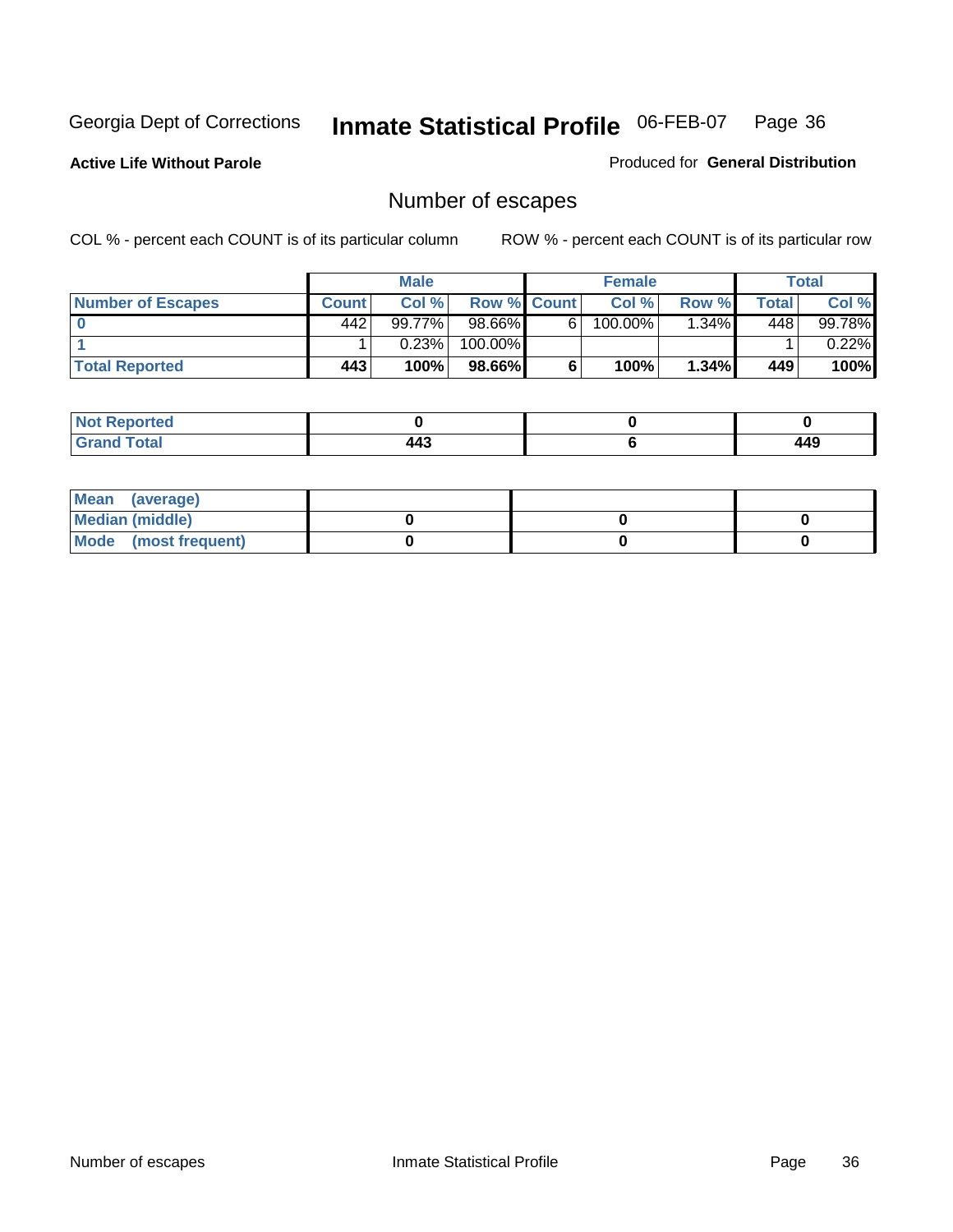Georgia Dept of Corrections **Inmate Statistical Profile** 06-FEB-07

**Active Life Without Parole**

Produced for **General Distribution**

## Number of escapes

COL % - percent each COUNT is of its particular column ROW % - percent each COUNT is of its particular row

| | Male | | | Female | | | Total | |
|---|---|---|---|---|---|---|---|---|
| **Number of Escapes** | **Count** | **Col %** | **Row %** | **Count** | **Col %** | **Row %** | **Total** | **Col %** |
| **0** | 442 | 99.77% | 98.66% | 6 | 100.00% | 1.34% | 448 | 99.78% |
| **1** | 1 | 0.23% | 100.00% | | | | 1 | 0.22% |
| **Total Reported** | **443** | **100%** | **98.66%** | **6** | **100%** | **1.34%** | **449** | **100%** |

| | Male | Female | Total |
|---|---|---|---|
| **Not Reported** | **0** | **0** | **0** |
| **Grand Total** | **443** | **6** | **449** |

| | Male | Female | Total |
|---|---|---|---|
| **Mean (average)** | | | |
| **Median (middle)** | **0** | **0** | **0** |
| **Mode (most frequent)** | **0** | **0** | **0** |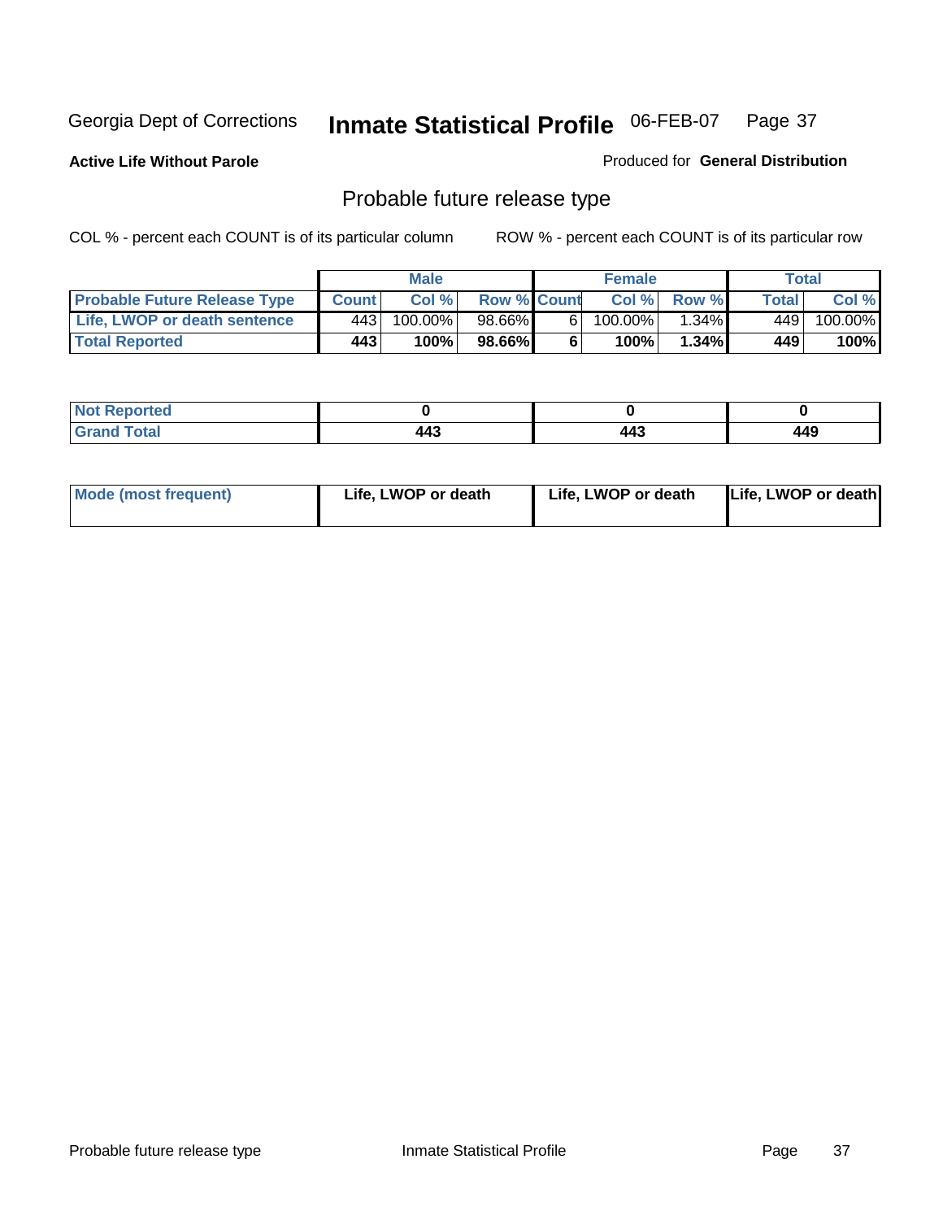Georgia Dept of Corrections **Inmate Statistical Profile** 06-FEB-07

**Active Life Without Parole**

Produced for **General Distribution**

## Probable future release type

COL % - percent each COUNT is of its particular column

ROW % - percent each COUNT is of its particular row

| | Male | | | Female | | | Total | |
|---|---|---|---|---|---|---|---|---|
| **Probable Future Release Type** | **Count** | **Col %** | **Row %** | **Count** | **Col %** | **Row %** | **Total** | **Col %** |
| Life, LWOP or death sentence | 443 | 100.00% | 98.66% | 6 | 100.00% | 1.34% | 449 | 100.00% |
| **Total Reported** | **443** | **100%** | **98.66%** | **6** | **100%** | **1.34%** | **449** | **100%** |

| | | | |
|---|---|---|---|
| **Not Reported** | **0** | **0** | **0** |
| **Grand Total** | **443** | **443** | **449** |

| | | | |
|---|---|---|---|
| **Mode (most frequent)** | **Life, LWOP or death** | **Life, LWOP or death** | **Life, LWOP or death** |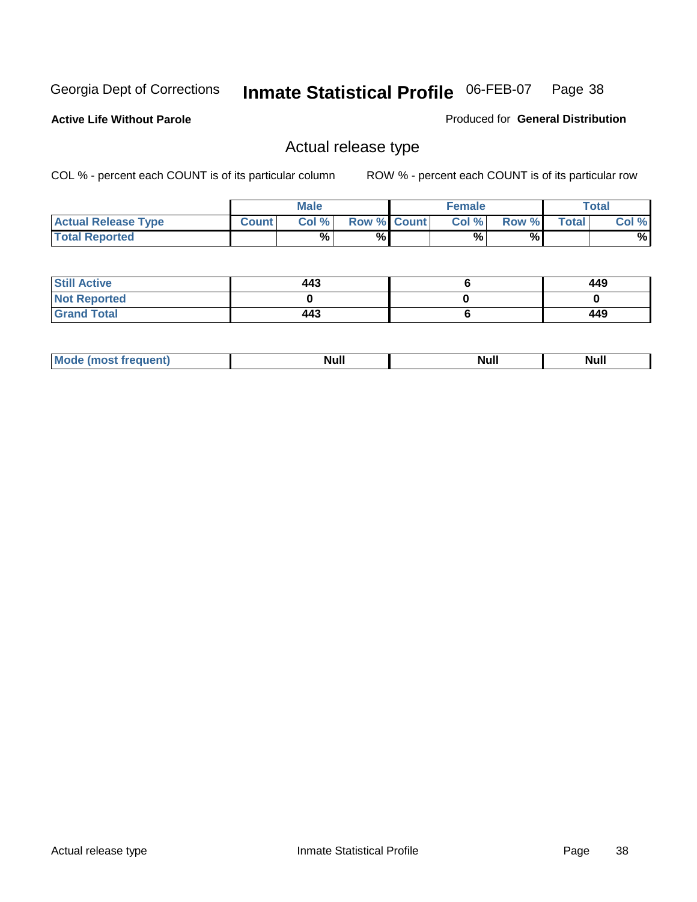Georgia Dept of Corrections **Inmate Statistical Profile** 06-FEB-07

**Active Life Without Parole**

Produced for **General Distribution**

## Actual release type

COL % - percent each COUNT is of its particular column

ROW % - percent each COUNT is of its particular row

| | Male | | | Female | | | Total | |
|---|---|---|---|---|---|---|---|---|
| **Actual Release Type** | **Count** | **Col %** | **Row %** | **Count** | **Col %** | **Row %** | **Total** | **Col %** |
| **Total Reported** | | % | % | | % | % | | % |

| | Male | Female | Total |
|---|---|---|---|
| **Still Active** | 443 | 6 | 449 |
| **Not Reported** | 0 | 0 | 0 |
| **Grand Total** | 443 | 6 | 449 |

| | Male | Female | Total |
|---|---|---|---|
| **Mode (most frequent)** | Null | Null | Null |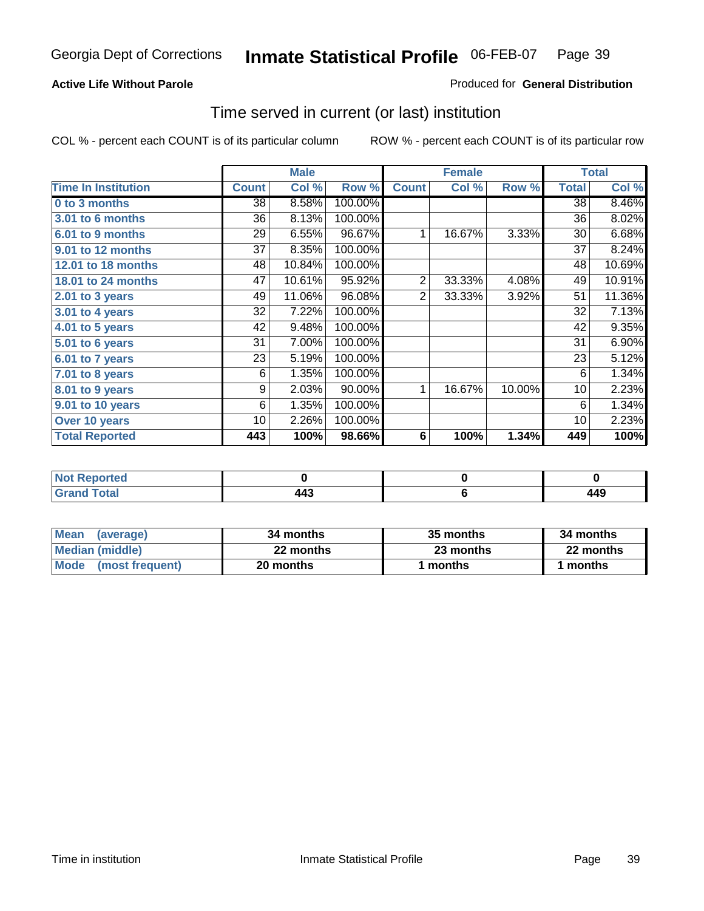Georgia Dept of Corrections **Inmate Statistical Profile** 06-FEB-07

**Active Life Without Parole**

Produced for **General Distribution**

## Time served in current (or last) institution

COL % - percent each COUNT is of its particular column ROW % - percent each COUNT is of its particular row

| Time In Institution | Male | | | Female | | | Total | |
|---|---|---|---|---|---|---|---|---|
| | Count | Col % | Row % | Count | Col % | Row % | Total | Col % |
| 0 to 3 months | 38 | 8.58% | 100.00% | | | | 38 | 8.46% |
| 3.01 to 6 months | 36 | 8.13% | 100.00% | | | | 36 | 8.02% |
| 6.01 to 9 months | 29 | 6.55% | 96.67% | 1 | 16.67% | 3.33% | 30 | 6.68% |
| 9.01 to 12 months | 37 | 8.35% | 100.00% | | | | 37 | 8.24% |
| 12.01 to 18 months | 48 | 10.84% | 100.00% | | | | 48 | 10.69% |
| 18.01 to 24 months | 47 | 10.61% | 95.92% | 2 | 33.33% | 4.08% | 49 | 10.91% |
| 2.01 to 3 years | 49 | 11.06% | 96.08% | 2 | 33.33% | 3.92% | 51 | 11.36% |
| 3.01 to 4 years | 32 | 7.22% | 100.00% | | | | 32 | 7.13% |
| 4.01 to 5 years | 42 | 9.48% | 100.00% | | | | 42 | 9.35% |
| 5.01 to 6 years | 31 | 7.00% | 100.00% | | | | 31 | 6.90% |
| 6.01 to 7 years | 23 | 5.19% | 100.00% | | | | 23 | 5.12% |
| 7.01 to 8 years | 6 | 1.35% | 100.00% | | | | 6 | 1.34% |
| 8.01 to 9 years | 9 | 2.03% | 90.00% | 1 | 16.67% | 10.00% | 10 | 2.23% |
| 9.01 to 10 years | 6 | 1.35% | 100.00% | | | | 6 | 1.34% |
| Over 10 years | 10 | 2.26% | 100.00% | | | | 10 | 2.23% |
| **Total Reported** | **443** | **100%** | **98.66%** | **6** | **100%** | **1.34%** | **449** | **100%** |

| | Male | Female | Total |
|---|---|---|---|
| Not Reported | 0 | 0 | 0 |
| Grand Total | 443 | 6 | 449 |

| | Male | Female | Total |
|---|---|---|---|
| Mean (average) | 34 months | 35 months | 34 months |
| Median (middle) | 22 months | 23 months | 22 months |
| Mode (most frequent) | 20 months | 1 months | 1 months |

Time in institution Inmate Statistical Profile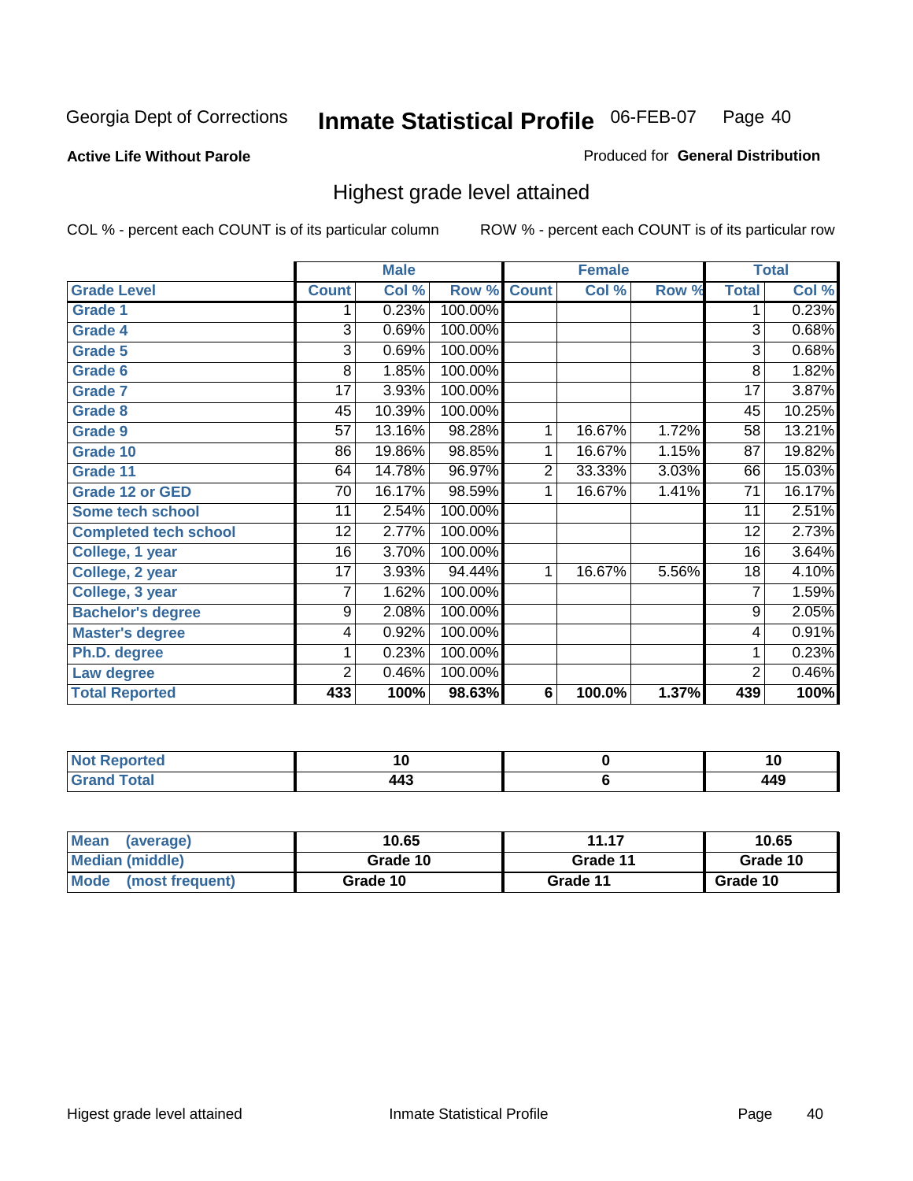Georgia Dept of Corrections **Inmate Statistical Profile** 06-FEB-07

**Active Life Without Parole**

Produced for **General Distribution**

## Highest grade level attained

COL % - percent each COUNT is of its particular column ROW % - percent each COUNT is of its particular row

| | Male | | | Female | | | Total | |
|---|---|---|---|---|---|---|---|---|
| Grade Level | Count | Col % | Row % | Count | Col % | Row % | Total | Col % |
| Grade 1 | 1 | 0.23% | 100.00% | | | | 1 | 0.23% |
| Grade 4 | 3 | 0.69% | 100.00% | | | | 3 | 0.68% |
| Grade 5 | 3 | 0.69% | 100.00% | | | | 3 | 0.68% |
| Grade 6 | 8 | 1.85% | 100.00% | | | | 8 | 1.82% |
| Grade 7 | 17 | 3.93% | 100.00% | | | | 17 | 3.87% |
| Grade 8 | 45 | 10.39% | 100.00% | | | | 45 | 10.25% |
| Grade 9 | 57 | 13.16% | 98.28% | 1 | 16.67% | 1.72% | 58 | 13.21% |
| Grade 10 | 86 | 19.86% | 98.85% | 1 | 16.67% | 1.15% | 87 | 19.82% |
| Grade 11 | 64 | 14.78% | 96.97% | 2 | 33.33% | 3.03% | 66 | 15.03% |
| Grade 12 or GED | 70 | 16.17% | 98.59% | 1 | 16.67% | 1.41% | 71 | 16.17% |
| Some tech school | 11 | 2.54% | 100.00% | | | | 11 | 2.51% |
| Completed tech school | 12 | 2.77% | 100.00% | | | | 12 | 2.73% |
| College, 1 year | 16 | 3.70% | 100.00% | | | | 16 | 3.64% |
| College, 2 year | 17 | 3.93% | 94.44% | 1 | 16.67% | 5.56% | 18 | 4.10% |
| College, 3 year | 7 | 1.62% | 100.00% | | | | 7 | 1.59% |
| Bachelor's degree | 9 | 2.08% | 100.00% | | | | 9 | 2.05% |
| Master's degree | 4 | 0.92% | 100.00% | | | | 4 | 0.91% |
| Ph.D. degree | 1 | 0.23% | 100.00% | | | | 1 | 0.23% |
| Law degree | 2 | 0.46% | 100.00% | | | | 2 | 0.46% |
| **Total Reported** | **433** | **100%** | **98.63%** | **6** | **100.0%** | **1.37%** | **439** | **100%** |

| | Male | Female | Total |
|---|---|---|---|
| Not Reported | 10 | 0 | 10 |
| Grand Total | 443 | 6 | 449 |

| | Male | Female | Total |
|---|---|---|---|
| Mean (average) | 10.65 | 11.17 | 10.65 |
| Median (middle) | Grade 10 | Grade 11 | Grade 10 |
| Mode (most frequent) | Grade 10 | Grade 11 | Grade 10 |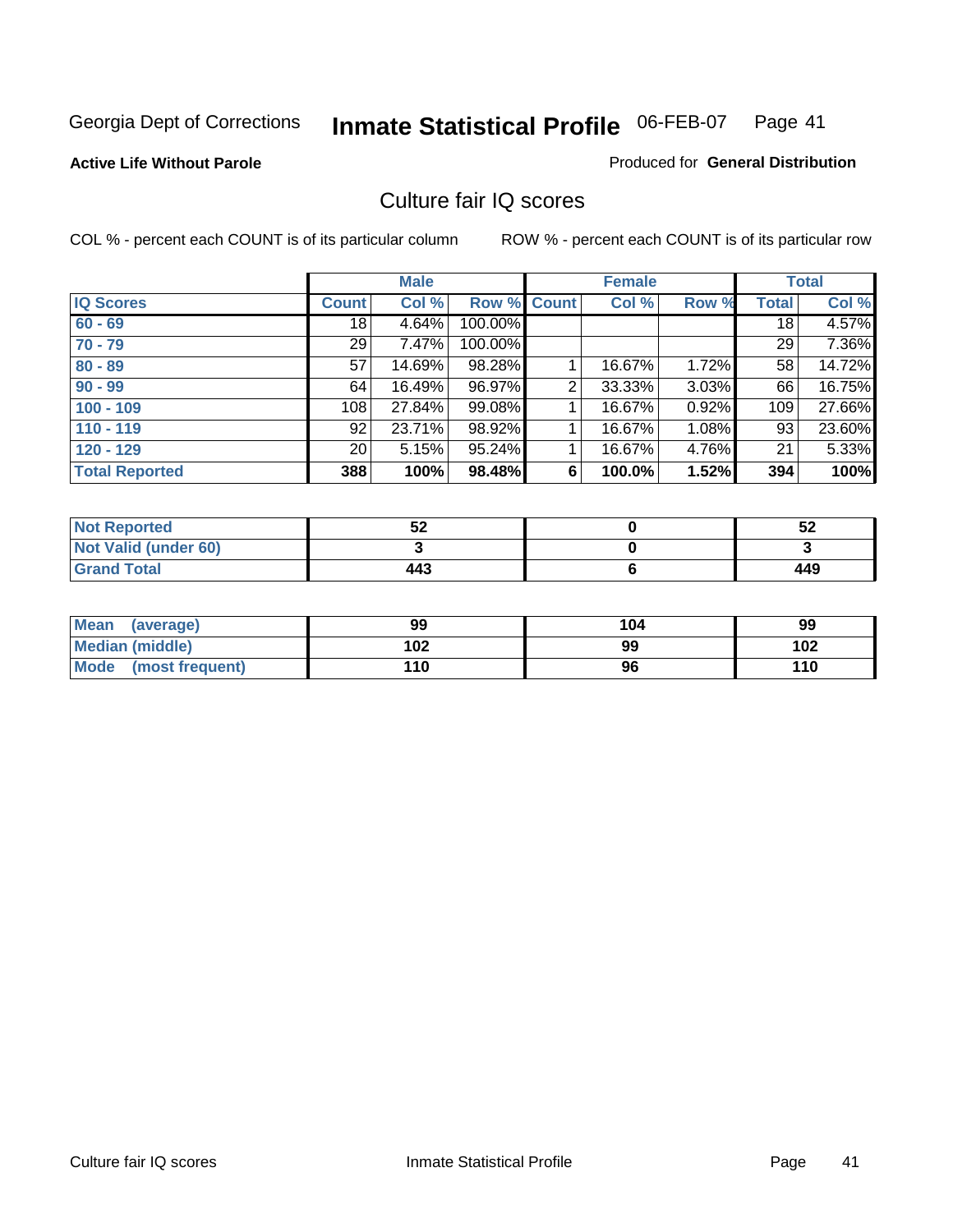Georgia Dept of Corrections **Inmate Statistical Profile** 06-FEB-07

**Active Life Without Parole**

Produced for **General Distribution**

## Culture fair IQ scores

COL % - percent each COUNT is of its particular column

ROW % - percent each COUNT is of its particular row

| | Male | | | Female | | | Total | |
|---|---|---|---|---|---|---|---|---|
| **IQ Scores** | **Count** | **Col %** | **Row %** | **Count** | **Col %** | **Row %** | **Total** | **Col %** |
| **60 - 69** | 18 | 4.64% | 100.00% | | | | 18 | 4.57% |
| **70 - 79** | 29 | 7.47% | 100.00% | | | | 29 | 7.36% |
| **80 - 89** | 57 | 14.69% | 98.28% | 1 | 16.67% | 1.72% | 58 | 14.72% |
| **90 - 99** | 64 | 16.49% | 96.97% | 2 | 33.33% | 3.03% | 66 | 16.75% |
| **100 - 109** | 108 | 27.84% | 99.08% | 1 | 16.67% | 0.92% | 109 | 27.66% |
| **110 - 119** | 92 | 23.71% | 98.92% | 1 | 16.67% | 1.08% | 93 | 23.60% |
| **120 - 129** | 20 | 5.15% | 95.24% | 1 | 16.67% | 4.76% | 21 | 5.33% |
| **Total Reported** | **388** | **100%** | **98.48%** | **6** | **100.0%** | **1.52%** | **394** | **100%** |

| | Male | Female | Total |
|---|---|---|---|
| **Not Reported** | **52** | **0** | **52** |
| **Not Valid (under 60)** | **3** | **0** | **3** |
| **Grand Total** | **443** | **6** | **449** |

| | Male | Female | Total |
|---|---|---|---|
| **Mean (average)** | **99** | **104** | **99** |
| **Median (middle)** | **102** | **99** | **102** |
| **Mode (most frequent)** | **110** | **96** | **110** |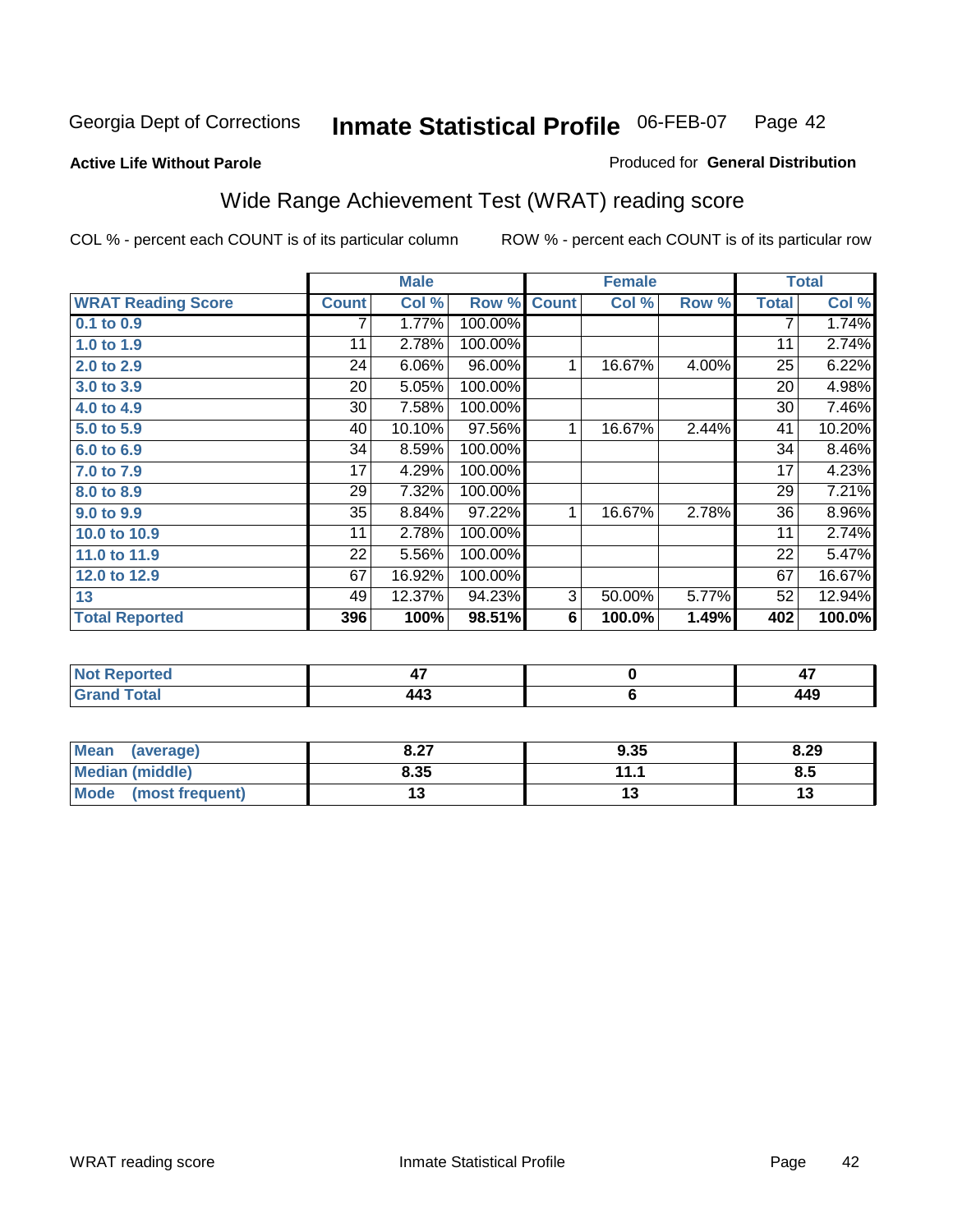Georgia Dept of Corrections **Inmate Statistical Profile** 06-FEB-07 Page 42

**Active Life Without Parole**

Produced for **General Distribution**

## Wide Range Achievement Test (WRAT) reading score

COL % - percent each COUNT is of its particular column

ROW % - percent each COUNT is of its particular row

| | Male | | | Female | | | Total | |
|---|---|---|---|---|---|---|---|---|
| **WRAT Reading Score** | **Count** | **Col %** | **Row %** | **Count** | **Col %** | **Row %** | **Total** | **Col %** |
| **0.1 to 0.9** | 7 | 1.77% | 100.00% | | | | 7 | 1.74% |
| **1.0 to 1.9** | 11 | 2.78% | 100.00% | | | | 11 | 2.74% |
| **2.0 to 2.9** | 24 | 6.06% | 96.00% | 1 | 16.67% | 4.00% | 25 | 6.22% |
| **3.0 to 3.9** | 20 | 5.05% | 100.00% | | | | 20 | 4.98% |
| **4.0 to 4.9** | 30 | 7.58% | 100.00% | | | | 30 | 7.46% |
| **5.0 to 5.9** | 40 | 10.10% | 97.56% | 1 | 16.67% | 2.44% | 41 | 10.20% |
| **6.0 to 6.9** | 34 | 8.59% | 100.00% | | | | 34 | 8.46% |
| **7.0 to 7.9** | 17 | 4.29% | 100.00% | | | | 17 | 4.23% |
| **8.0 to 8.9** | 29 | 7.32% | 100.00% | | | | 29 | 7.21% |
| **9.0 to 9.9** | 35 | 8.84% | 97.22% | 1 | 16.67% | 2.78% | 36 | 8.96% |
| **10.0 to 10.9** | 11 | 2.78% | 100.00% | | | | 11 | 2.74% |
| **11.0 to 11.9** | 22 | 5.56% | 100.00% | | | | 22 | 5.47% |
| **12.0 to 12.9** | 67 | 16.92% | 100.00% | | | | 67 | 16.67% |
| **13** | 49 | 12.37% | 94.23% | 3 | 50.00% | 5.77% | 52 | 12.94% |
| **Total Reported** | **396** | **100%** | **98.51%** | **6** | **100.0%** | **1.49%** | **402** | **100.0%** |

| | Male | Female | Total |
|---|---|---|---|
| **Not Reported** | **47** | **0** | **47** |
| **Grand Total** | **443** | **6** | **449** |

| | Male | Female | Total |
|---|---|---|---|
| **Mean (average)** | **8.27** | **9.35** | **8.29** |
| **Median (middle)** | **8.35** | **11.1** | **8.5** |
| **Mode (most frequent)** | **13** | **13** | **13** |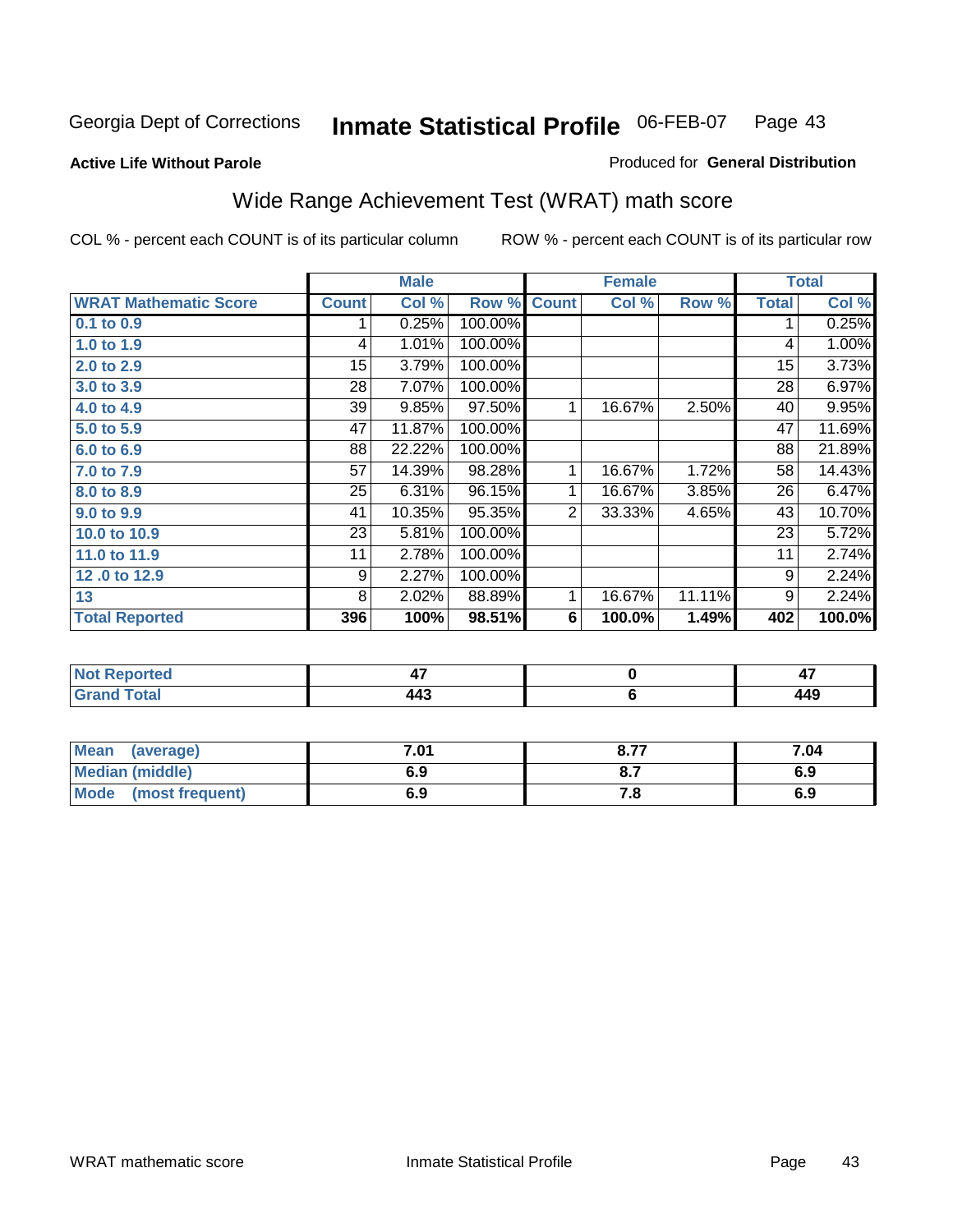Georgia Dept of Corrections **Inmate Statistical Profile** 06-FEB-07

**Active Life Without Parole**

Produced for **General Distribution**

## Wide Range Achievement Test (WRAT) math score

COL % - percent each COUNT is of its particular column

ROW % - percent each COUNT is of its particular row

| | Male | | | Female | | | Total | |
|---|---|---|---|---|---|---|---|---|
| **WRAT Mathematic Score** | **Count** | **Col %** | **Row %** | **Count** | **Col %** | **Row %** | **Total** | **Col %** |
| **0.1 to 0.9** | 1 | 0.25% | 100.00% | | | | 1 | 0.25% |
| **1.0 to 1.9** | 4 | 1.01% | 100.00% | | | | 4 | 1.00% |
| **2.0 to 2.9** | 15 | 3.79% | 100.00% | | | | 15 | 3.73% |
| **3.0 to 3.9** | 28 | 7.07% | 100.00% | | | | 28 | 6.97% |
| **4.0 to 4.9** | 39 | 9.85% | 97.50% | 1 | 16.67% | 2.50% | 40 | 9.95% |
| **5.0 to 5.9** | 47 | 11.87% | 100.00% | | | | 47 | 11.69% |
| **6.0 to 6.9** | 88 | 22.22% | 100.00% | | | | 88 | 21.89% |
| **7.0 to 7.9** | 57 | 14.39% | 98.28% | 1 | 16.67% | 1.72% | 58 | 14.43% |
| **8.0 to 8.9** | 25 | 6.31% | 96.15% | 1 | 16.67% | 3.85% | 26 | 6.47% |
| **9.0 to 9.9** | 41 | 10.35% | 95.35% | 2 | 33.33% | 4.65% | 43 | 10.70% |
| **10.0 to 10.9** | 23 | 5.81% | 100.00% | | | | 23 | 5.72% |
| **11.0 to 11.9** | 11 | 2.78% | 100.00% | | | | 11 | 2.74% |
| **12 .0 to 12.9** | 9 | 2.27% | 100.00% | | | | 9 | 2.24% |
| **13** | 8 | 2.02% | 88.89% | 1 | 16.67% | 11.11% | 9 | 2.24% |
| **Total Reported** | **396** | **100%** | **98.51%** | **6** | **100.0%** | **1.49%** | **402** | **100.0%** |

| | Male | Female | Total |
|---|---|---|---|
| **Not Reported** | **47** | **0** | **47** |
| **Grand Total** | **443** | **6** | **449** |

| | Male | Female | Total |
|---|---|---|---|
| **Mean (average)** | **7.01** | **8.77** | **7.04** |
| **Median (middle)** | **6.9** | **8.7** | **6.9** |
| **Mode (most frequent)** | **6.9** | **7.8** | **6.9** |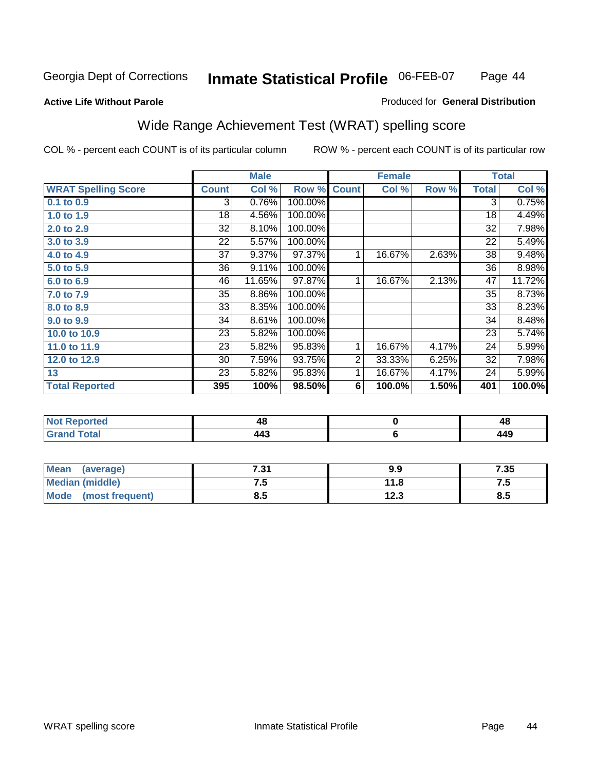Georgia Dept of Corrections **Inmate Statistical Profile** 06-FEB-07

**Active Life Without Parole**

Produced for **General Distribution**

## Wide Range Achievement Test (WRAT) spelling score

COL % - percent each COUNT is of its particular column

ROW % - percent each COUNT is of its particular row

| | Male | | | Female | | | Total | |
|---|---|---|---|---|---|---|---|---|
| **WRAT Spelling Score** | **Count** | **Col %** | **Row %** | **Count** | **Col %** | **Row %** | **Total** | **Col %** |
| **0.1 to 0.9** | 3 | 0.76% | 100.00% | | | | 3 | 0.75% |
| **1.0 to 1.9** | 18 | 4.56% | 100.00% | | | | 18 | 4.49% |
| **2.0 to 2.9** | 32 | 8.10% | 100.00% | | | | 32 | 7.98% |
| **3.0 to 3.9** | 22 | 5.57% | 100.00% | | | | 22 | 5.49% |
| **4.0 to 4.9** | 37 | 9.37% | 97.37% | 1 | 16.67% | 2.63% | 38 | 9.48% |
| **5.0 to 5.9** | 36 | 9.11% | 100.00% | | | | 36 | 8.98% |
| **6.0 to 6.9** | 46 | 11.65% | 97.87% | 1 | 16.67% | 2.13% | 47 | 11.72% |
| **7.0 to 7.9** | 35 | 8.86% | 100.00% | | | | 35 | 8.73% |
| **8.0 to 8.9** | 33 | 8.35% | 100.00% | | | | 33 | 8.23% |
| **9.0 to 9.9** | 34 | 8.61% | 100.00% | | | | 34 | 8.48% |
| **10.0 to 10.9** | 23 | 5.82% | 100.00% | | | | 23 | 5.74% |
| **11.0 to 11.9** | 23 | 5.82% | 95.83% | 1 | 16.67% | 4.17% | 24 | 5.99% |
| **12.0 to 12.9** | 30 | 7.59% | 93.75% | 2 | 33.33% | 6.25% | 32 | 7.98% |
| **13** | 23 | 5.82% | 95.83% | 1 | 16.67% | 4.17% | 24 | 5.99% |
| **Total Reported** | **395** | **100%** | **98.50%** | **6** | **100.0%** | **1.50%** | **401** | **100.0%** |

| | Male | Female | Total |
|---|---|---|---|
| **Not Reported** | **48** | **0** | **48** |
| **Grand Total** | **443** | **6** | **449** |

| | Male | Female | Total |
|---|---|---|---|
| **Mean (average)** | **7.31** | **9.9** | **7.35** |
| **Median (middle)** | **7.5** | **11.8** | **7.5** |
| **Mode (most frequent)** | **8.5** | **12.3** | **8.5** |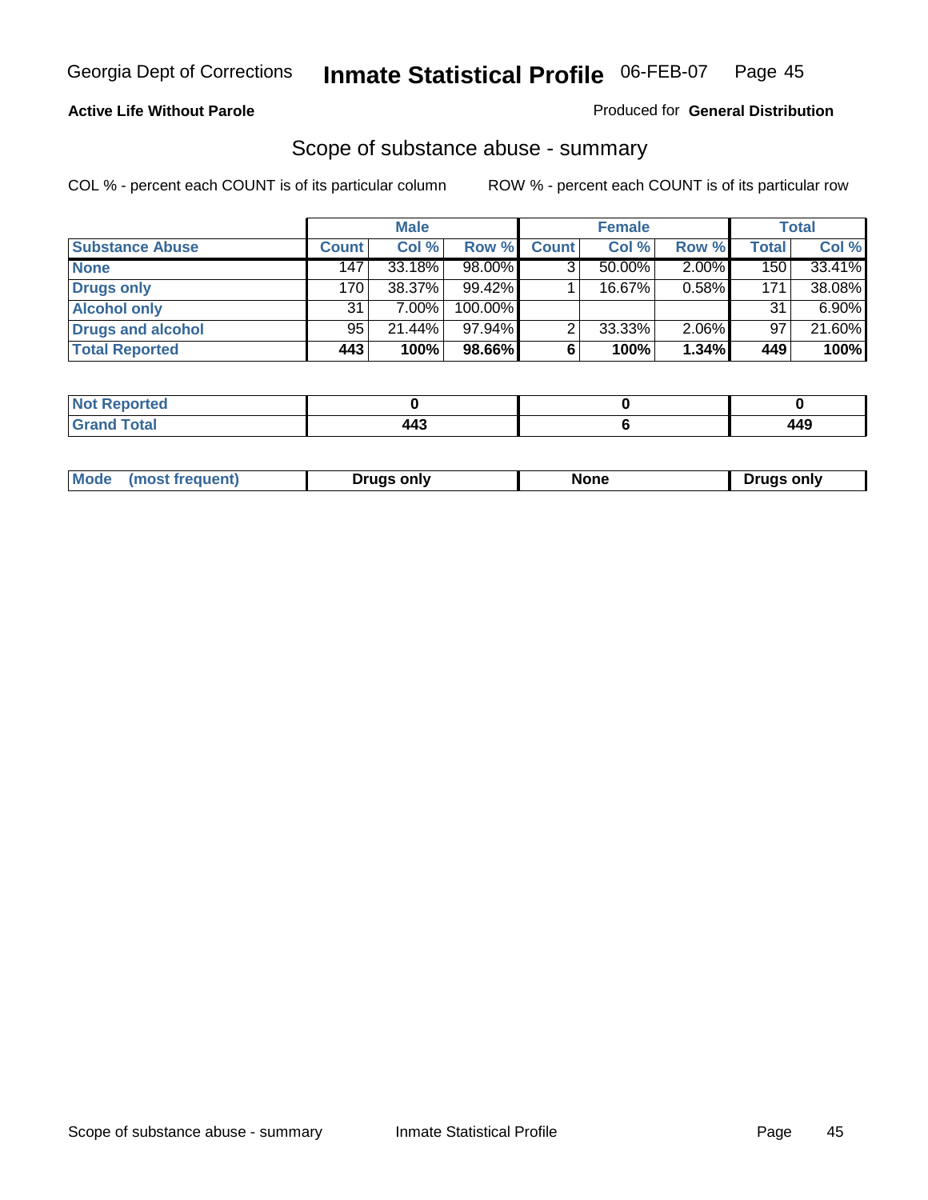Georgia Dept of Corrections **Inmate Statistical Profile** 06-FEB-07

**Active Life Without Parole**

Produced for **General Distribution**

## Scope of substance abuse - summary

COL % - percent each COUNT is of its particular column

ROW % - percent each COUNT is of its particular row

| | Male | | | Female | | | Total | |
|---|---|---|---|---|---|---|---|---|
| **Substance Abuse** | **Count** | **Col %** | **Row %** | **Count** | **Col %** | **Row %** | **Total** | **Col %** |
| **None** | 147 | 33.18% | 98.00% | 3 | 50.00% | 2.00% | 150 | 33.41% |
| **Drugs only** | 170 | 38.37% | 99.42% | 1 | 16.67% | 0.58% | 171 | 38.08% |
| **Alcohol only** | 31 | 7.00% | 100.00% | | | | 31 | 6.90% |
| **Drugs and alcohol** | 95 | 21.44% | 97.94% | 2 | 33.33% | 2.06% | 97 | 21.60% |
| **Total Reported** | **443** | **100%** | **98.66%** | **6** | **100%** | **1.34%** | **449** | **100%** |

| | Male | Female | Total |
|---|---|---|---|
| **Not Reported** | **0** | **0** | **0** |
| **Grand Total** | **443** | **6** | **449** |

| | Male | Female | Total |
|---|---|---|---|
| **Mode (most frequent)** | **Drugs only** | **None** | **Drugs only** |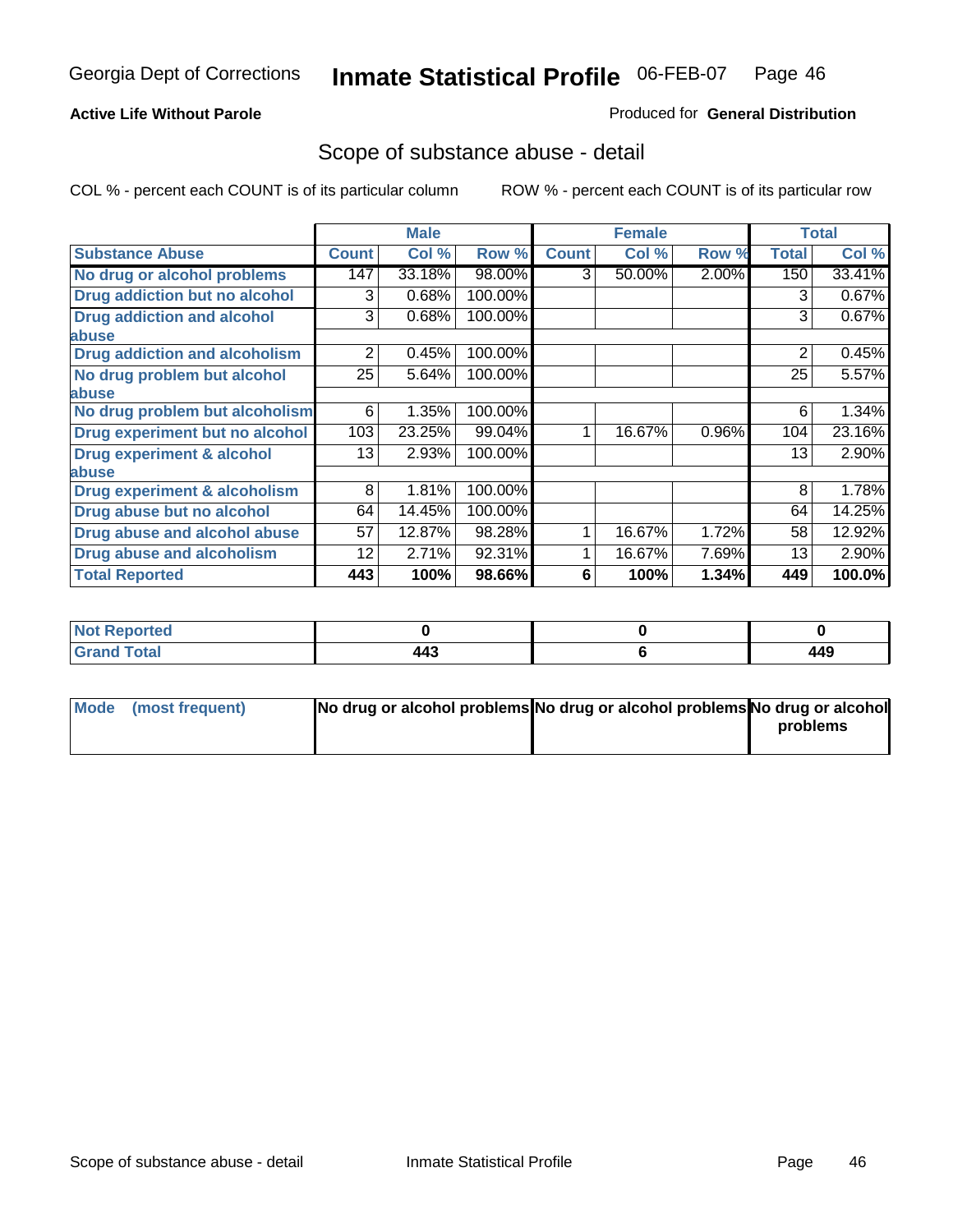Georgia Dept of Corrections **Inmate Statistical Profile** 06-FEB-07

**Active Life Without Parole**

Produced for **General Distribution**

## Scope of substance abuse - detail

COL % - percent each COUNT is of its particular column ROW % - percent each COUNT is of its particular row

| | Male | | | Female | | | Total | |
|---|---|---|---|---|---|---|---|---|
| **Substance Abuse** | **Count** | **Col %** | **Row %** | **Count** | **Col %** | **Row %** | **Total** | **Col %** |
| **No drug or alcohol problems** | 147 | 33.18% | 98.00% | 3 | 50.00% | 2.00% | 150 | 33.41% |
| **Drug addiction but no alcohol** | 3 | 0.68% | 100.00% | | | | 3 | 0.67% |
| **Drug addiction and alcohol abuse** | 3 | 0.68% | 100.00% | | | | 3 | 0.67% |
| **Drug addiction and alcoholism** | 2 | 0.45% | 100.00% | | | | 2 | 0.45% |
| **No drug problem but alcohol abuse** | 25 | 5.64% | 100.00% | | | | 25 | 5.57% |
| **No drug problem but alcoholism** | 6 | 1.35% | 100.00% | | | | 6 | 1.34% |
| **Drug experiment but no alcohol** | 103 | 23.25% | 99.04% | 1 | 16.67% | 0.96% | 104 | 23.16% |
| **Drug experiment & alcohol abuse** | 13 | 2.93% | 100.00% | | | | 13 | 2.90% |
| **Drug experiment & alcoholism** | 8 | 1.81% | 100.00% | | | | 8 | 1.78% |
| **Drug abuse but no alcohol** | 64 | 14.45% | 100.00% | | | | 64 | 14.25% |
| **Drug abuse and alcohol abuse** | 57 | 12.87% | 98.28% | 1 | 16.67% | 1.72% | 58 | 12.92% |
| **Drug abuse and alcoholism** | 12 | 2.71% | 92.31% | 1 | 16.67% | 7.69% | 13 | 2.90% |
| **Total Reported** | **443** | **100%** | **98.66%** | **6** | **100%** | **1.34%** | **449** | **100.0%** |

| | Male | Female | Total |
|---|---|---|---|
| **Not Reported** | **0** | **0** | **0** |
| **Grand Total** | **443** | **6** | **449** |

| | Male | Female | Total |
|---|---|---|---|
| **Mode (most frequent)** | **No drug or alcohol problems** | **No drug or alcohol problems** | **No drug or alcohol problems** |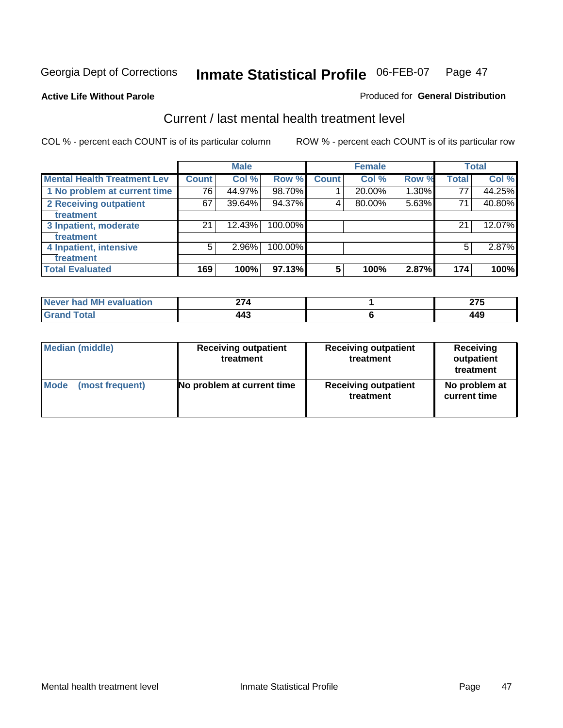Georgia Dept of Corrections **Inmate Statistical Profile** 06-FEB-07

**Active Life Without Parole**

Produced for **General Distribution**

## Current / last mental health treatment level

COL % - percent each COUNT is of its particular column

ROW % - percent each COUNT is of its particular row

| | Male | | | Female | | | Total | |
|---|---|---|---|---|---|---|---|---|
| **Mental Health Treatment Lev** | **Count** | **Col %** | **Row %** | **Count** | **Col %** | **Row %** | **Total** | **Col %** |
| 1 No problem at current time | 76 | 44.97% | 98.70% | 1 | 20.00% | 1.30% | 77 | 44.25% |
| 2 Receiving outpatient treatment | 67 | 39.64% | 94.37% | 4 | 80.00% | 5.63% | 71 | 40.80% |
| 3 Inpatient, moderate treatment | 21 | 12.43% | 100.00% | | | | 21 | 12.07% |
| 4 Inpatient, intensive treatment | 5 | 2.96% | 100.00% | | | | 5 | 2.87% |
| **Total Evaluated** | **169** | **100%** | **97.13%** | **5** | **100%** | **2.87%** | **174** | **100%** |

| | Male | Female | Total |
|---|---|---|---|
| Never had MH evaluation | 274 | 1 | 275 |
| Grand Total | 443 | 6 | 449 |

| | Male | Female | Total |
|---|---|---|---|
| Median (middle) | Receiving outpatient treatment | Receiving outpatient treatment | Receiving outpatient treatment |
| Mode (most frequent) | No problem at current time | Receiving outpatient treatment | No problem at current time |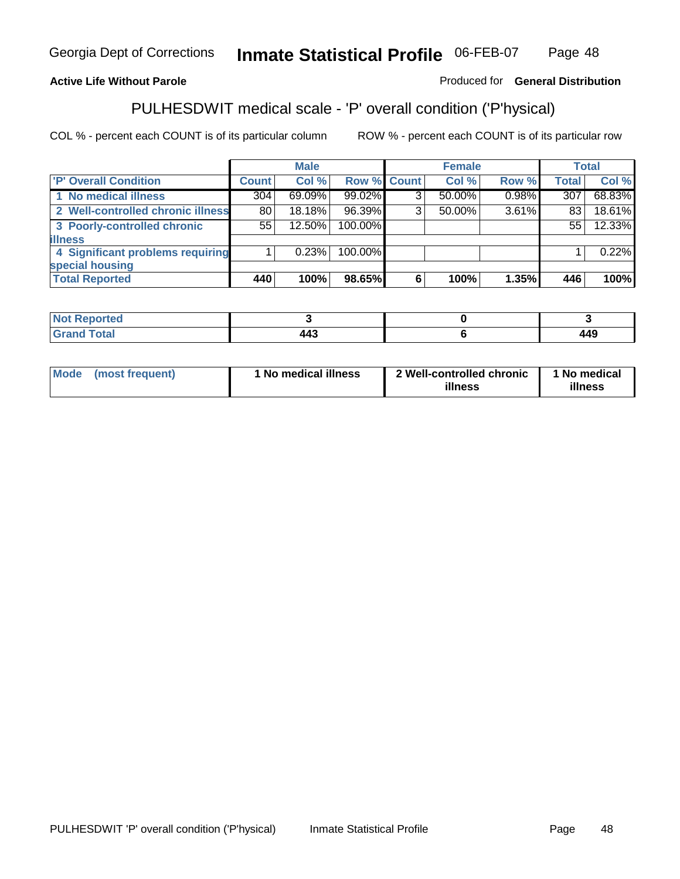Georgia Dept of Corrections **Inmate Statistical Profile** 06-FEB-07

**Active Life Without Parole**

Produced for **General Distribution**

## PULHESDWIT medical scale - 'P' overall condition ('P'hysical)

COL % - percent each COUNT is of its particular column

ROW % - percent each COUNT is of its particular row

| | Male | | | Female | | | Total | |
|---|---|---|---|---|---|---|---|---|
| 'P' Overall Condition | Count | Col % | Row % | Count | Col % | Row % | Total | Col % |
| 1 No medical illness | 304 | 69.09% | 99.02% | 3 | 50.00% | 0.98% | 307 | 68.83% |
| 2 Well-controlled chronic illness | 80 | 18.18% | 96.39% | 3 | 50.00% | 3.61% | 83 | 18.61% |
| 3 Poorly-controlled chronic illness | 55 | 12.50% | 100.00% | | | | 55 | 12.33% |
| 4 Significant problems requiring special housing | 1 | 0.23% | 100.00% | | | | 1 | 0.22% |
| **Total Reported** | **440** | **100%** | **98.65%** | **6** | **100%** | **1.35%** | **446** | **100%** |

| | Male | Female | Total |
|---|---|---|---|
| Not Reported | 3 | 0 | 3 |
| Grand Total | 443 | 6 | 449 |

| | Male | Female | Total |
|---|---|---|---|
| Mode (most frequent) | 1 No medical illness | 2 Well-controlled chronic illness | 1 No medical illness |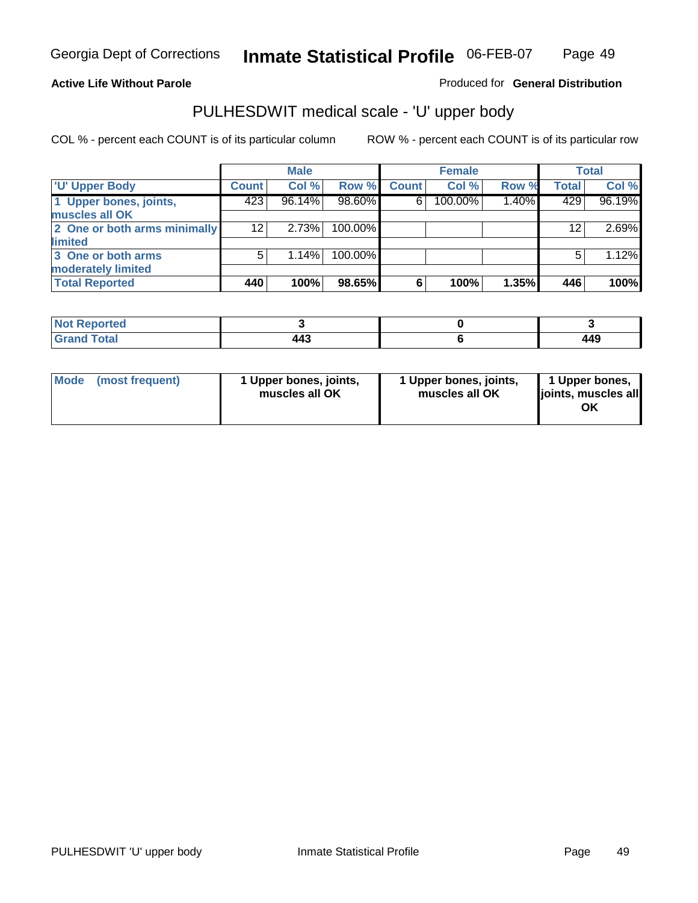Georgia Dept of Corrections **Inmate Statistical Profile** 06-FEB-07

**Active Life Without Parole**

Produced for **General Distribution**

## PULHESDWIT medical scale - 'U' upper body

COL % - percent each COUNT is of its particular column

ROW % - percent each COUNT is of its particular row

| | Male | | | Female | | | Total | |
|---|---|---|---|---|---|---|---|---|
| 'U' Upper Body | Count | Col % | Row % | Count | Col % | Row % | Total | Col % |
| 1 Upper bones, joints, muscles all OK | 423 | 96.14% | 98.60% | 6 | 100.00% | 1.40% | 429 | 96.19% |
| 2 One or both arms minimally limited | 12 | 2.73% | 100.00% | | | | 12 | 2.69% |
| 3 One or both arms moderately limited | 5 | 1.14% | 100.00% | | | | 5 | 1.12% |
| **Total Reported** | **440** | **100%** | **98.65%** | **6** | **100%** | **1.35%** | **446** | **100%** |

| | Male | Female | Total |
|---|---|---|---|
| **Not Reported** | **3** | **0** | **3** |
| **Grand Total** | **443** | **6** | **449** |

| | Male | Female | Total |
|---|---|---|---|
| **Mode (most frequent)** | **1 Upper bones, joints, muscles all OK** | **1 Upper bones, joints, muscles all OK** | **1 Upper bones, joints, muscles all OK** |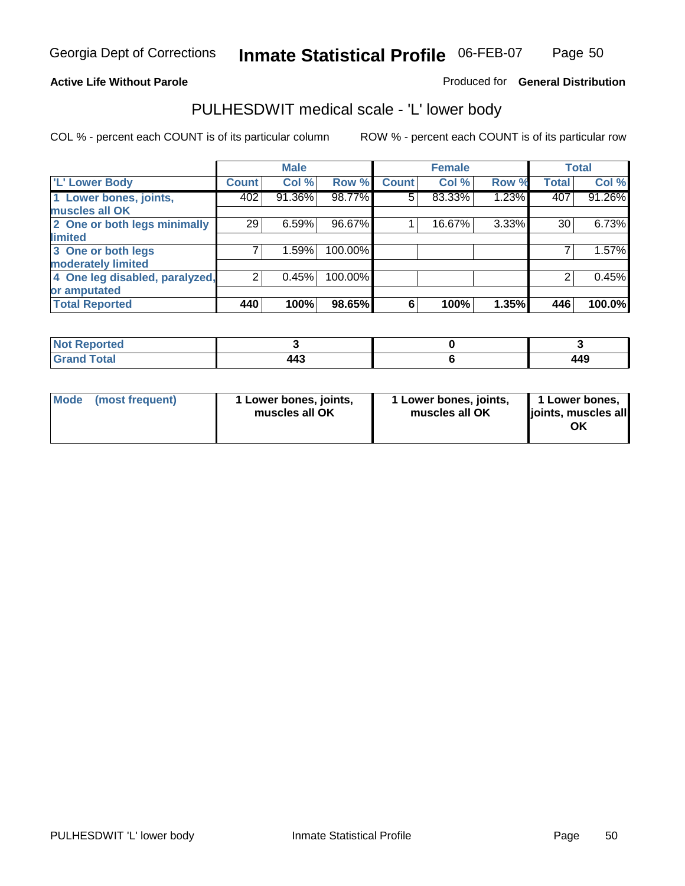**Active Life Without Parole**

Produced for **General Distribution**

## PULHESDWIT medical scale - 'L' lower body

COL % - percent each COUNT is of its particular column

ROW % - percent each COUNT is of its particular row

| | Male | | | Female | | | Total | |
|---|---|---|---|---|---|---|---|---|
| 'L' Lower Body | Count | Col % | Row % | Count | Col % | Row % | Total | Col % |
| 1 Lower bones, joints, muscles all OK | 402 | 91.36% | 98.77% | 5 | 83.33% | 1.23% | 407 | 91.26% |
| 2 One or both legs minimally limited | 29 | 6.59% | 96.67% | 1 | 16.67% | 3.33% | 30 | 6.73% |
| 3 One or both legs moderately limited | 7 | 1.59% | 100.00% | | | | 7 | 1.57% |
| 4 One leg disabled, paralyzed, or amputated | 2 | 0.45% | 100.00% | | | | 2 | 0.45% |
| **Total Reported** | **440** | **100%** | **98.65%** | **6** | **100%** | **1.35%** | **446** | **100.0%** |

| | Male | Female | Total |
|---|---|---|---|
| Not Reported | 3 | 0 | 3 |
| Grand Total | 443 | 6 | 449 |

| | Male | Female | Total |
|---|---|---|---|
| Mode (most frequent) | 1 Lower bones, joints, muscles all OK | 1 Lower bones, joints, muscles all OK | 1 Lower bones, joints, muscles all OK |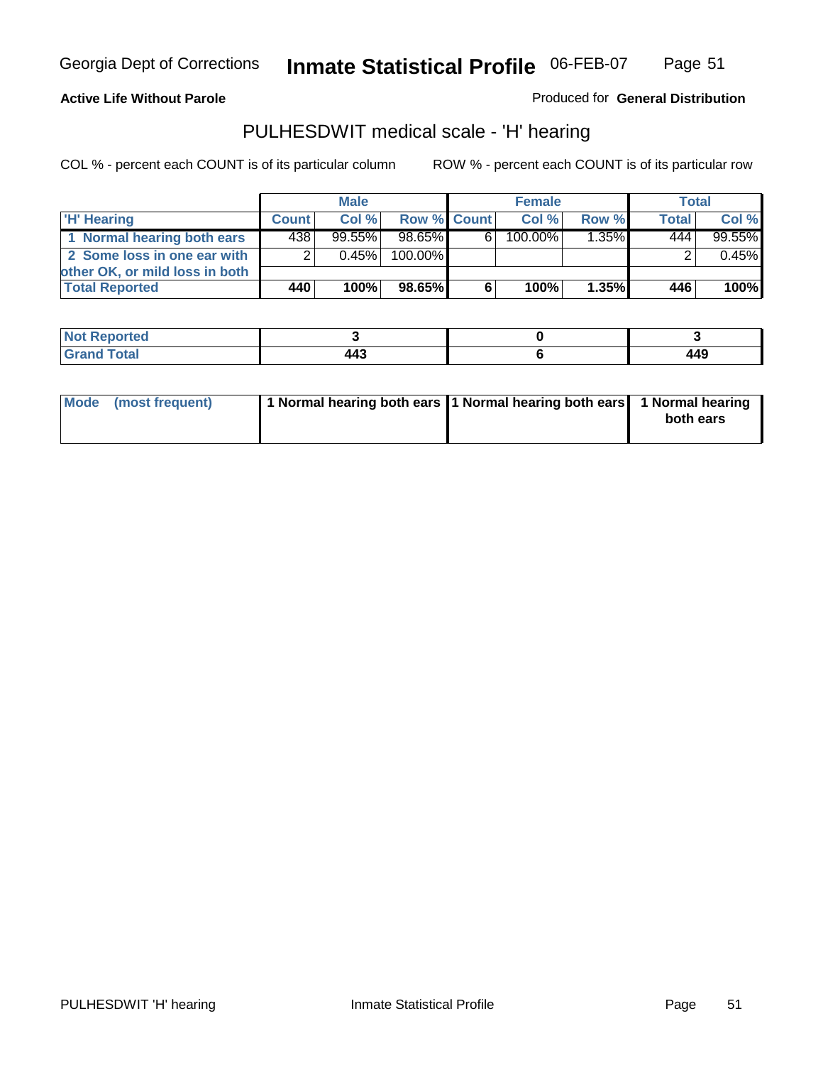Georgia Dept of Corrections **Inmate Statistical Profile** 06-FEB-07

**Active Life Without Parole**

Produced for **General Distribution**

## PULHESDWIT medical scale - 'H' hearing

COL % - percent each COUNT is of its particular column ROW % - percent each COUNT is of its particular row

| | Male | | | Female | | | Total | |
|---|---|---|---|---|---|---|---|---|
| 'H' Hearing | Count | Col % | Row % | Count | Col % | Row % | Total | Col % |
| 1 Normal hearing both ears | 438 | 99.55% | 98.65% | 6 | 100.00% | 1.35% | 444 | 99.55% |
| 2 Some loss in one ear with other OK, or mild loss in both | 2 | 0.45% | 100.00% | | | | 2 | 0.45% |
| **Total Reported** | **440** | **100%** | **98.65%** | **6** | **100%** | **1.35%** | **446** | **100%** |

| | Male | Female | Total |
|---|---|---|---|
| Not Reported | 3 | 0 | 3 |
| Grand Total | 443 | 6 | 449 |

| | Male | Female | Total |
|---|---|---|---|
| Mode (most frequent) | 1 Normal hearing both ears | 1 Normal hearing both ears | 1 Normal hearing both ears |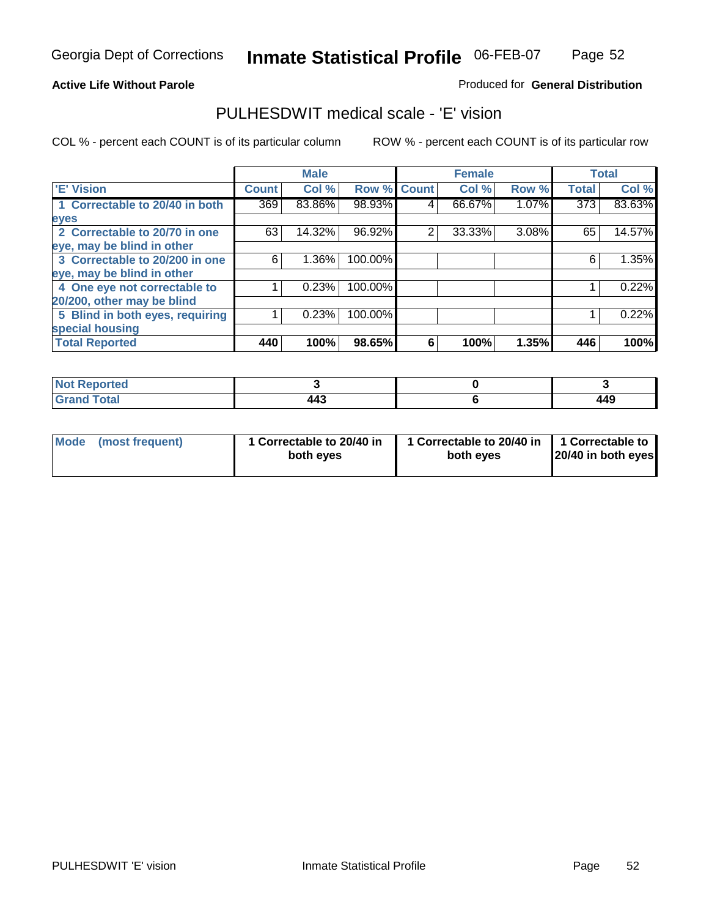Georgia Dept of Corrections **Inmate Statistical Profile** 06-FEB-07

**Active Life Without Parole**

Produced for **General Distribution**

## PULHESDWIT medical scale - 'E' vision

COL % - percent each COUNT is of its particular column

ROW % - percent each COUNT is of its particular row

| | Male | | | Female | | | Total | |
|---|---|---|---|---|---|---|---|---|
| 'E' Vision | Count | Col % | Row % | Count | Col % | Row % | Total | Col % |
| 1 Correctable to 20/40 in both eyes | 369 | 83.86% | 98.93% | 4 | 66.67% | 1.07% | 373 | 83.63% |
| 2 Correctable to 20/70 in one eye, may be blind in other | 63 | 14.32% | 96.92% | 2 | 33.33% | 3.08% | 65 | 14.57% |
| 3 Correctable to 20/200 in one eye, may be blind in other | 6 | 1.36% | 100.00% | | | | 6 | 1.35% |
| 4 One eye not correctable to 20/200, other may be blind | 1 | 0.23% | 100.00% | | | | 1 | 0.22% |
| 5 Blind in both eyes, requiring special housing | 1 | 0.23% | 100.00% | | | | 1 | 0.22% |
| **Total Reported** | **440** | **100%** | **98.65%** | **6** | **100%** | **1.35%** | **446** | **100%** |

| | Male | Female | Total |
|---|---|---|---|
| Not Reported | 3 | 0 | 3 |
| Grand Total | 443 | 6 | 449 |

| | Male | Female | Total |
|---|---|---|---|
| Mode (most frequent) | 1 Correctable to 20/40 in both eyes | 1 Correctable to 20/40 in both eyes | 1 Correctable to 20/40 in both eyes |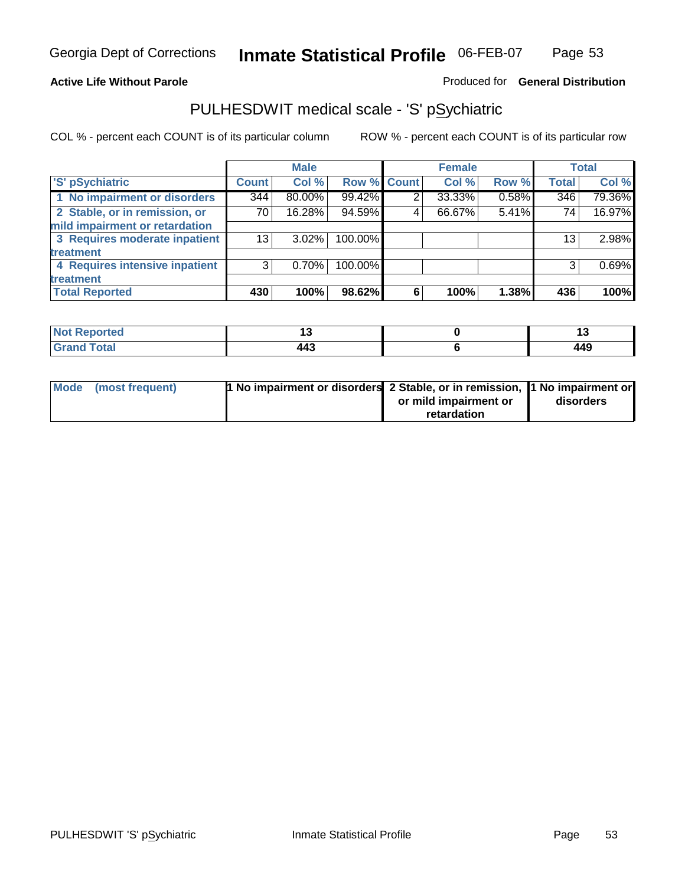Georgia Dept of Corrections **Inmate Statistical Profile** 06-FEB-07

**Active Life Without Parole**

Produced for **General Distribution**

## PULHESDWIT medical scale - 'S' pSychiatric

COL % - percent each COUNT is of its particular column

ROW % - percent each COUNT is of its particular row

| 'S' pSychiatric | Male | | | Female | | | Total | |
|---|---|---|---|---|---|---|---|---|
| | Count | Col % | Row % | Count | Col % | Row % | Total | Col % |
| 1 No impairment or disorders | 344 | 80.00% | 99.42% | 2 | 33.33% | 0.58% | 346 | 79.36% |
| 2 Stable, or in remission, or mild impairment or retardation | 70 | 16.28% | 94.59% | 4 | 66.67% | 5.41% | 74 | 16.97% |
| 3 Requires moderate inpatient treatment | 13 | 3.02% | 100.00% | | | | 13 | 2.98% |
| 4 Requires intensive inpatient treatment | 3 | 0.70% | 100.00% | | | | 3 | 0.69% |
| **Total Reported** | **430** | **100%** | **98.62%** | **6** | **100%** | **1.38%** | **436** | **100%** |

| | Male | Female | Total |
|---|---|---|---|
| Not Reported | 13 | 0 | 13 |
| Grand Total | 443 | 6 | 449 |

| | Male | Female | Total |
|---|---|---|---|
| Mode (most frequent) | 1 No impairment or disorders | 2 Stable, or in remission, or mild impairment or retardation | 1 No impairment or disorders |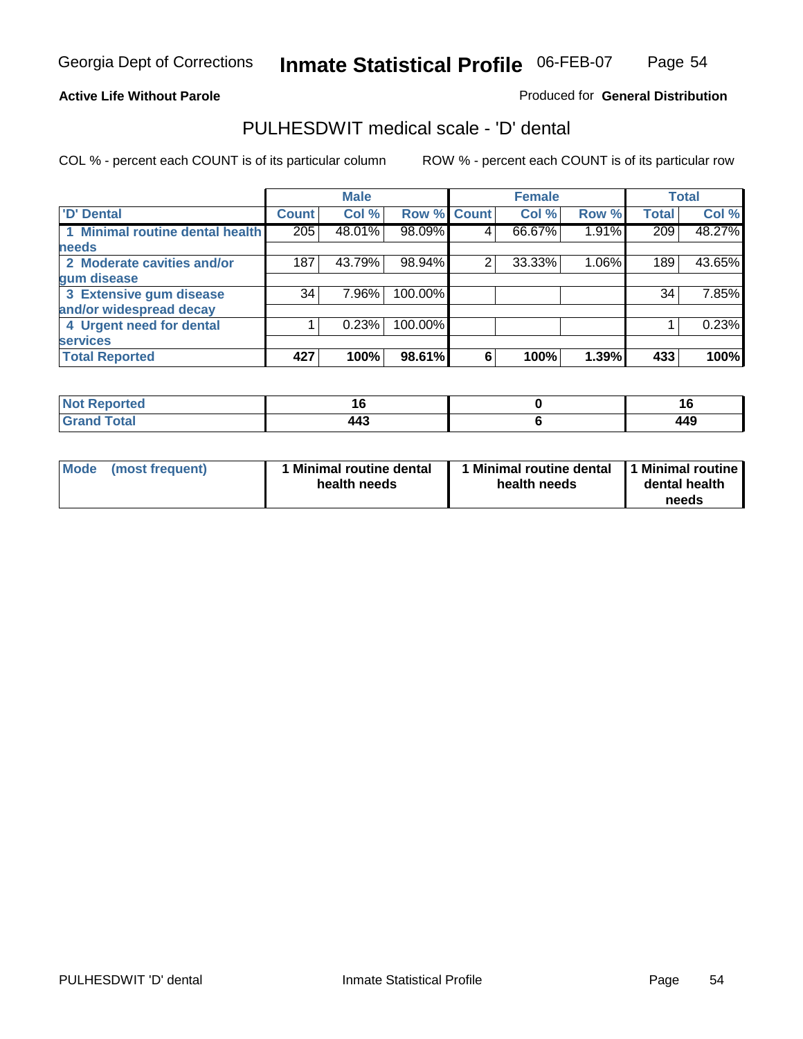**Active Life Without Parole**

Produced for **General Distribution**

## PULHESDWIT medical scale - 'D' dental

COL % - percent each COUNT is of its particular column

ROW % - percent each COUNT is of its particular row

| | Male | | | Female | | | Total | |
|---|---|---|---|---|---|---|---|---|
| 'D' Dental | Count | Col % | Row % | Count | Col % | Row % | Total | Col % |
| 1 Minimal routine dental health needs | 205 | 48.01% | 98.09% | 4 | 66.67% | 1.91% | 209 | 48.27% |
| 2 Moderate cavities and/or gum disease | 187 | 43.79% | 98.94% | 2 | 33.33% | 1.06% | 189 | 43.65% |
| 3 Extensive gum disease and/or widespread decay | 34 | 7.96% | 100.00% | | | | 34 | 7.85% |
| 4 Urgent need for dental services | 1 | 0.23% | 100.00% | | | | 1 | 0.23% |
| **Total Reported** | **427** | **100%** | **98.61%** | **6** | **100%** | **1.39%** | **433** | **100%** |

| | Male | Female | Total |
|---|---|---|---|
| Not Reported | 16 | 0 | 16 |
| Grand Total | 443 | 6 | 449 |

| | Male | Female | Total |
|---|---|---|---|
| Mode (most frequent) | 1 Minimal routine dental health needs | 1 Minimal routine dental health needs | 1 Minimal routine dental health needs |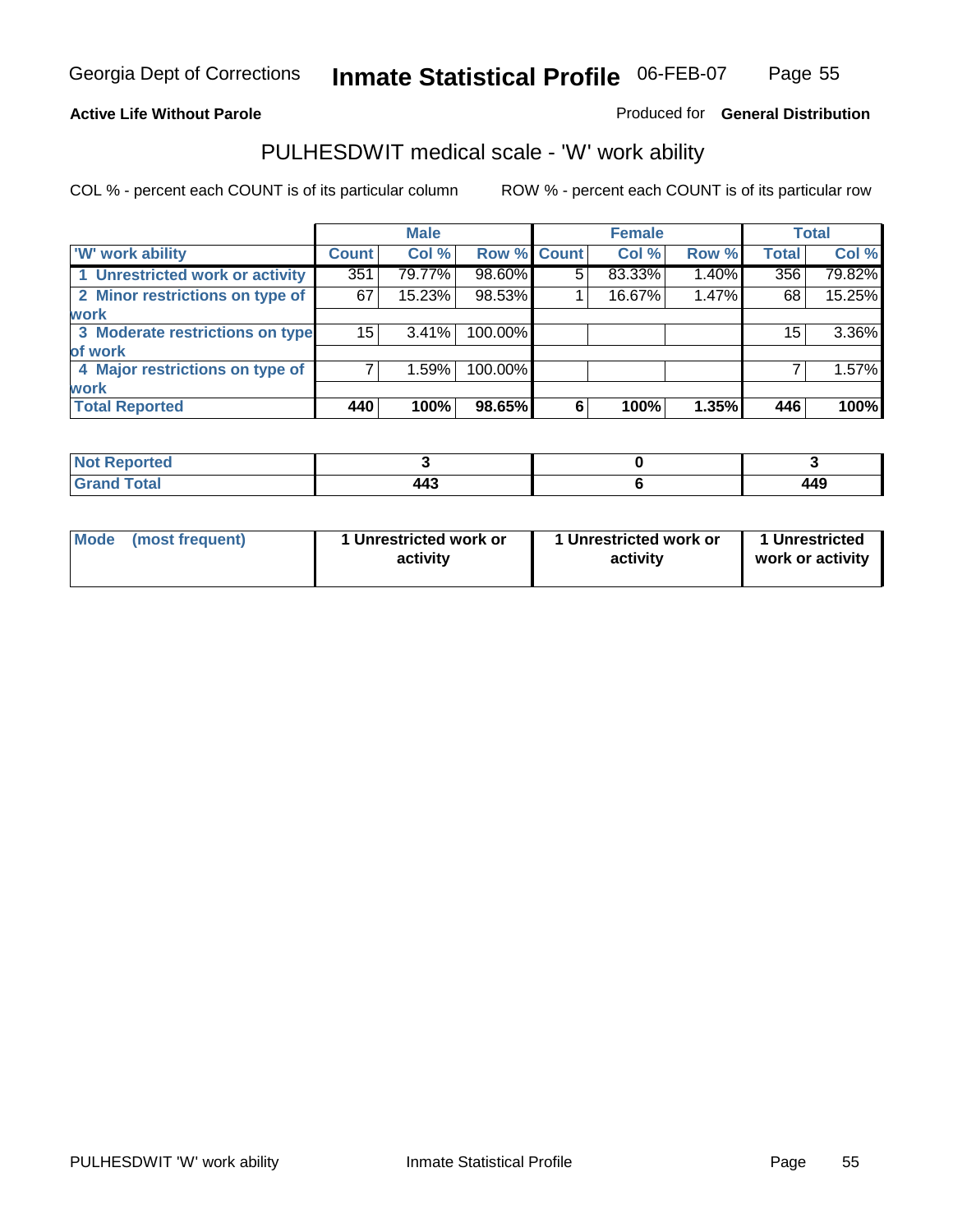Georgia Dept of Corrections **Inmate Statistical Profile** 06-FEB-07

**Active Life Without Parole**

Produced for **General Distribution**

## PULHESDWIT medical scale - 'W' work ability

COL % - percent each COUNT is of its particular column ROW % - percent each COUNT is of its particular row

| | Male | | | Female | | | Total | |
|---|---|---|---|---|---|---|---|---|
| 'W' work ability | Count | Col % | Row % | Count | Col % | Row % | Total | Col % |
| 1 Unrestricted work or activity | 351 | 79.77% | 98.60% | 5 | 83.33% | 1.40% | 356 | 79.82% |
| 2 Minor restrictions on type of work | 67 | 15.23% | 98.53% | 1 | 16.67% | 1.47% | 68 | 15.25% |
| 3 Moderate restrictions on type of work | 15 | 3.41% | 100.00% | | | | 15 | 3.36% |
| 4 Major restrictions on type of work | 7 | 1.59% | 100.00% | | | | 7 | 1.57% |
| **Total Reported** | **440** | **100%** | **98.65%** | **6** | **100%** | **1.35%** | **446** | **100%** |

| | Male | Female | Total |
|---|---|---|---|
| Not Reported | 3 | 0 | 3 |
| Grand Total | 443 | 6 | 449 |

| | Male | Female | Total |
|---|---|---|---|
| Mode (most frequent) | 1 Unrestricted work or activity | 1 Unrestricted work or activity | 1 Unrestricted work or activity |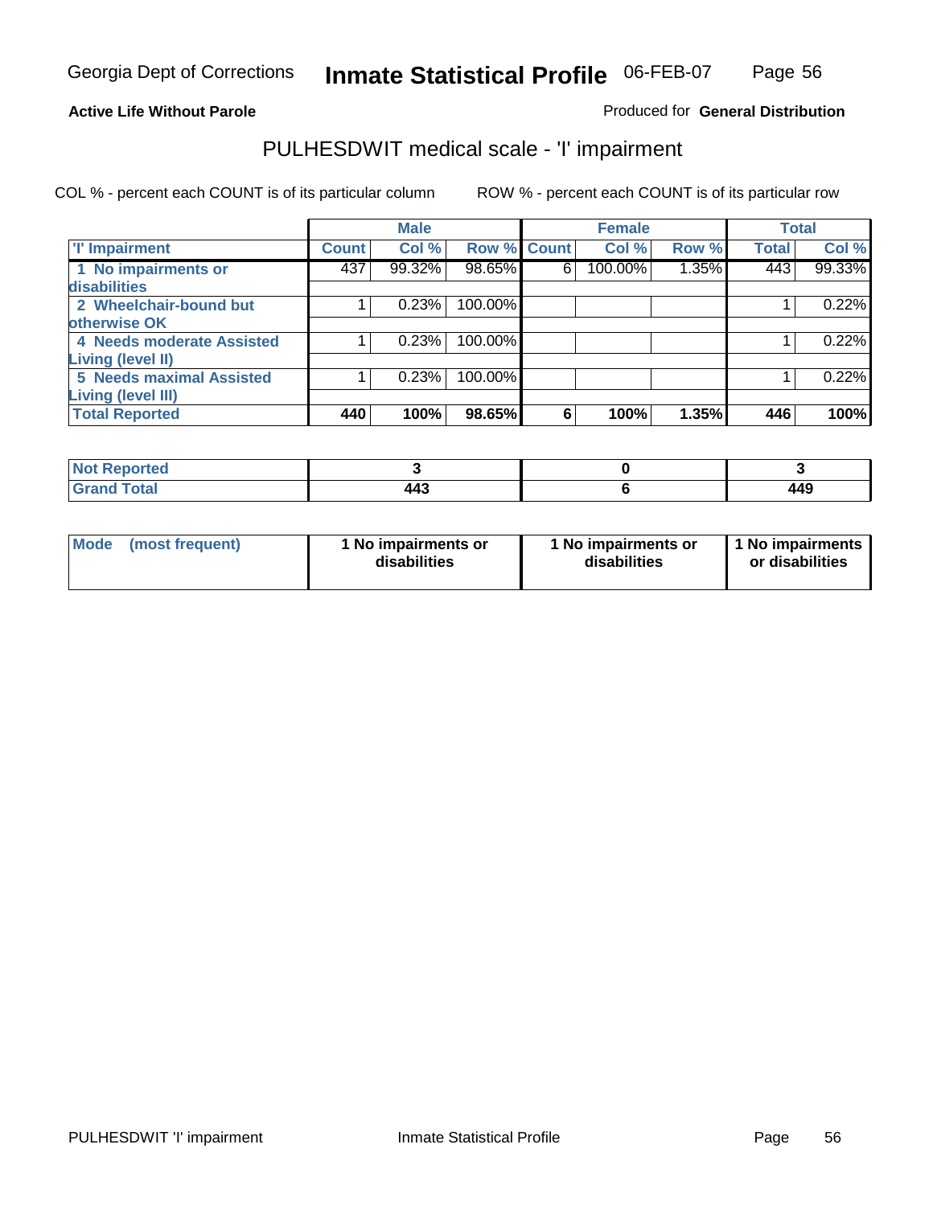Georgia Dept of Corrections **Inmate Statistical Profile** 06-FEB-07

**Active Life Without Parole**

Produced for **General Distribution**

## PULHESDWIT medical scale - 'I' impairment

COL % - percent each COUNT is of its particular column

ROW % - percent each COUNT is of its particular row

| | Male | | | Female | | | Total | |
|---|---|---|---|---|---|---|---|---|
| **'I' Impairment** | **Count** | **Col %** | **Row %** | **Count** | **Col %** | **Row %** | **Total** | **Col %** |
| **1 No impairments or disabilities** | 437 | 99.32% | 98.65% | 6 | 100.00% | 1.35% | 443 | 99.33% |
| **2 Wheelchair-bound but otherwise OK** | 1 | 0.23% | 100.00% | | | | 1 | 0.22% |
| **4 Needs moderate Assisted Living (level II)** | 1 | 0.23% | 100.00% | | | | 1 | 0.22% |
| **5 Needs maximal Assisted Living (level III)** | 1 | 0.23% | 100.00% | | | | 1 | 0.22% |
| **Total Reported** | **440** | **100%** | **98.65%** | **6** | **100%** | **1.35%** | **446** | **100%** |

| | Male | Female | Total |
|---|---|---|---|
| **Not Reported** | **3** | **0** | **3** |
| **Grand Total** | **443** | **6** | **449** |

| | Male | Female | Total |
|---|---|---|---|
| **Mode (most frequent)** | **1 No impairments or disabilities** | **1 No impairments or disabilities** | **1 No impairments or disabilities** |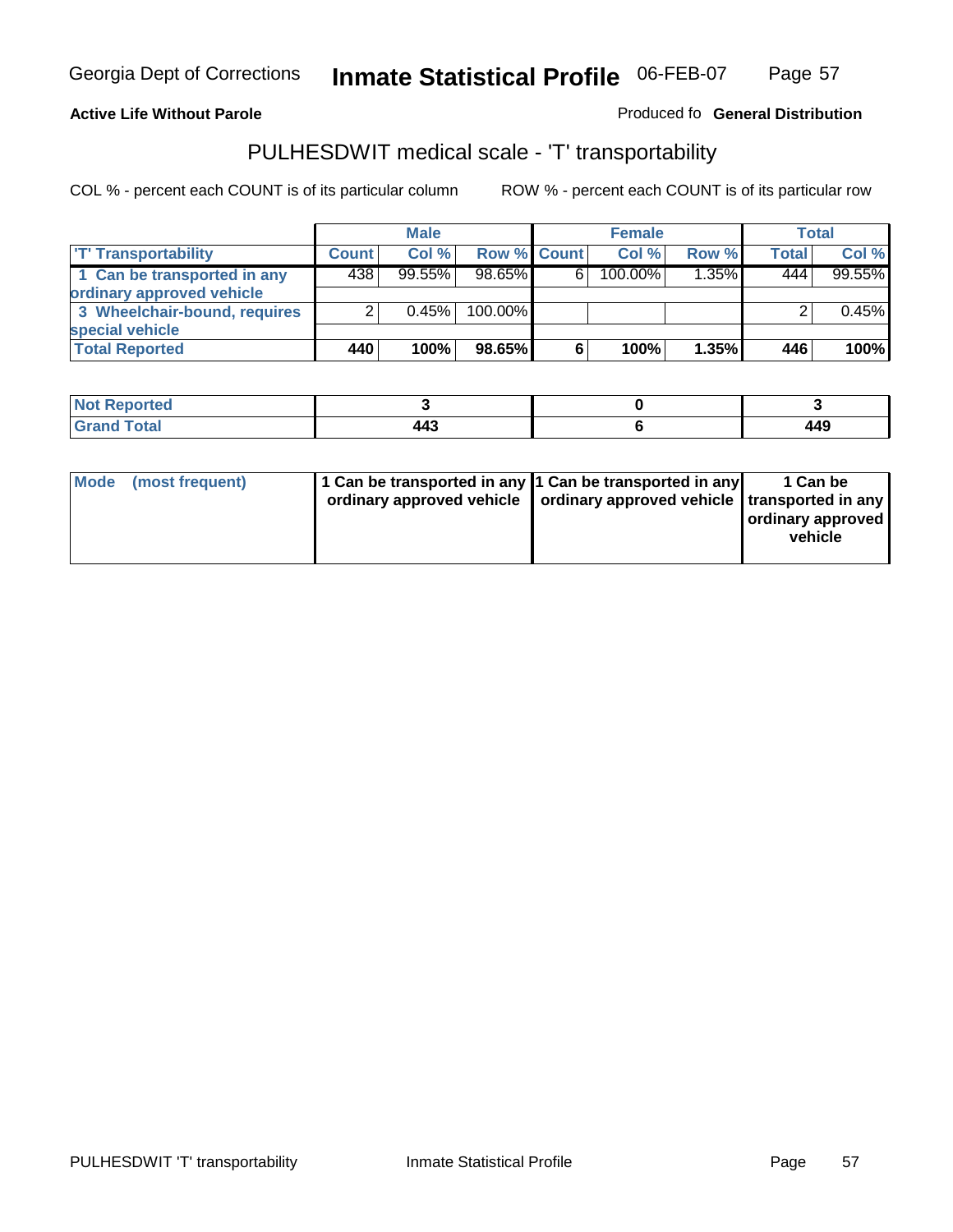Georgia Dept of Corrections **Inmate Statistical Profile** 06-FEB-07

**Active Life Without Parole**

Produced fo **General Distribution**

## PULHESDWIT medical scale - 'T' transportability

COL % - percent each COUNT is of its particular column     ROW % - percent each COUNT is of its particular row

| | Male | | | Female | | | Total | |
|---|---|---|---|---|---|---|---|---|
| 'T' Transportability | Count | Col % | Row % | Count | Col % | Row % | Total | Col % |
| 1 Can be transported in any ordinary approved vehicle | 438 | 99.55% | 98.65% | 6 | 100.00% | 1.35% | 444 | 99.55% |
| 3 Wheelchair-bound, requires special vehicle | 2 | 0.45% | 100.00% | | | | 2 | 0.45% |
| **Total Reported** | **440** | **100%** | **98.65%** | **6** | **100%** | **1.35%** | **446** | **100%** |

| | Male | Female | Total |
|---|---|---|---|
| Not Reported | 3 | 0 | 3 |
| Grand Total | 443 | 6 | 449 |

| | Male | Female | Total |
|---|---|---|---|
| Mode (most frequent) | 1 Can be transported in any ordinary approved vehicle | 1 Can be transported in any ordinary approved vehicle | 1 Can be transported in any ordinary approved vehicle |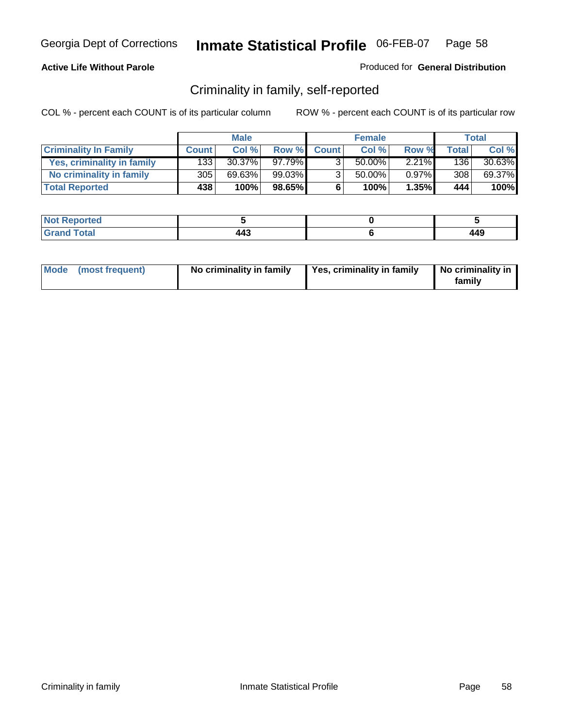Georgia Dept of Corrections **Inmate Statistical Profile** 06-FEB-07

**Active Life Without Parole**

Produced for **General Distribution**

## Criminality in family, self-reported

COL % - percent each COUNT is of its particular column     ROW % - percent each COUNT is of its particular row

| | Male | | | Female | | | Total | |
|---|---|---|---|---|---|---|---|---|
| **Criminality In Family** | **Count** | **Col %** | **Row %** | **Count** | **Col %** | **Row %** | **Total** | **Col %** |
| **Yes, criminality in family** | 133 | 30.37% | 97.79% | 3 | 50.00% | 2.21% | 136 | 30.63% |
| **No criminality in family** | 305 | 69.63% | 99.03% | 3 | 50.00% | 0.97% | 308 | 69.37% |
| **Total Reported** | **438** | **100%** | **98.65%** | **6** | **100%** | **1.35%** | **444** | **100%** |

| | Male | Female | Total |
|---|---|---|---|
| **Not Reported** | **5** | **0** | **5** |
| **Grand Total** | **443** | **6** | **449** |

| | Male | Female | Total |
|---|---|---|---|
| **Mode (most frequent)** | **No criminality in family** | **Yes, criminality in family** | **No criminality in family** |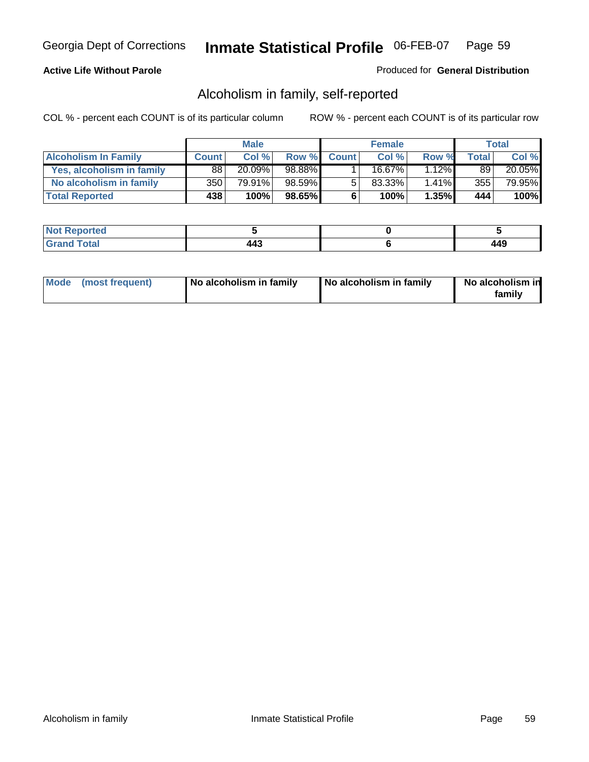Georgia Dept of Corrections **Inmate Statistical Profile** 06-FEB-07

**Active Life Without Parole**

Produced for **General Distribution**

## Alcoholism in family, self-reported

COL % - percent each COUNT is of its particular column ROW % - percent each COUNT is of its particular row

| | Male | | | Female | | | Total | |
|---|---|---|---|---|---|---|---|---|
| **Alcoholism In Family** | **Count** | **Col %** | **Row %** | **Count** | **Col %** | **Row %** | **Total** | **Col %** |
| **Yes, alcoholism in family** | 88 | 20.09% | 98.88% | 1 | 16.67% | 1.12% | 89 | 20.05% |
| **No alcoholism in family** | 350 | 79.91% | 98.59% | 5 | 83.33% | 1.41% | 355 | 79.95% |
| **Total Reported** | **438** | **100%** | **98.65%** | **6** | **100%** | **1.35%** | **444** | **100%** |

| | Male | Female | Total |
|---|---|---|---|
| **Not Reported** | **5** | **0** | **5** |
| **Grand Total** | **443** | **6** | **449** |

| | Male | Female | Total |
|---|---|---|---|
| **Mode (most frequent)** | **No alcoholism in family** | **No alcoholism in family** | **No alcoholism in family** |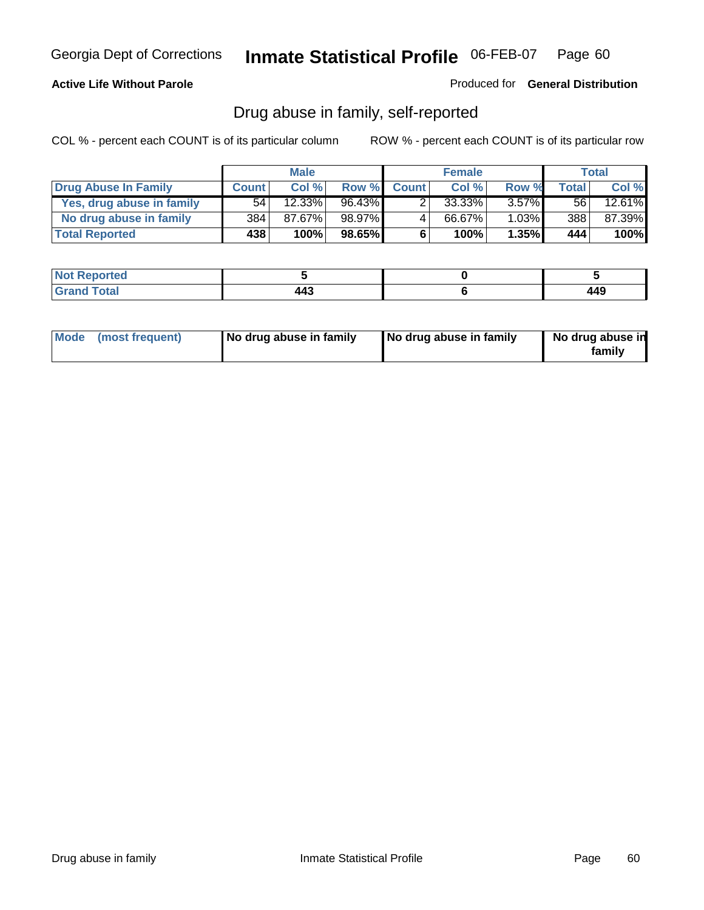Georgia Dept of Corrections **Inmate Statistical Profile** 06-FEB-07

**Active Life Without Parole**

Produced for **General Distribution**

## Drug abuse in family, self-reported

COL % - percent each COUNT is of its particular column    ROW % - percent each COUNT is of its particular row

| | Male | | | Female | | | Total | |
|---|---|---|---|---|---|---|---|---|
| **Drug Abuse In Family** | **Count** | **Col %** | **Row %** | **Count** | **Col %** | **Row %** | **Total** | **Col %** |
| Yes, drug abuse in family | 54 | 12.33% | 96.43% | 2 | 33.33% | 3.57% | 56 | 12.61% |
| No drug abuse in family | 384 | 87.67% | 98.97% | 4 | 66.67% | 1.03% | 388 | 87.39% |
| **Total Reported** | **438** | **100%** | **98.65%** | **6** | **100%** | **1.35%** | **444** | **100%** |

| | Male | Female | Total |
|---|---|---|---|
| **Not Reported** | **5** | **0** | **5** |
| **Grand Total** | **443** | **6** | **449** |

| | Male | Female | Total |
|---|---|---|---|
| **Mode (most frequent)** | **No drug abuse in family** | **No drug abuse in family** | **No drug abuse in family** |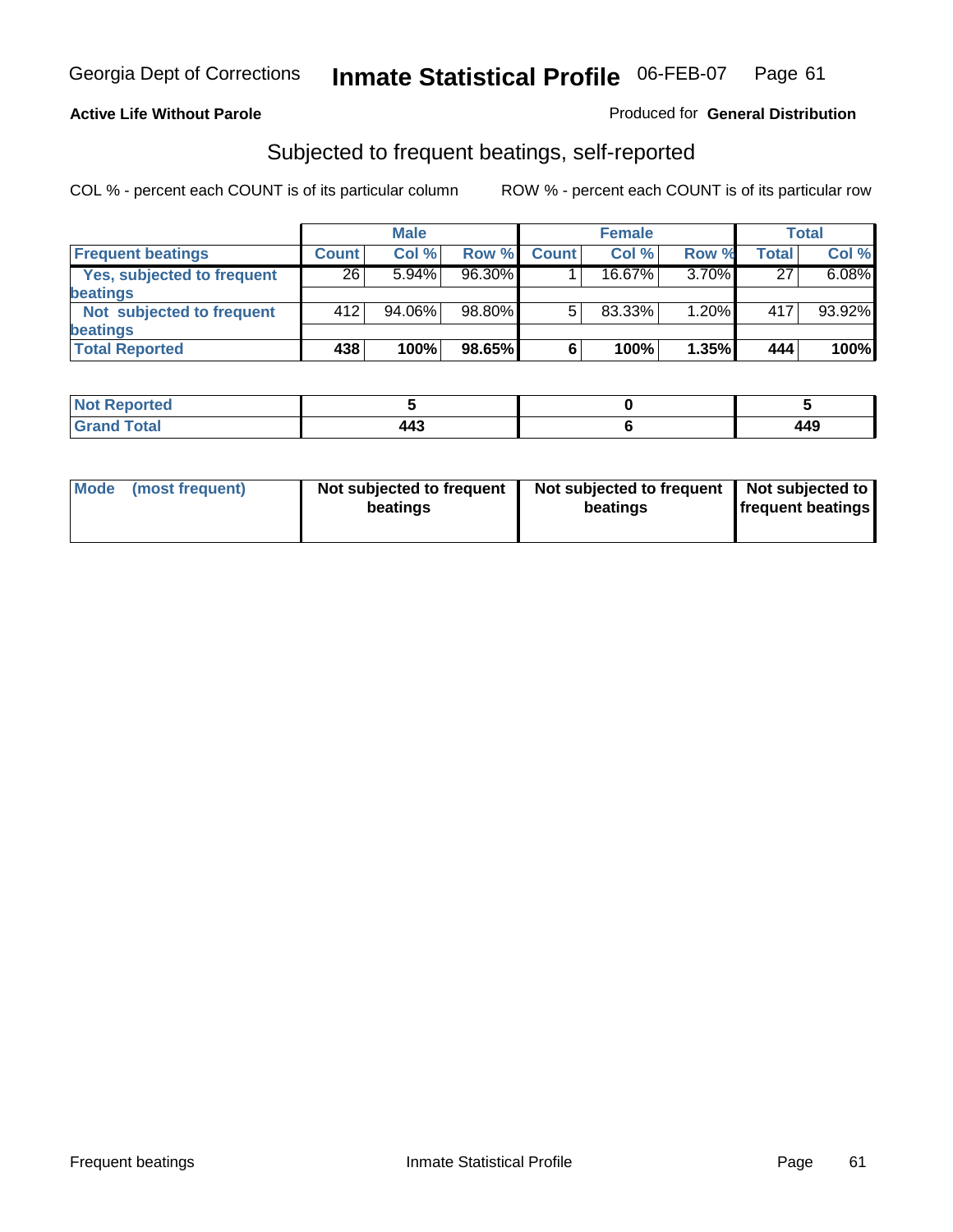Georgia Dept of Corrections **Inmate Statistical Profile** 06-FEB-07

**Active Life Without Parole**

Produced for **General Distribution**

## Subjected to frequent beatings, self-reported

COL % - percent each COUNT is of its particular column

ROW % - percent each COUNT is of its particular row

| | Male | | | Female | | | Total | |
|---|---|---|---|---|---|---|---|---|
| **Frequent beatings** | **Count** | **Col %** | **Row %** | **Count** | **Col %** | **Row %** | **Total** | **Col %** |
| **Yes, subjected to frequent beatings** | 26 | 5.94% | 96.30% | 1 | 16.67% | 3.70% | 27 | 6.08% |
| **Not subjected to frequent beatings** | 412 | 94.06% | 98.80% | 5 | 83.33% | 1.20% | 417 | 93.92% |
| **Total Reported** | **438** | **100%** | **98.65%** | **6** | **100%** | **1.35%** | **444** | **100%** |

| | Male | Female | Total |
|---|---|---|---|
| **Not Reported** | **5** | **0** | **5** |
| **Grand Total** | **443** | **6** | **449** |

| | Male | Female | Total |
|---|---|---|---|
| **Mode (most frequent)** | **Not subjected to frequent beatings** | **Not subjected to frequent beatings** | **Not subjected to frequent beatings** |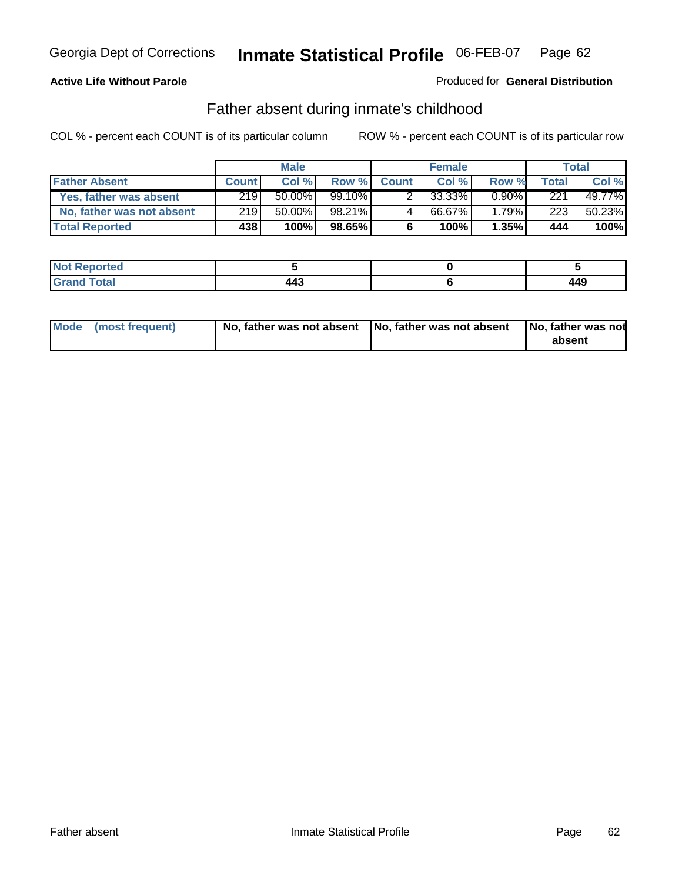Georgia Dept of Corrections **Inmate Statistical Profile** 06-FEB-07 Page 62

**Active Life Without Parole**

Produced for **General Distribution**

## Father absent during inmate's childhood

COL % - percent each COUNT is of its particular column    ROW % - percent each COUNT is of its particular row

| | Male | | | Female | | | Total | |
|---|---|---|---|---|---|---|---|---|
| **Father Absent** | **Count** | **Col %** | **Row %** | **Count** | **Col %** | **Row %** | **Total** | **Col %** |
| **Yes, father was absent** | 219 | 50.00% | 99.10% | 2 | 33.33% | 0.90% | 221 | 49.77% |
| **No, father was not absent** | 219 | 50.00% | 98.21% | 4 | 66.67% | 1.79% | 223 | 50.23% |
| **Total Reported** | **438** | **100%** | **98.65%** | **6** | **100%** | **1.35%** | **444** | **100%** |

| | Male | Female | Total |
|---|---|---|---|
| **Not Reported** | **5** | **0** | **5** |
| **Grand Total** | **443** | **6** | **449** |

| | Male | Female | Total |
|---|---|---|---|
| **Mode (most frequent)** | **No, father was not absent** | **No, father was not absent** | **No, father was not absent** |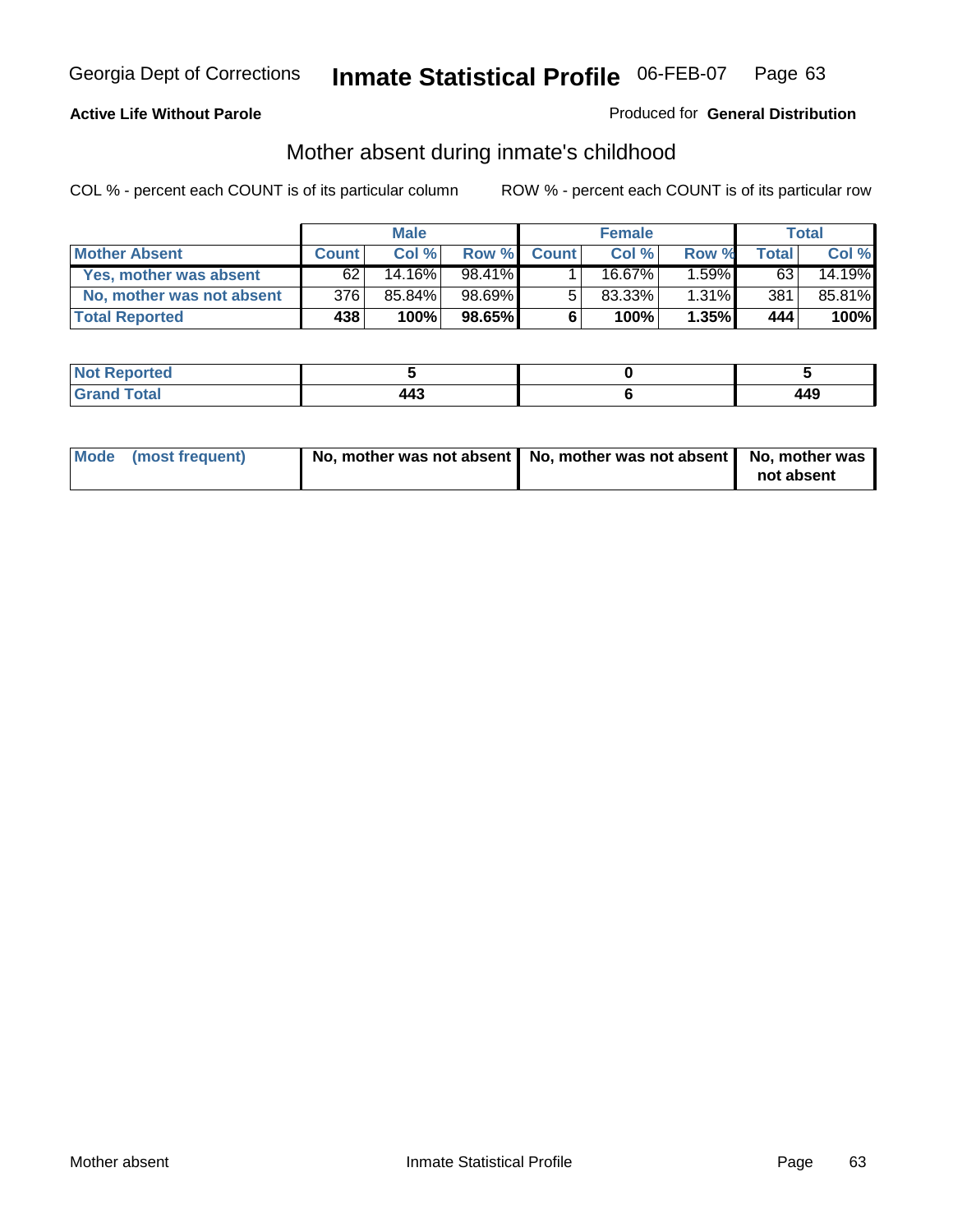Georgia Dept of Corrections **Inmate Statistical Profile** 06-FEB-07

**Active Life Without Parole**

Produced for **General Distribution**

## Mother absent during inmate's childhood

COL % - percent each COUNT is of its particular column    ROW % - percent each COUNT is of its particular row

| | Male | | | Female | | | Total | |
|---|---|---|---|---|---|---|---|---|
| **Mother Absent** | **Count** | **Col %** | **Row %** | **Count** | **Col %** | **Row %** | **Total** | **Col %** |
| **Yes, mother was absent** | 62 | 14.16% | 98.41% | 1 | 16.67% | 1.59% | 63 | 14.19% |
| **No, mother was not absent** | 376 | 85.84% | 98.69% | 5 | 83.33% | 1.31% | 381 | 85.81% |
| **Total Reported** | **438** | **100%** | **98.65%** | **6** | **100%** | **1.35%** | **444** | **100%** |

| | Male | Female | Total |
|---|---|---|---|
| **Not Reported** | **5** | **0** | **5** |
| **Grand Total** | **443** | **6** | **449** |

| | Male | Female | Total |
|---|---|---|---|
| **Mode (most frequent)** | **No, mother was not absent** | **No, mother was not absent** | **No, mother was not absent** |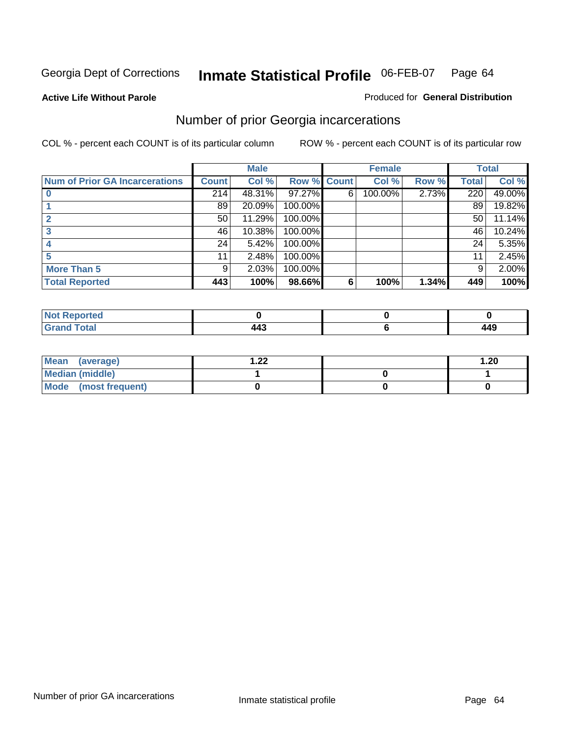Georgia Dept of Corrections **Inmate Statistical Profile** 06-FEB-07

**Active Life Without Parole**

Produced for **General Distribution**

## Number of prior Georgia incarcerations

COL % - percent each COUNT is of its particular column

ROW % - percent each COUNT is of its particular row

| | Male | | | Female | | | Total | |
|---|---|---|---|---|---|---|---|---|
| **Num of Prior GA Incarcerations** | **Count** | **Col %** | **Row %** | **Count** | **Col %** | **Row %** | **Total** | **Col %** |
| **0** | 214 | 48.31% | 97.27% | 6 | 100.00% | 2.73% | 220 | 49.00% |
| **1** | 89 | 20.09% | 100.00% | | | | 89 | 19.82% |
| **2** | 50 | 11.29% | 100.00% | | | | 50 | 11.14% |
| **3** | 46 | 10.38% | 100.00% | | | | 46 | 10.24% |
| **4** | 24 | 5.42% | 100.00% | | | | 24 | 5.35% |
| **5** | 11 | 2.48% | 100.00% | | | | 11 | 2.45% |
| **More Than 5** | 9 | 2.03% | 100.00% | | | | 9 | 2.00% |
| **Total Reported** | **443** | **100%** | **98.66%** | **6** | **100%** | **1.34%** | **449** | **100%** |

| | Male | Female | Total |
|---|---|---|---|
| **Not Reported** | **0** | **0** | **0** |
| **Grand Total** | **443** | **6** | **449** |

| | Male | Female | Total |
|---|---|---|---|
| **Mean (average)** | **1.22** | | **1.20** |
| **Median (middle)** | **1** | **0** | **1** |
| **Mode (most frequent)** | **0** | **0** | **0** |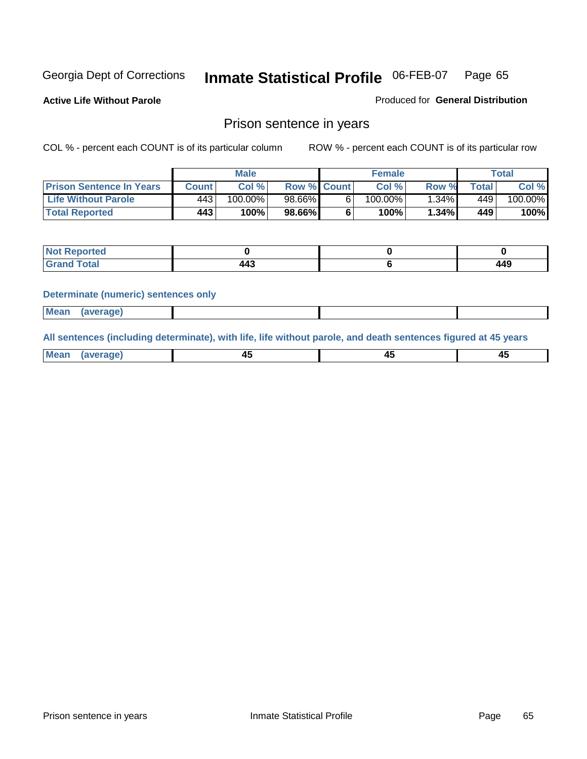Georgia Dept of Corrections **Inmate Statistical Profile** 06-FEB-07 Page 65

**Active Life Without Parole**

Produced for **General Distribution**

## Prison sentence in years

COL % - percent each COUNT is of its particular column

ROW % - percent each COUNT is of its particular row

| | Male | | | Female | | | Total | |
|---|---|---|---|---|---|---|---|---|
| **Prison Sentence In Years** | **Count** | **Col %** | **Row %** | **Count** | **Col %** | **Row %** | **Total** | **Col %** |
| **Life Without Parole** | 443 | 100.00% | 98.66% | 6 | 100.00% | 1.34% | 449 | 100.00% |
| **Total Reported** | **443** | **100%** | **98.66%** | **6** | **100%** | **1.34%** | **449** | **100%** |

| | Male | Female | Total |
|---|---|---|---|
| **Not Reported** | **0** | **0** | **0** |
| **Grand Total** | **443** | **6** | **449** |

**Determinate (numeric) sentences only**

| | Male | Female | Total |
|---|---|---|---|
| **Mean (average)** | | | |

**All sentences (including determinate), with life, life without parole, and death sentences figured at 45 years**

| | Male | Female | Total |
|---|---|---|---|
| **Mean (average)** | **45** | **45** | **45** |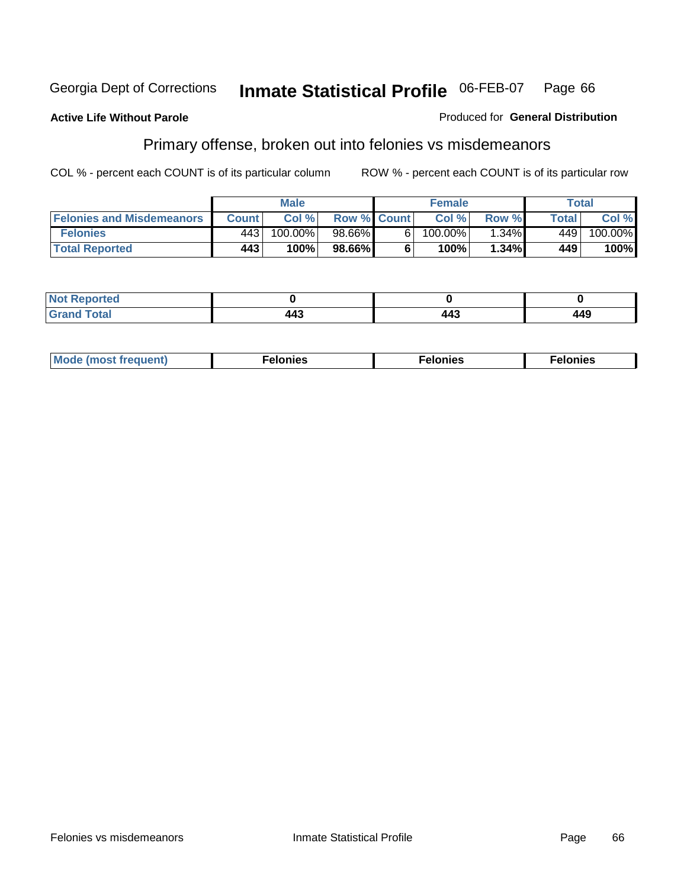Georgia Dept of Corrections **Inmate Statistical Profile** 06-FEB-07 Page 66

**Active Life Without Parole**

Produced for **General Distribution**

## Primary offense, broken out into felonies vs misdemeanors

COL % - percent each COUNT is of its particular column

ROW % - percent each COUNT is of its particular row

| | Male | | | Female | | | Total | |
|---|---|---|---|---|---|---|---|---|
| **Felonies and Misdemeanors** | **Count** | **Col %** | **Row %** | **Count** | **Col %** | **Row %** | **Total** | **Col %** |
| **Felonies** | 443 | 100.00% | 98.66% | 6 | 100.00% | 1.34% | 449 | 100.00% |
| **Total Reported** | **443** | **100%** | **98.66%** | **6** | **100%** | **1.34%** | **449** | **100%** |

| | Male | Female | Total |
|---|---|---|---|
| **Not Reported** | **0** | **0** | **0** |
| **Grand Total** | **443** | **443** | **449** |

| | Male | Female | Total |
|---|---|---|---|
| **Mode (most frequent)** | **Felonies** | **Felonies** | **Felonies** |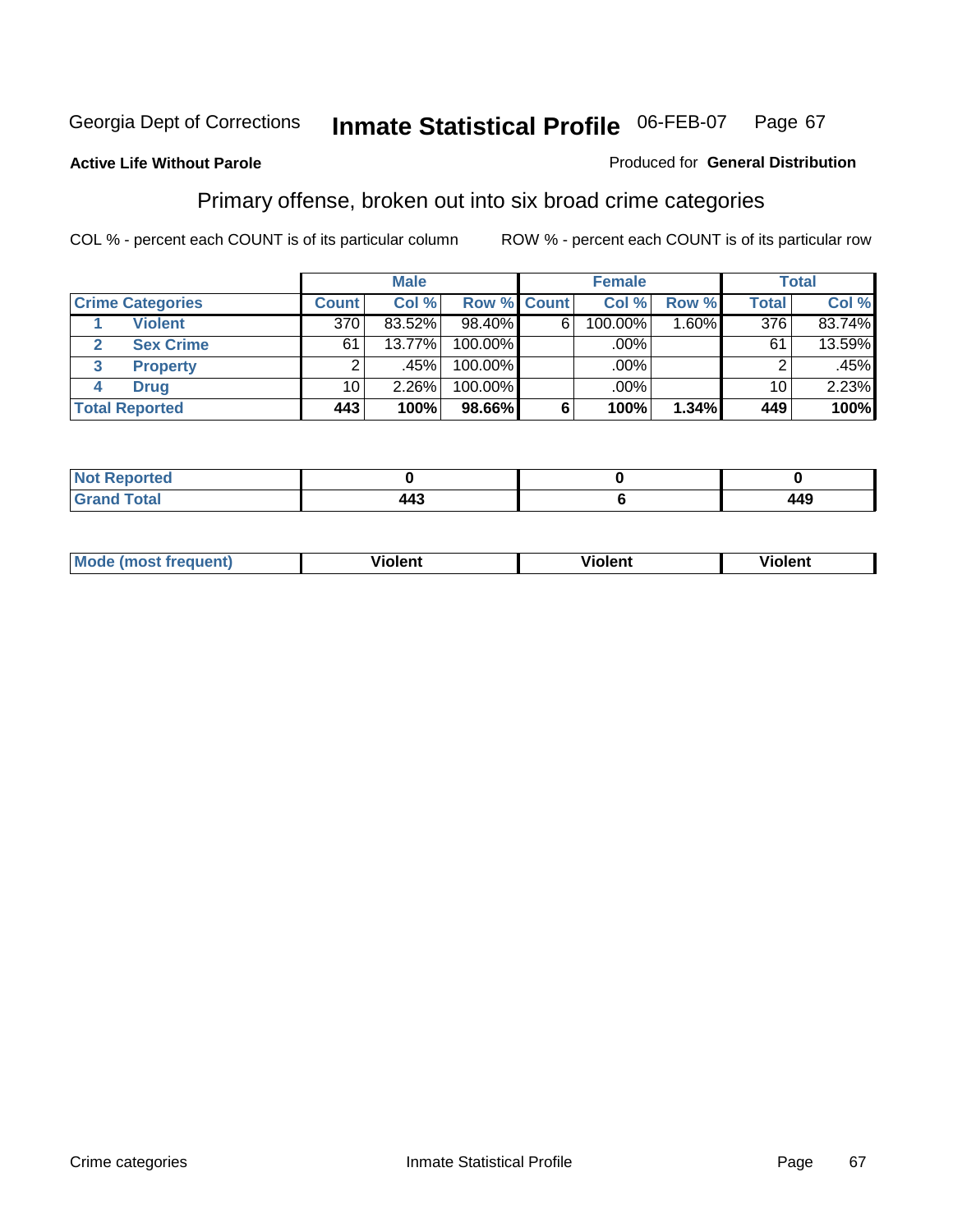Georgia Dept of Corrections **Inmate Statistical Profile** 06-FEB-07

**Active Life Without Parole**

Produced for **General Distribution**

## Primary offense, broken out into six broad crime categories

COL % - percent each COUNT is of its particular column

ROW % - percent each COUNT is of its particular row

| | Male | | | Female | | | Total | |
|---|---|---|---|---|---|---|---|---|
| **Crime Categories** | **Count** | **Col %** | **Row %** | **Count** | **Col %** | **Row %** | **Total** | **Col %** |
| 1 **Violent** | 370 | 83.52% | 98.40% | 6 | 100.00% | 1.60% | 376 | 83.74% |
| 2 **Sex Crime** | 61 | 13.77% | 100.00% | | .00% | | 61 | 13.59% |
| 3 **Property** | 2 | .45% | 100.00% | | .00% | | 2 | .45% |
| 4 **Drug** | 10 | 2.26% | 100.00% | | .00% | | 10 | 2.23% |
| **Total Reported** | **443** | **100%** | **98.66%** | **6** | **100%** | **1.34%** | **449** | **100%** |

| | Male | Female | Total |
|---|---|---|---|
| **Not Reported** | **0** | **0** | **0** |
| **Grand Total** | **443** | **6** | **449** |

| | Male | Female | Total |
|---|---|---|---|
| **Mode (most frequent)** | **Violent** | **Violent** | **Violent** |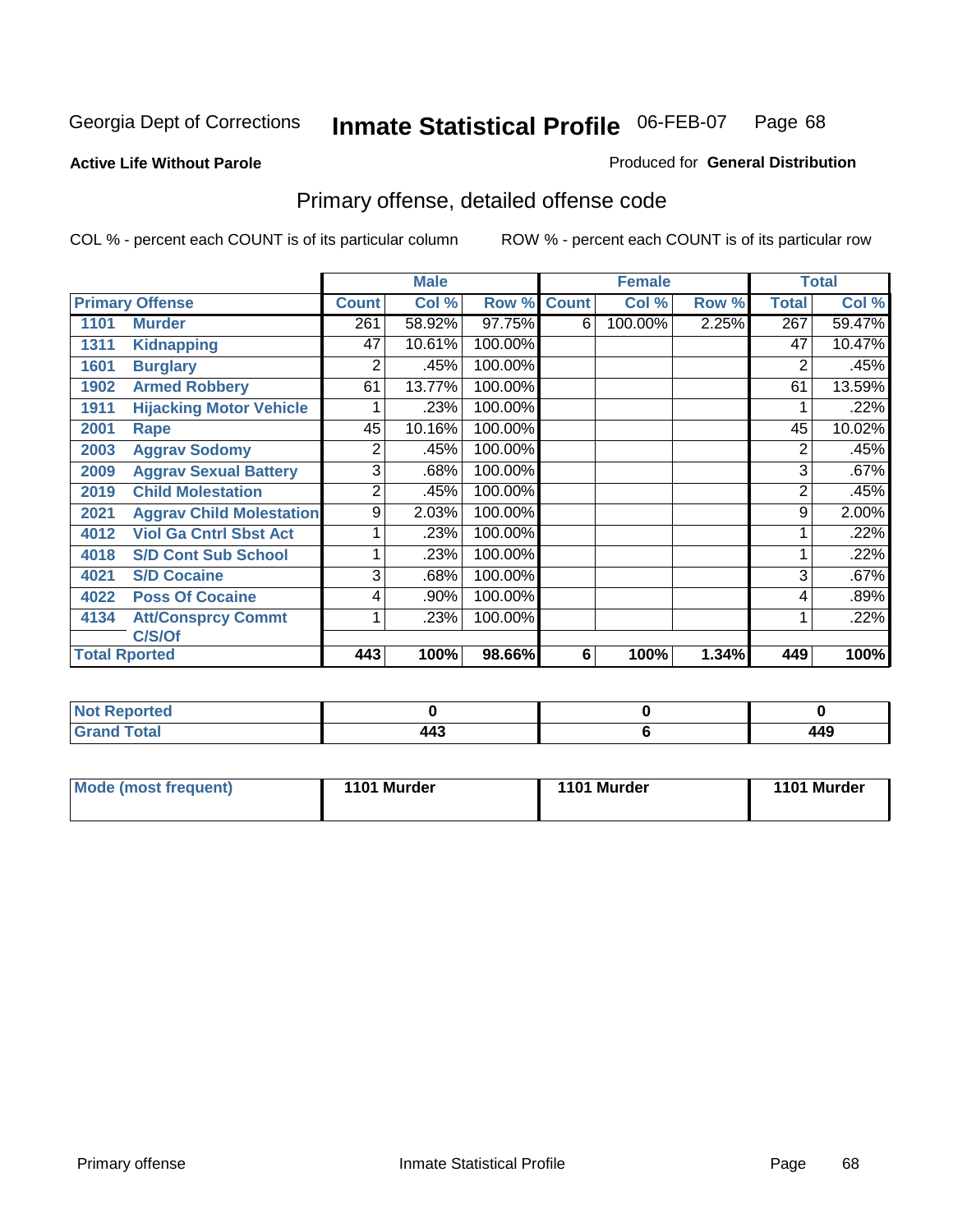Georgia Dept of Corrections **Inmate Statistical Profile** 06-FEB-07

**Active Life Without Parole**

Produced for **General Distribution**

## Primary offense, detailed offense code

COL % - percent each COUNT is of its particular column    ROW % - percent each COUNT is of its particular row

| Primary Offense | | Male | | | Female | | | Total | |
|---|---|---|---|---|---|---|---|---|---|
| | | Count | Col % | Row % | Count | Col % | Row % | Total | Col % |
| 1101 | Murder | 261 | 58.92% | 97.75% | 6 | 100.00% | 2.25% | 267 | 59.47% |
| 1311 | Kidnapping | 47 | 10.61% | 100.00% | | | | 47 | 10.47% |
| 1601 | Burglary | 2 | .45% | 100.00% | | | | 2 | .45% |
| 1902 | Armed Robbery | 61 | 13.77% | 100.00% | | | | 61 | 13.59% |
| 1911 | Hijacking Motor Vehicle | 1 | .23% | 100.00% | | | | 1 | .22% |
| 2001 | Rape | 45 | 10.16% | 100.00% | | | | 45 | 10.02% |
| 2003 | Aggrav Sodomy | 2 | .45% | 100.00% | | | | 2 | .45% |
| 2009 | Aggrav Sexual Battery | 3 | .68% | 100.00% | | | | 3 | .67% |
| 2019 | Child Molestation | 2 | .45% | 100.00% | | | | 2 | .45% |
| 2021 | Aggrav Child Molestation | 9 | 2.03% | 100.00% | | | | 9 | 2.00% |
| 4012 | Viol Ga Cntrl Sbst Act | 1 | .23% | 100.00% | | | | 1 | .22% |
| 4018 | S/D Cont Sub School | 1 | .23% | 100.00% | | | | 1 | .22% |
| 4021 | S/D Cocaine | 3 | .68% | 100.00% | | | | 3 | .67% |
| 4022 | Poss Of Cocaine | 4 | .90% | 100.00% | | | | 4 | .89% |
| 4134 | Att/Consprcy Commt C/S/Of | 1 | .23% | 100.00% | | | | 1 | .22% |
| Total Rported | | 443 | 100% | 98.66% | 6 | 100% | 1.34% | 449 | 100% |

| | Male | Female | Total |
|---|---|---|---|
| Not Reported | 0 | 0 | 0 |
| Grand Total | 443 | 6 | 449 |

| | Male | Female | Total |
|---|---|---|---|
| Mode (most frequent) | 1101 Murder | 1101 Murder | 1101 Murder |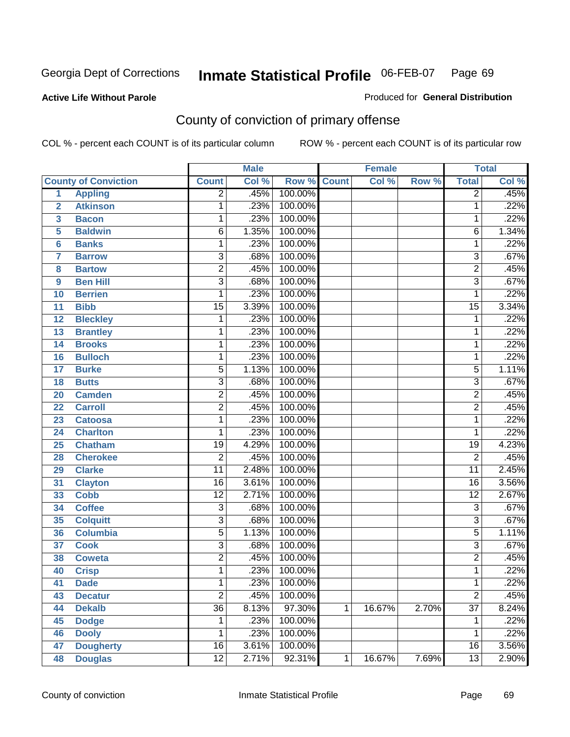Georgia Dept of Corrections **Inmate Statistical Profile** 06-FEB-07

**Active Life Without Parole**

Produced for **General Distribution**

## County of conviction of primary offense

COL % - percent each COUNT is of its particular column ROW % - percent each COUNT is of its particular row

| County of Conviction | | Male | | | Female | | | Total | |
|---|---|---|---|---|---|---|---|---|---|
| | | Count | Col % | Row % | Count | Col % | Row % | Total | Col % |
| 1 | Appling | 2 | .45% | 100.00% | | | | 2 | .45% |
| 2 | Atkinson | 1 | .23% | 100.00% | | | | 1 | .22% |
| 3 | Bacon | 1 | .23% | 100.00% | | | | 1 | .22% |
| 5 | Baldwin | 6 | 1.35% | 100.00% | | | | 6 | 1.34% |
| 6 | Banks | 1 | .23% | 100.00% | | | | 1 | .22% |
| 7 | Barrow | 3 | .68% | 100.00% | | | | 3 | .67% |
| 8 | Bartow | 2 | .45% | 100.00% | | | | 2 | .45% |
| 9 | Ben Hill | 3 | .68% | 100.00% | | | | 3 | .67% |
| 10 | Berrien | 1 | .23% | 100.00% | | | | 1 | .22% |
| 11 | Bibb | 15 | 3.39% | 100.00% | | | | 15 | 3.34% |
| 12 | Bleckley | 1 | .23% | 100.00% | | | | 1 | .22% |
| 13 | Brantley | 1 | .23% | 100.00% | | | | 1 | .22% |
| 14 | Brooks | 1 | .23% | 100.00% | | | | 1 | .22% |
| 16 | Bulloch | 1 | .23% | 100.00% | | | | 1 | .22% |
| 17 | Burke | 5 | 1.13% | 100.00% | | | | 5 | 1.11% |
| 18 | Butts | 3 | .68% | 100.00% | | | | 3 | .67% |
| 20 | Camden | 2 | .45% | 100.00% | | | | 2 | .45% |
| 22 | Carroll | 2 | .45% | 100.00% | | | | 2 | .45% |
| 23 | Catoosa | 1 | .23% | 100.00% | | | | 1 | .22% |
| 24 | Charlton | 1 | .23% | 100.00% | | | | 1 | .22% |
| 25 | Chatham | 19 | 4.29% | 100.00% | | | | 19 | 4.23% |
| 28 | Cherokee | 2 | .45% | 100.00% | | | | 2 | .45% |
| 29 | Clarke | 11 | 2.48% | 100.00% | | | | 11 | 2.45% |
| 31 | Clayton | 16 | 3.61% | 100.00% | | | | 16 | 3.56% |
| 33 | Cobb | 12 | 2.71% | 100.00% | | | | 12 | 2.67% |
| 34 | Coffee | 3 | .68% | 100.00% | | | | 3 | .67% |
| 35 | Colquitt | 3 | .68% | 100.00% | | | | 3 | .67% |
| 36 | Columbia | 5 | 1.13% | 100.00% | | | | 5 | 1.11% |
| 37 | Cook | 3 | .68% | 100.00% | | | | 3 | .67% |
| 38 | Coweta | 2 | .45% | 100.00% | | | | 2 | .45% |
| 40 | Crisp | 1 | .23% | 100.00% | | | | 1 | .22% |
| 41 | Dade | 1 | .23% | 100.00% | | | | 1 | .22% |
| 43 | Decatur | 2 | .45% | 100.00% | | | | 2 | .45% |
| 44 | Dekalb | 36 | 8.13% | 97.30% | 1 | 16.67% | 2.70% | 37 | 8.24% |
| 45 | Dodge | 1 | .23% | 100.00% | | | | 1 | .22% |
| 46 | Dooly | 1 | .23% | 100.00% | | | | 1 | .22% |
| 47 | Dougherty | 16 | 3.61% | 100.00% | | | | 16 | 3.56% |
| 48 | Douglas | 12 | 2.71% | 92.31% | 1 | 16.67% | 7.69% | 13 | 2.90% |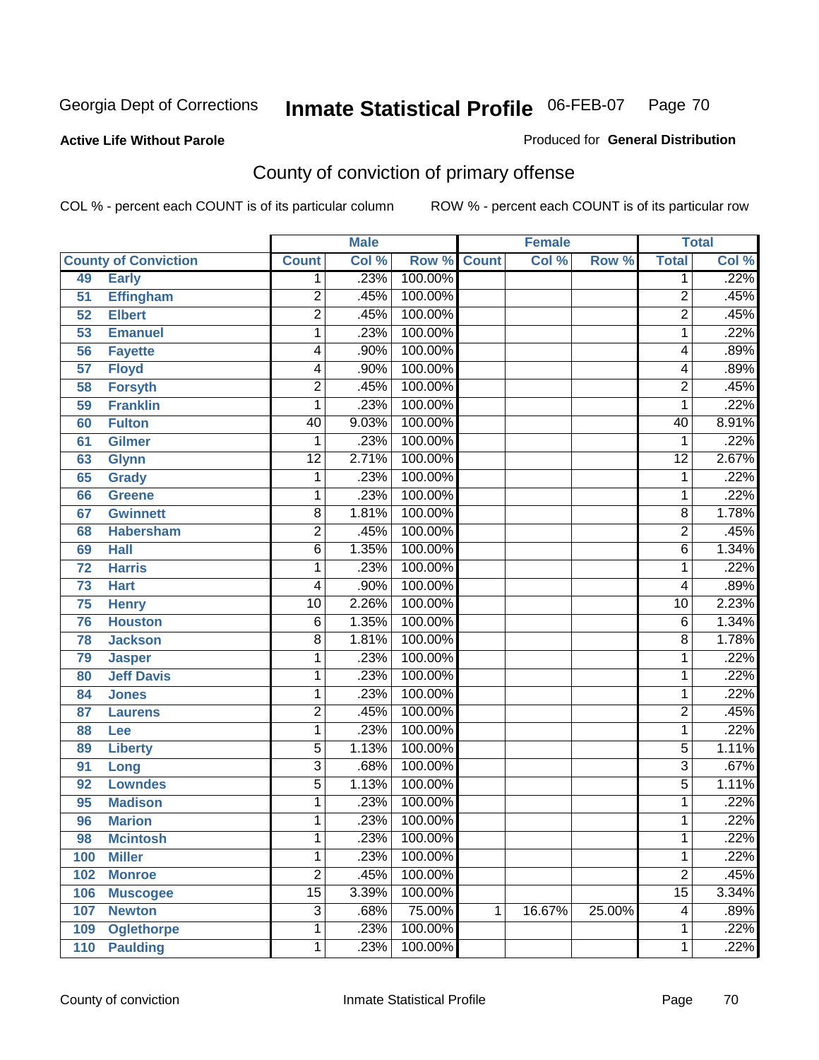Georgia Dept of Corrections **Inmate Statistical Profile** 06-FEB-07

**Active Life Without Parole**

Produced for **General Distribution**

## County of conviction of primary offense

COL % - percent each COUNT is of its particular column ROW % - percent each COUNT is of its particular row

| County of Conviction | | Male | | | Female | | | Total | |
|---|---|---|---|---|---|---|---|---|---|
| | | Count | Col % | Row % | Count | Col % | Row % | Total | Col % |
| 49 | Early | 1 | .23% | 100.00% | | | | 1 | .22% |
| 51 | Effingham | 2 | .45% | 100.00% | | | | 2 | .45% |
| 52 | Elbert | 2 | .45% | 100.00% | | | | 2 | .45% |
| 53 | Emanuel | 1 | .23% | 100.00% | | | | 1 | .22% |
| 56 | Fayette | 4 | .90% | 100.00% | | | | 4 | .89% |
| 57 | Floyd | 4 | .90% | 100.00% | | | | 4 | .89% |
| 58 | Forsyth | 2 | .45% | 100.00% | | | | 2 | .45% |
| 59 | Franklin | 1 | .23% | 100.00% | | | | 1 | .22% |
| 60 | Fulton | 40 | 9.03% | 100.00% | | | | 40 | 8.91% |
| 61 | Gilmer | 1 | .23% | 100.00% | | | | 1 | .22% |
| 63 | Glynn | 12 | 2.71% | 100.00% | | | | 12 | 2.67% |
| 65 | Grady | 1 | .23% | 100.00% | | | | 1 | .22% |
| 66 | Greene | 1 | .23% | 100.00% | | | | 1 | .22% |
| 67 | Gwinnett | 8 | 1.81% | 100.00% | | | | 8 | 1.78% |
| 68 | Habersham | 2 | .45% | 100.00% | | | | 2 | .45% |
| 69 | Hall | 6 | 1.35% | 100.00% | | | | 6 | 1.34% |
| 72 | Harris | 1 | .23% | 100.00% | | | | 1 | .22% |
| 73 | Hart | 4 | .90% | 100.00% | | | | 4 | .89% |
| 75 | Henry | 10 | 2.26% | 100.00% | | | | 10 | 2.23% |
| 76 | Houston | 6 | 1.35% | 100.00% | | | | 6 | 1.34% |
| 78 | Jackson | 8 | 1.81% | 100.00% | | | | 8 | 1.78% |
| 79 | Jasper | 1 | .23% | 100.00% | | | | 1 | .22% |
| 80 | Jeff Davis | 1 | .23% | 100.00% | | | | 1 | .22% |
| 84 | Jones | 1 | .23% | 100.00% | | | | 1 | .22% |
| 87 | Laurens | 2 | .45% | 100.00% | | | | 2 | .45% |
| 88 | Lee | 1 | .23% | 100.00% | | | | 1 | .22% |
| 89 | Liberty | 5 | 1.13% | 100.00% | | | | 5 | 1.11% |
| 91 | Long | 3 | .68% | 100.00% | | | | 3 | .67% |
| 92 | Lowndes | 5 | 1.13% | 100.00% | | | | 5 | 1.11% |
| 95 | Madison | 1 | .23% | 100.00% | | | | 1 | .22% |
| 96 | Marion | 1 | .23% | 100.00% | | | | 1 | .22% |
| 98 | Mcintosh | 1 | .23% | 100.00% | | | | 1 | .22% |
| 100 | Miller | 1 | .23% | 100.00% | | | | 1 | .22% |
| 102 | Monroe | 2 | .45% | 100.00% | | | | 2 | .45% |
| 106 | Muscogee | 15 | 3.39% | 100.00% | | | | 15 | 3.34% |
| 107 | Newton | 3 | .68% | 75.00% | 1 | 16.67% | 25.00% | 4 | .89% |
| 109 | Oglethorpe | 1 | .23% | 100.00% | | | | 1 | .22% |
| 110 | Paulding | 1 | .23% | 100.00% | | | | 1 | .22% |

County of conviction Inmate Statistical Profile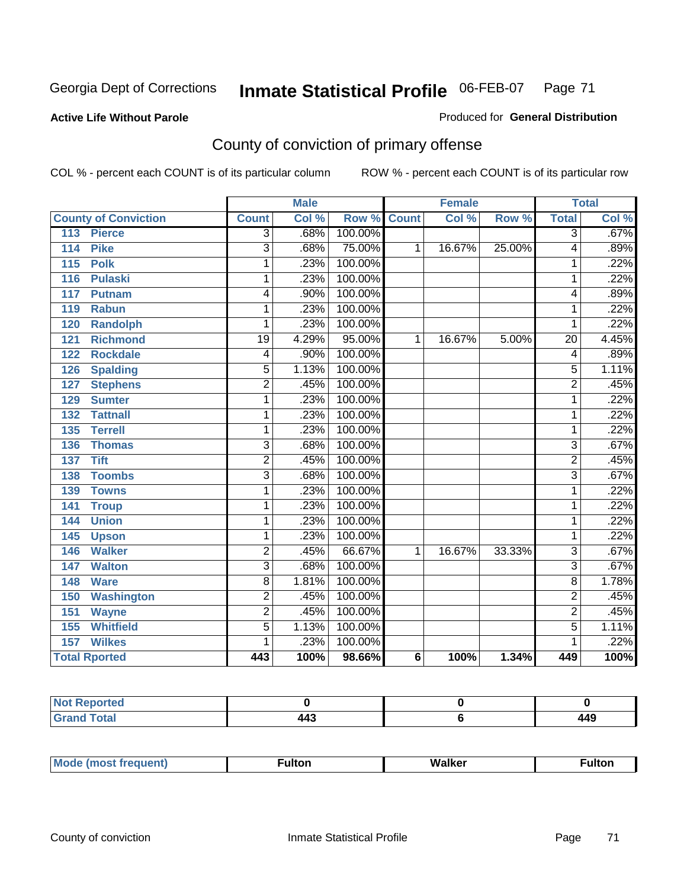Georgia Dept of Corrections **Inmate Statistical Profile** 06-FEB-07

**Active Life Without Parole**

Produced for **General Distribution**

## County of conviction of primary offense

COL % - percent each COUNT is of its particular column ROW % - percent each COUNT is of its particular row

| | Male | | | Female | | | Total | |
|---|---|---|---|---|---|---|---|---|
| County of Conviction | Count | Col % | Row % | Count | Col % | Row % | Total | Col % |
| 113 Pierce | 3 | .68% | 100.00% | | | | 3 | .67% |
| 114 Pike | 3 | .68% | 75.00% | 1 | 16.67% | 25.00% | 4 | .89% |
| 115 Polk | 1 | .23% | 100.00% | | | | 1 | .22% |
| 116 Pulaski | 1 | .23% | 100.00% | | | | 1 | .22% |
| 117 Putnam | 4 | .90% | 100.00% | | | | 4 | .89% |
| 119 Rabun | 1 | .23% | 100.00% | | | | 1 | .22% |
| 120 Randolph | 1 | .23% | 100.00% | | | | 1 | .22% |
| 121 Richmond | 19 | 4.29% | 95.00% | 1 | 16.67% | 5.00% | 20 | 4.45% |
| 122 Rockdale | 4 | .90% | 100.00% | | | | 4 | .89% |
| 126 Spalding | 5 | 1.13% | 100.00% | | | | 5 | 1.11% |
| 127 Stephens | 2 | .45% | 100.00% | | | | 2 | .45% |
| 129 Sumter | 1 | .23% | 100.00% | | | | 1 | .22% |
| 132 Tattnall | 1 | .23% | 100.00% | | | | 1 | .22% |
| 135 Terrell | 1 | .23% | 100.00% | | | | 1 | .22% |
| 136 Thomas | 3 | .68% | 100.00% | | | | 3 | .67% |
| 137 Tift | 2 | .45% | 100.00% | | | | 2 | .45% |
| 138 Toombs | 3 | .68% | 100.00% | | | | 3 | .67% |
| 139 Towns | 1 | .23% | 100.00% | | | | 1 | .22% |
| 141 Troup | 1 | .23% | 100.00% | | | | 1 | .22% |
| 144 Union | 1 | .23% | 100.00% | | | | 1 | .22% |
| 145 Upson | 1 | .23% | 100.00% | | | | 1 | .22% |
| 146 Walker | 2 | .45% | 66.67% | 1 | 16.67% | 33.33% | 3 | .67% |
| 147 Walton | 3 | .68% | 100.00% | | | | 3 | .67% |
| 148 Ware | 8 | 1.81% | 100.00% | | | | 8 | 1.78% |
| 150 Washington | 2 | .45% | 100.00% | | | | 2 | .45% |
| 151 Wayne | 2 | .45% | 100.00% | | | | 2 | .45% |
| 155 Whitfield | 5 | 1.13% | 100.00% | | | | 5 | 1.11% |
| 157 Wilkes | 1 | .23% | 100.00% | | | | 1 | .22% |
| **Total Rported** | **443** | **100%** | **98.66%** | **6** | **100%** | **1.34%** | **449** | **100%** |

| | Male | Female | Total |
|---|---|---|---|
| Not Reported | 0 | 0 | 0 |
| Grand Total | 443 | 6 | 449 |

| | Male | Female | Total |
|---|---|---|---|
| Mode (most frequent) | Fulton | Walker | Fulton |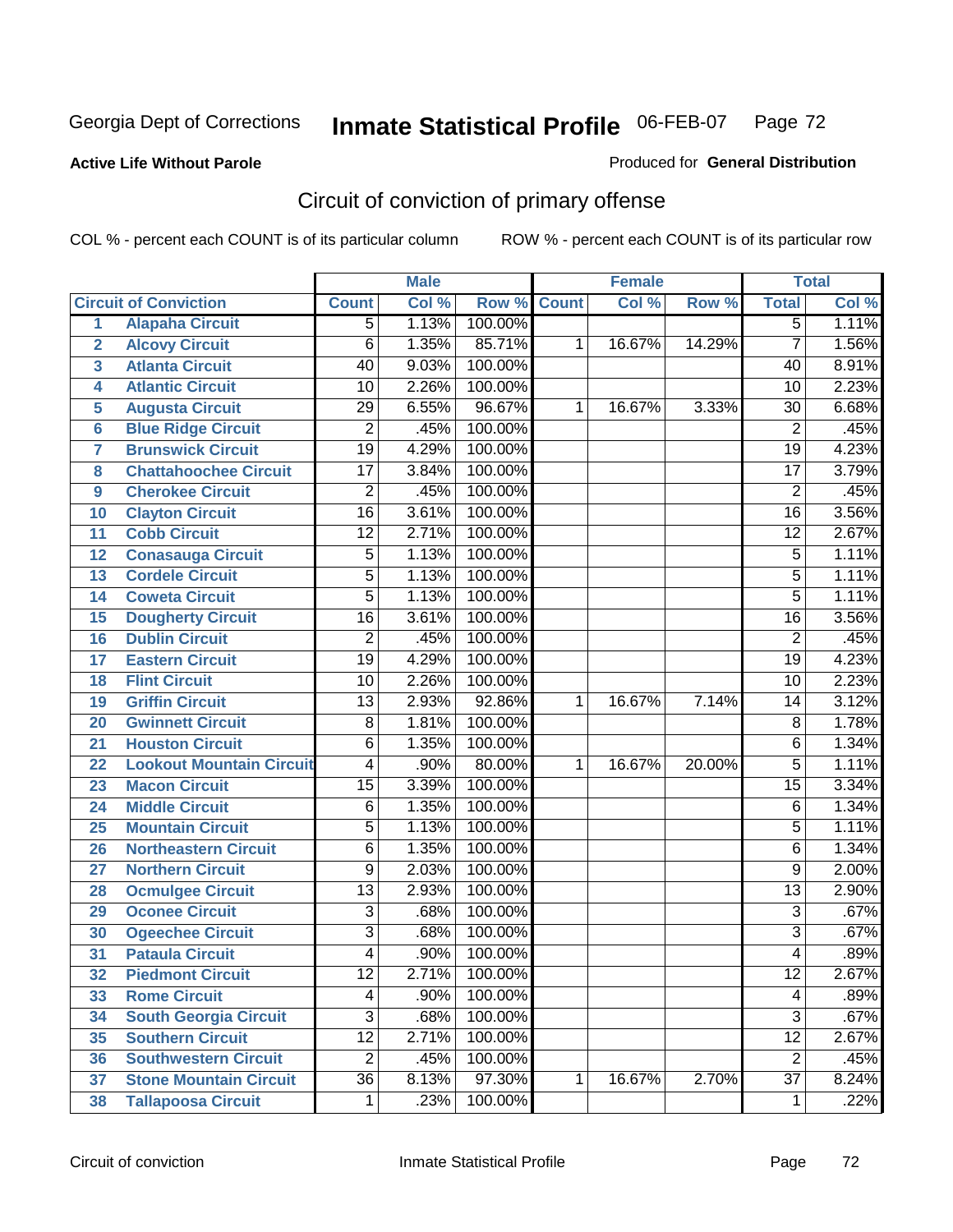Georgia Dept of Corrections **Inmate Statistical Profile** 06-FEB-07

**Active Life Without Parole**

Produced for **General Distribution**

## Circuit of conviction of primary offense

COL % - percent each COUNT is of its particular column ROW % - percent each COUNT is of its particular row

| | | Male | | | Female | | | Total | |
|---|---|---|---|---|---|---|---|---|---|
| **Circuit of Conviction** | | **Count** | **Col %** | **Row %** | **Count** | **Col %** | **Row %** | **Total** | **Col %** |
| 1 | Alapaha Circuit | 5 | 1.13% | 100.00% | | | | 5 | 1.11% |
| 2 | Alcovy Circuit | 6 | 1.35% | 85.71% | 1 | 16.67% | 14.29% | 7 | 1.56% |
| 3 | Atlanta Circuit | 40 | 9.03% | 100.00% | | | | 40 | 8.91% |
| 4 | Atlantic Circuit | 10 | 2.26% | 100.00% | | | | 10 | 2.23% |
| 5 | Augusta Circuit | 29 | 6.55% | 96.67% | 1 | 16.67% | 3.33% | 30 | 6.68% |
| 6 | Blue Ridge Circuit | 2 | .45% | 100.00% | | | | 2 | .45% |
| 7 | Brunswick Circuit | 19 | 4.29% | 100.00% | | | | 19 | 4.23% |
| 8 | Chattahoochee Circuit | 17 | 3.84% | 100.00% | | | | 17 | 3.79% |
| 9 | Cherokee Circuit | 2 | .45% | 100.00% | | | | 2 | .45% |
| 10 | Clayton Circuit | 16 | 3.61% | 100.00% | | | | 16 | 3.56% |
| 11 | Cobb Circuit | 12 | 2.71% | 100.00% | | | | 12 | 2.67% |
| 12 | Conasauga Circuit | 5 | 1.13% | 100.00% | | | | 5 | 1.11% |
| 13 | Cordele Circuit | 5 | 1.13% | 100.00% | | | | 5 | 1.11% |
| 14 | Coweta Circuit | 5 | 1.13% | 100.00% | | | | 5 | 1.11% |
| 15 | Dougherty Circuit | 16 | 3.61% | 100.00% | | | | 16 | 3.56% |
| 16 | Dublin Circuit | 2 | .45% | 100.00% | | | | 2 | .45% |
| 17 | Eastern Circuit | 19 | 4.29% | 100.00% | | | | 19 | 4.23% |
| 18 | Flint Circuit | 10 | 2.26% | 100.00% | | | | 10 | 2.23% |
| 19 | Griffin Circuit | 13 | 2.93% | 92.86% | 1 | 16.67% | 7.14% | 14 | 3.12% |
| 20 | Gwinnett Circuit | 8 | 1.81% | 100.00% | | | | 8 | 1.78% |
| 21 | Houston Circuit | 6 | 1.35% | 100.00% | | | | 6 | 1.34% |
| 22 | Lookout Mountain Circuit | 4 | .90% | 80.00% | 1 | 16.67% | 20.00% | 5 | 1.11% |
| 23 | Macon Circuit | 15 | 3.39% | 100.00% | | | | 15 | 3.34% |
| 24 | Middle Circuit | 6 | 1.35% | 100.00% | | | | 6 | 1.34% |
| 25 | Mountain Circuit | 5 | 1.13% | 100.00% | | | | 5 | 1.11% |
| 26 | Northeastern Circuit | 6 | 1.35% | 100.00% | | | | 6 | 1.34% |
| 27 | Northern Circuit | 9 | 2.03% | 100.00% | | | | 9 | 2.00% |
| 28 | Ocmulgee Circuit | 13 | 2.93% | 100.00% | | | | 13 | 2.90% |
| 29 | Oconee Circuit | 3 | .68% | 100.00% | | | | 3 | .67% |
| 30 | Ogeechee Circuit | 3 | .68% | 100.00% | | | | 3 | .67% |
| 31 | Pataula Circuit | 4 | .90% | 100.00% | | | | 4 | .89% |
| 32 | Piedmont Circuit | 12 | 2.71% | 100.00% | | | | 12 | 2.67% |
| 33 | Rome Circuit | 4 | .90% | 100.00% | | | | 4 | .89% |
| 34 | South Georgia Circuit | 3 | .68% | 100.00% | | | | 3 | .67% |
| 35 | Southern Circuit | 12 | 2.71% | 100.00% | | | | 12 | 2.67% |
| 36 | Southwestern Circuit | 2 | .45% | 100.00% | | | | 2 | .45% |
| 37 | Stone Mountain Circuit | 36 | 8.13% | 97.30% | 1 | 16.67% | 2.70% | 37 | 8.24% |
| 38 | Tallapoosa Circuit | 1 | .23% | 100.00% | | | | 1 | .22% |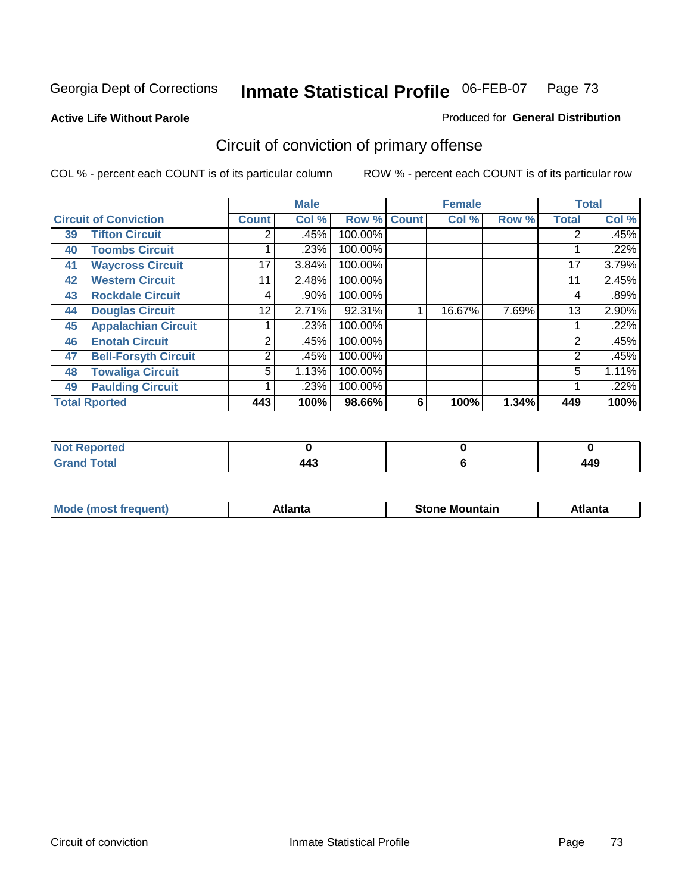Georgia Dept of Corrections **Inmate Statistical Profile** 06-FEB-07

**Active Life Without Parole**

Produced for **General Distribution**

## Circuit of conviction of primary offense

COL % - percent each COUNT is of its particular column

ROW % - percent each COUNT is of its particular row

| Circuit of Conviction | | Male | | | Female | | | Total | |
|---|---|---|---|---|---|---|---|---|---|
| | | Count | Col % | Row % | Count | Col % | Row % | Total | Col % |
| 39 | Tifton Circuit | 2 | .45% | 100.00% | | | | 2 | .45% |
| 40 | Toombs Circuit | 1 | .23% | 100.00% | | | | 1 | .22% |
| 41 | Waycross Circuit | 17 | 3.84% | 100.00% | | | | 17 | 3.79% |
| 42 | Western Circuit | 11 | 2.48% | 100.00% | | | | 11 | 2.45% |
| 43 | Rockdale Circuit | 4 | .90% | 100.00% | | | | 4 | .89% |
| 44 | Douglas Circuit | 12 | 2.71% | 92.31% | 1 | 16.67% | 7.69% | 13 | 2.90% |
| 45 | Appalachian Circuit | 1 | .23% | 100.00% | | | | 1 | .22% |
| 46 | Enotah Circuit | 2 | .45% | 100.00% | | | | 2 | .45% |
| 47 | Bell-Forsyth Circuit | 2 | .45% | 100.00% | | | | 2 | .45% |
| 48 | Towaliga Circuit | 5 | 1.13% | 100.00% | | | | 5 | 1.11% |
| 49 | Paulding Circuit | 1 | .23% | 100.00% | | | | 1 | .22% |
| **Total Rported** | | **443** | **100%** | **98.66%** | **6** | **100%** | **1.34%** | **449** | **100%** |

| | Male | Female | Total |
|---|---|---|---|
| Not Reported | 0 | 0 | 0 |
| Grand Total | 443 | 6 | 449 |

| | Male | Female | Total |
|---|---|---|---|
| Mode (most frequent) | Atlanta | Stone Mountain | Atlanta |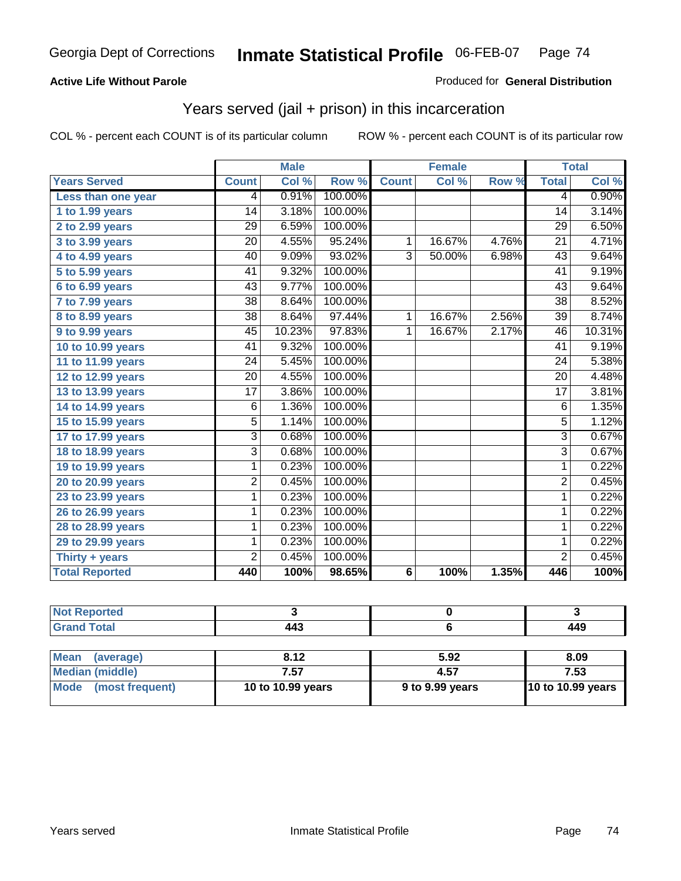Georgia Dept of Corrections **Inmate Statistical Profile** 06-FEB-07

**Active Life Without Parole**

Produced for **General Distribution**

## Years served (jail + prison) in this incarceration

COL % - percent each COUNT is of its particular column

ROW % - percent each COUNT is of its particular row

| | Male | | | Female | | | Total | |
|---|---|---|---|---|---|---|---|---|
| **Years Served** | **Count** | **Col %** | **Row %** | **Count** | **Col %** | **Row %** | **Total** | **Col %** |
| **Less than one year** | 4 | 0.91% | 100.00% | | | | 4 | 0.90% |
| **1 to 1.99 years** | 14 | 3.18% | 100.00% | | | | 14 | 3.14% |
| **2 to 2.99 years** | 29 | 6.59% | 100.00% | | | | 29 | 6.50% |
| **3 to 3.99 years** | 20 | 4.55% | 95.24% | 1 | 16.67% | 4.76% | 21 | 4.71% |
| **4 to 4.99 years** | 40 | 9.09% | 93.02% | 3 | 50.00% | 6.98% | 43 | 9.64% |
| **5 to 5.99 years** | 41 | 9.32% | 100.00% | | | | 41 | 9.19% |
| **6 to 6.99 years** | 43 | 9.77% | 100.00% | | | | 43 | 9.64% |
| **7 to 7.99 years** | 38 | 8.64% | 100.00% | | | | 38 | 8.52% |
| **8 to 8.99 years** | 38 | 8.64% | 97.44% | 1 | 16.67% | 2.56% | 39 | 8.74% |
| **9 to 9.99 years** | 45 | 10.23% | 97.83% | 1 | 16.67% | 2.17% | 46 | 10.31% |
| **10 to 10.99 years** | 41 | 9.32% | 100.00% | | | | 41 | 9.19% |
| **11 to 11.99 years** | 24 | 5.45% | 100.00% | | | | 24 | 5.38% |
| **12 to 12.99 years** | 20 | 4.55% | 100.00% | | | | 20 | 4.48% |
| **13 to 13.99 years** | 17 | 3.86% | 100.00% | | | | 17 | 3.81% |
| **14 to 14.99 years** | 6 | 1.36% | 100.00% | | | | 6 | 1.35% |
| **15 to 15.99 years** | 5 | 1.14% | 100.00% | | | | 5 | 1.12% |
| **17 to 17.99 years** | 3 | 0.68% | 100.00% | | | | 3 | 0.67% |
| **18 to 18.99 years** | 3 | 0.68% | 100.00% | | | | 3 | 0.67% |
| **19 to 19.99 years** | 1 | 0.23% | 100.00% | | | | 1 | 0.22% |
| **20 to 20.99 years** | 2 | 0.45% | 100.00% | | | | 2 | 0.45% |
| **23 to 23.99 years** | 1 | 0.23% | 100.00% | | | | 1 | 0.22% |
| **26 to 26.99 years** | 1 | 0.23% | 100.00% | | | | 1 | 0.22% |
| **28 to 28.99 years** | 1 | 0.23% | 100.00% | | | | 1 | 0.22% |
| **29 to 29.99 years** | 1 | 0.23% | 100.00% | | | | 1 | 0.22% |
| **Thirty + years** | 2 | 0.45% | 100.00% | | | | 2 | 0.45% |
| **Total Reported** | **440** | **100%** | **98.65%** | **6** | **100%** | **1.35%** | **446** | **100%** |

| | Male | Female | Total |
|---|---|---|---|
| **Not Reported** | **3** | **0** | **3** |
| **Grand Total** | **443** | **6** | **449** |

| | Male | Female | Total |
|---|---|---|---|
| **Mean (average)** | **8.12** | **5.92** | **8.09** |
| **Median (middle)** | **7.57** | **4.57** | **7.53** |
| **Mode (most frequent)** | **10 to 10.99 years** | **9 to 9.99 years** | **10 to 10.99 years** |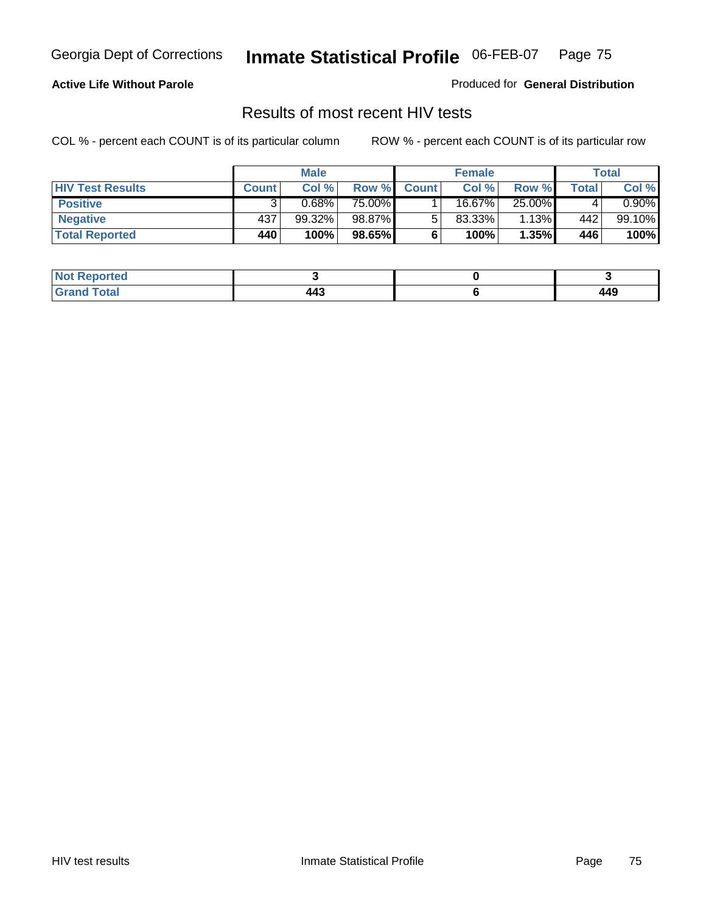Georgia Dept of Corrections **Inmate Statistical Profile** 06-FEB-07

**Active Life Without Parole**

Produced for **General Distribution**

## Results of most recent HIV tests

COL % - percent each COUNT is of its particular column ROW % - percent each COUNT is of its particular row

| | Male | | | Female | | | Total | |
|---|---|---|---|---|---|---|---|---|
| **HIV Test Results** | **Count** | **Col %** | **Row %** | **Count** | **Col %** | **Row %** | **Total** | **Col %** |
| **Positive** | 3 | 0.68% | 75.00% | 1 | 16.67% | 25.00% | 4 | 0.90% |
| **Negative** | 437 | 99.32% | 98.87% | 5 | 83.33% | 1.13% | 442 | 99.10% |
| **Total Reported** | **440** | **100%** | **98.65%** | **6** | **100%** | **1.35%** | **446** | **100%** |

| | Male | Female | Total |
|---|---|---|---|
| **Not Reported** | **3** | **0** | **3** |
| **Grand Total** | **443** | **6** | **449** |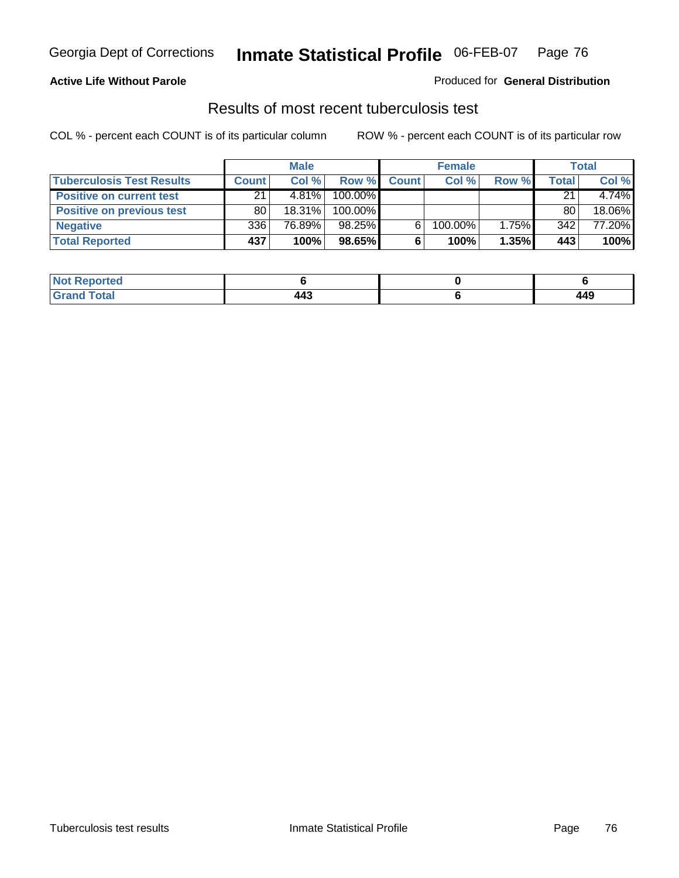Georgia Dept of Corrections **Inmate Statistical Profile** 06-FEB-07

**Active Life Without Parole**

Produced for **General Distribution**

## Results of most recent tuberculosis test

COL % - percent each COUNT is of its particular column    ROW % - percent each COUNT is of its particular row

| | Male | | | Female | | | Total | |
|---|---|---|---|---|---|---|---|---|
| **Tuberculosis Test Results** | **Count** | **Col %** | **Row %** | **Count** | **Col %** | **Row %** | **Total** | **Col %** |
| **Positive on current test** | 21 | 4.81% | 100.00% | | | | 21 | 4.74% |
| **Positive on previous test** | 80 | 18.31% | 100.00% | | | | 80 | 18.06% |
| **Negative** | 336 | 76.89% | 98.25% | 6 | 100.00% | 1.75% | 342 | 77.20% |
| **Total Reported** | **437** | **100%** | **98.65%** | **6** | **100%** | **1.35%** | **443** | **100%** |

| | Male | Female | Total |
|---|---|---|---|
| **Not Reported** | **6** | **0** | **6** |
| **Grand Total** | **443** | **6** | **449** |

Tuberculosis test results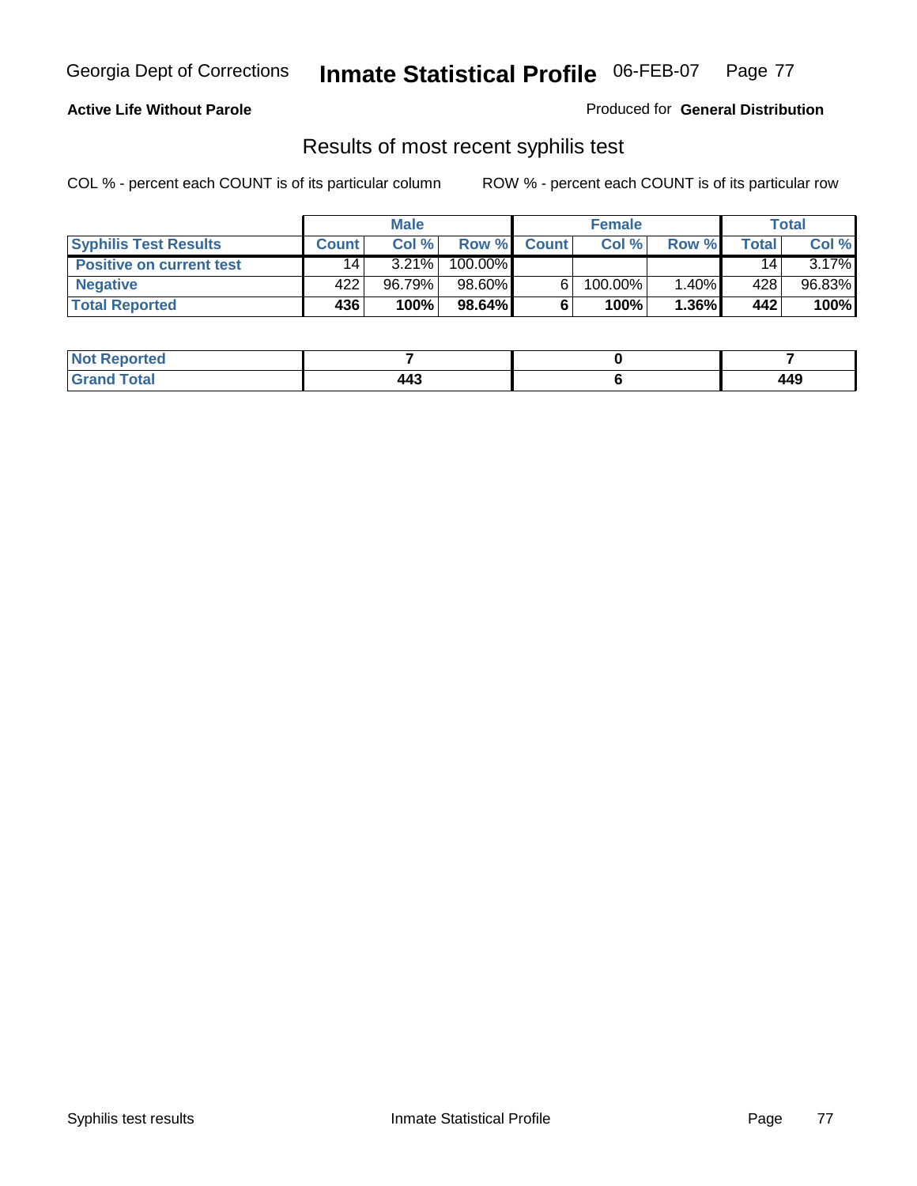Georgia Dept of Corrections **Inmate Statistical Profile** 06-FEB-07

**Active Life Without Parole**

Produced for **General Distribution**

## Results of most recent syphilis test

COL % - percent each COUNT is of its particular column ROW % - percent each COUNT is of its particular row

| | Male | | | Female | | | Total | |
|---|---|---|---|---|---|---|---|---|
| **Syphilis Test Results** | **Count** | **Col %** | **Row %** | **Count** | **Col %** | **Row %** | **Total** | **Col %** |
| **Positive on current test** | 14 | 3.21% | 100.00% | | | | 14 | 3.17% |
| **Negative** | 422 | 96.79% | 98.60% | 6 | 100.00% | 1.40% | 428 | 96.83% |
| **Total Reported** | **436** | **100%** | **98.64%** | **6** | **100%** | **1.36%** | **442** | **100%** |

| | Male | Female | Total |
|---|---|---|---|
| **Not Reported** | **7** | **0** | **7** |
| **Grand Total** | **443** | **6** | **449** |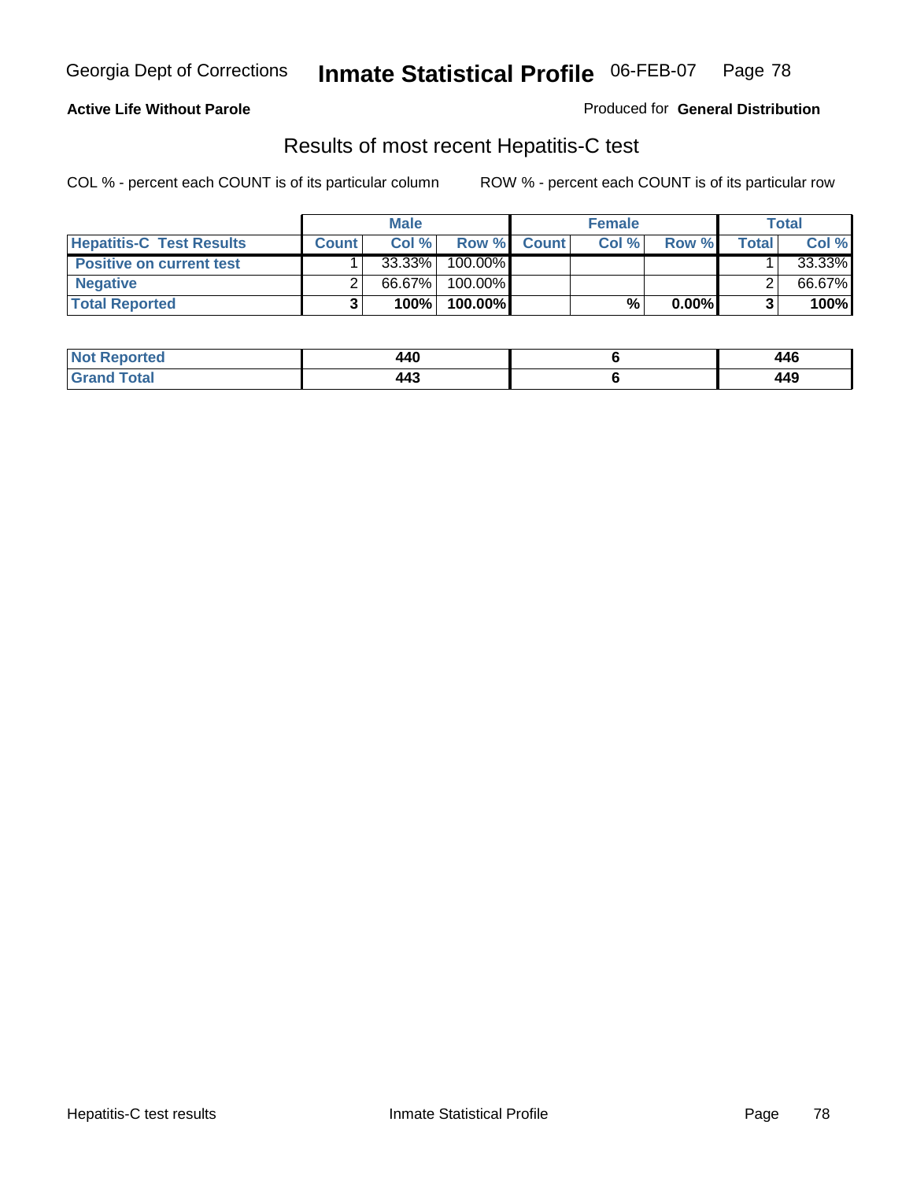**Active Life Without Parole**

Produced for **General Distribution**

## Results of most recent Hepatitis-C test

COL % - percent each COUNT is of its particular column

ROW % - percent each COUNT is of its particular row

| | Male | | | Female | | | Total | |
|---|---|---|---|---|---|---|---|---|
| **Hepatitis-C Test Results** | **Count** | **Col %** | **Row %** | **Count** | **Col %** | **Row %** | **Total** | **Col %** |
| **Positive on current test** | 1 | 33.33% | 100.00% | | | | 1 | 33.33% |
| **Negative** | 2 | 66.67% | 100.00% | | | | 2 | 66.67% |
| **Total Reported** | **3** | **100%** | **100.00%** | | **%** | **0.00%** | **3** | **100%** |

| | Male | Female | Total |
|---|---|---|---|
| **Not Reported** | **440** | **6** | **446** |
| **Grand Total** | **443** | **6** | **449** |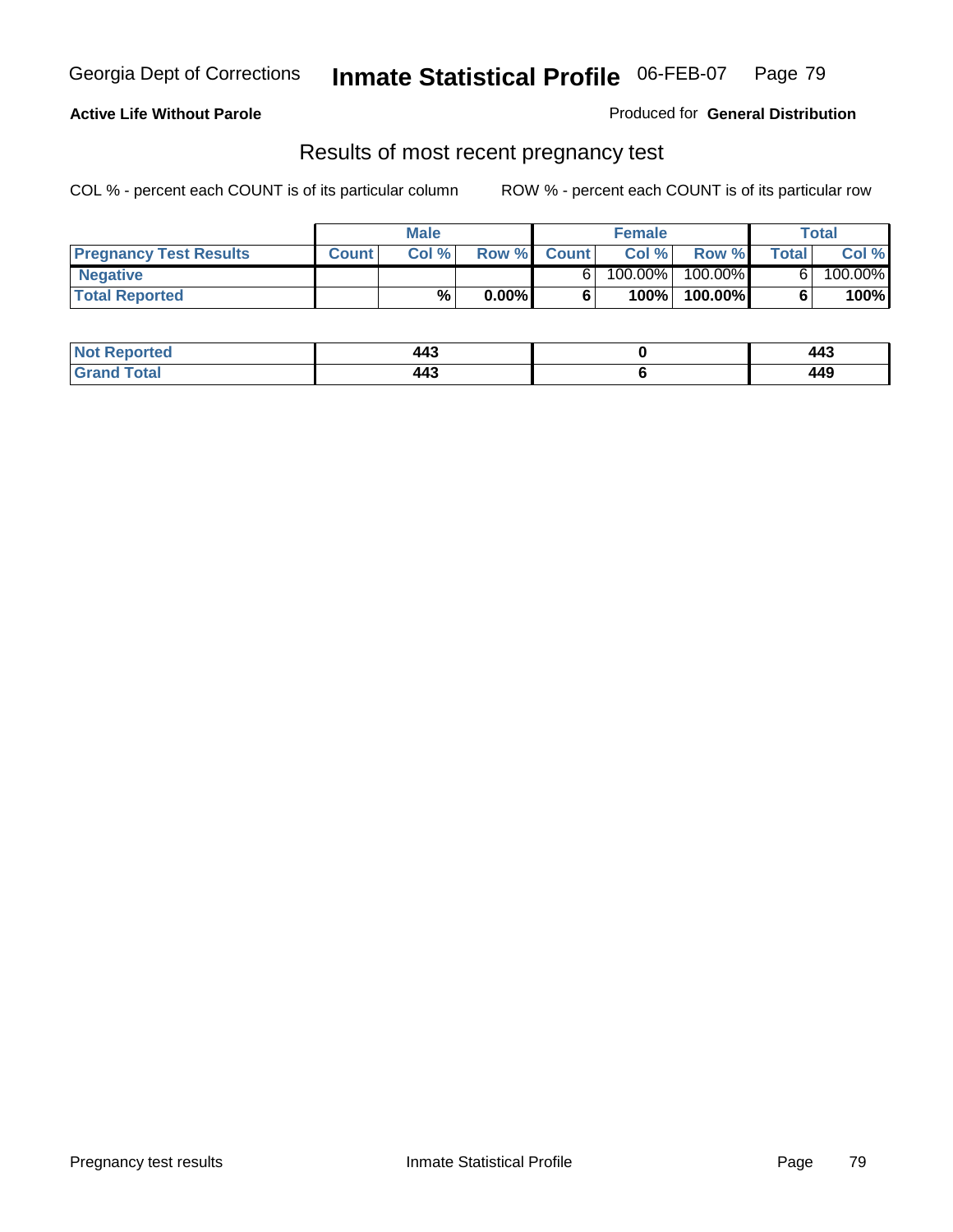Georgia Dept of Corrections **Inmate Statistical Profile** 06-FEB-07

**Active Life Without Parole**

Produced for **General Distribution**

## Results of most recent pregnancy test

COL % - percent each COUNT is of its particular column

ROW % - percent each COUNT is of its particular row

| | Male | | | Female | | | Total | |
|---|---|---|---|---|---|---|---|---|
| **Pregnancy Test Results** | **Count** | **Col %** | **Row %** | **Count** | **Col %** | **Row %** | **Total** | **Col %** |
| **Negative** | | | | 6 | 100.00% | 100.00% | 6 | 100.00% |
| **Total Reported** | | **%** | **0.00%** | **6** | **100%** | **100.00%** | **6** | **100%** |

| | Male | Female | Total |
|---|---|---|---|
| **Not Reported** | **443** | **0** | **443** |
| **Grand Total** | **443** | **6** | **449** |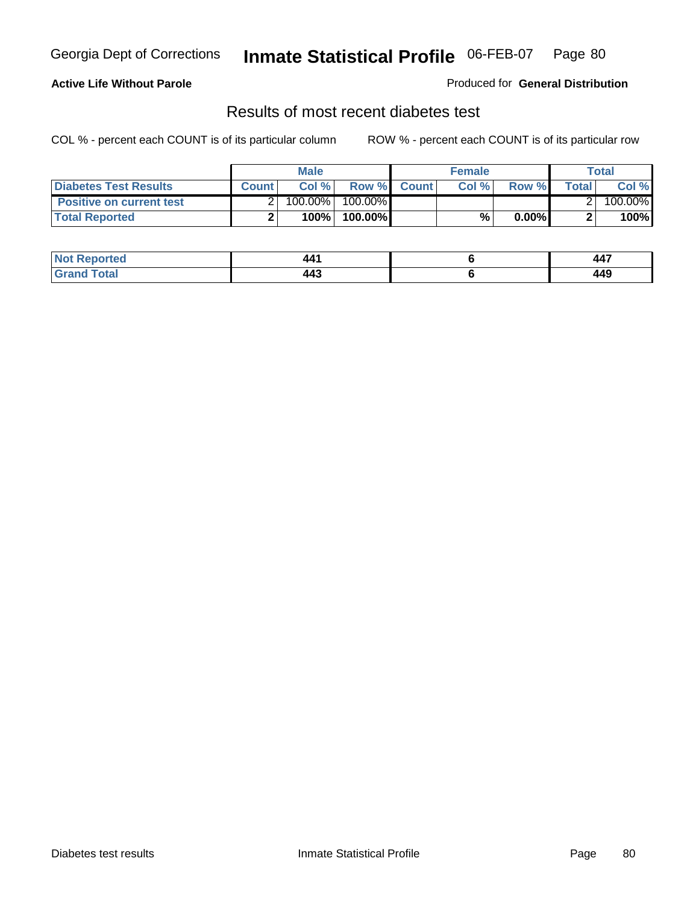Georgia Dept of Corrections **Inmate Statistical Profile** 06-FEB-07

**Active Life Without Parole**

Produced for **General Distribution**

## Results of most recent diabetes test

COL % - percent each COUNT is of its particular column        ROW % - percent each COUNT is of its particular row

| | Male | | | Female | | | Total | |
|---|---|---|---|---|---|---|---|---|
| **Diabetes Test Results** | **Count** | **Col %** | **Row %** | **Count** | **Col %** | **Row %** | **Total** | **Col %** |
| **Positive on current test** | 2 | 100.00% | 100.00% | | | | 2 | 100.00% |
| **Total Reported** | **2** | **100%** | **100.00%** | | **%** | **0.00%** | **2** | **100%** |

| | Male | Female | Total |
|---|---|---|---|
| **Not Reported** | **441** | **6** | **447** |
| **Grand Total** | **443** | **6** | **449** |

Diabetes test results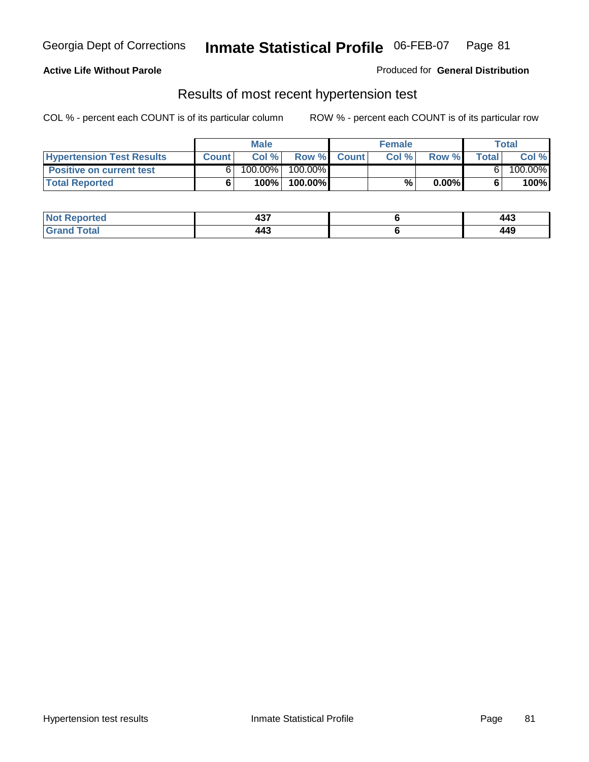**Active Life Without Parole**

Produced for **General Distribution**

## Results of most recent hypertension test

COL % - percent each COUNT is of its particular column

ROW % - percent each COUNT is of its particular row

| | Male | | | Female | | | Total | |
|---|---|---|---|---|---|---|---|---|
| **Hypertension Test Results** | **Count** | **Col %** | **Row %** | **Count** | **Col %** | **Row %** | **Total** | **Col %** |
| **Positive on current test** | 6 | 100.00% | 100.00% | | | | 6 | 100.00% |
| **Total Reported** | **6** | **100%** | **100.00%** | | **%** | **0.00%** | **6** | **100%** |

| | Male | Female | Total |
|---|---|---|---|
| **Not Reported** | **437** | **6** | **443** |
| **Grand Total** | **443** | **6** | **449** |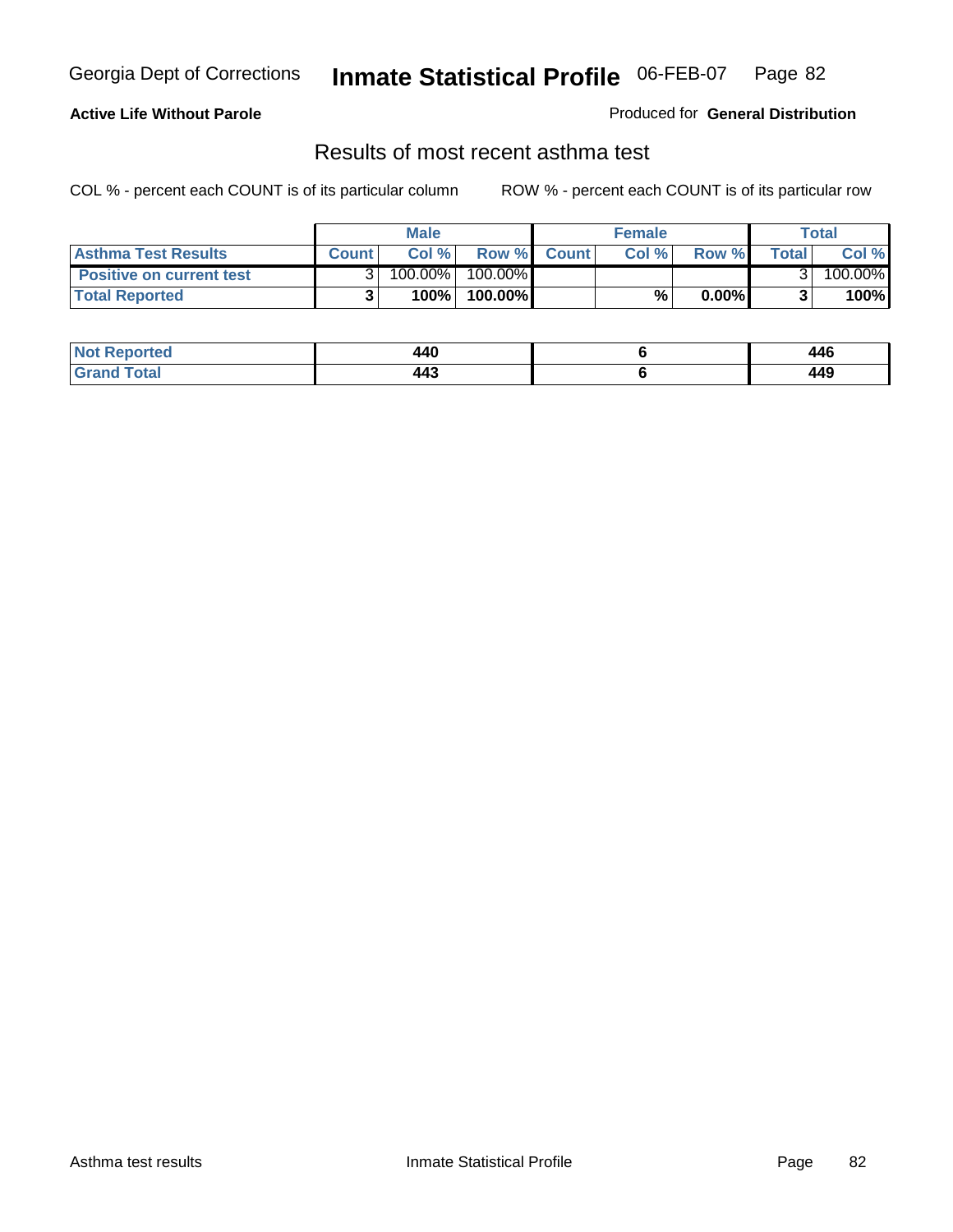Georgia Dept of Corrections **Inmate Statistical Profile** 06-FEB-07

**Active Life Without Parole**

Produced for **General Distribution**

## Results of most recent asthma test

COL % - percent each COUNT is of its particular column ROW % - percent each COUNT is of its particular row

| | Male | | | Female | | | Total | |
|---|---|---|---|---|---|---|---|---|
| **Asthma Test Results** | **Count** | **Col %** | **Row %** | **Count** | **Col %** | **Row %** | **Total** | **Col %** |
| **Positive on current test** | 3 | 100.00% | 100.00% | | | | 3 | 100.00% |
| **Total Reported** | **3** | **100%** | **100.00%** | | **%** | **0.00%** | **3** | **100%** |

| | Male | Female | Total |
|---|---|---|---|
| **Not Reported** | **440** | **6** | **446** |
| **Grand Total** | **443** | **6** | **449** |

Asthma test results Inmate Statistical Profile